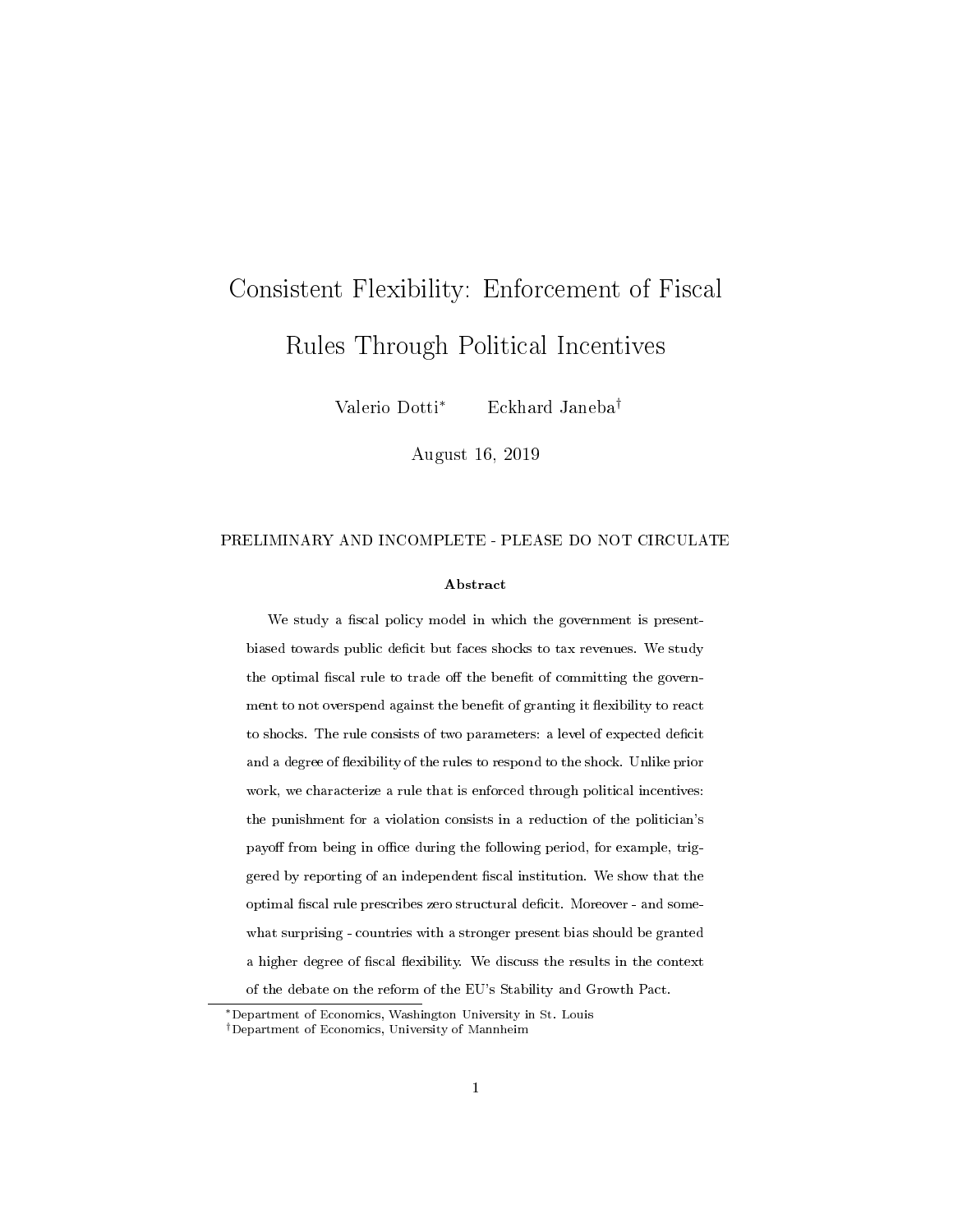# Consistent Flexibility: Enforcement of Fiscal Rules Through Political Incentives

Valerio Dotti[*] Eckhard Janeba[†]

August 16, 2019

PRELIMINARY AND INCOMPLETE - PLEASE DO NOT CIRCULATE

### Abstract

We study a fiscal policy model in which the government is present-biased towards public deficit but faces shocks to tax revenues. We study the optimal fiscal rule to trade off the benefit of committing the government to not overspend against the benefit of granting it flexibility to react to shocks. The rule consists of two parameters: a level of expected deficit and a degree of flexibility of the rules to respond to the shock. Unlike prior work, we characterize a rule that is enforced through political incentives: the punishment for a violation consists in a reduction of the politician's payoff from being in office during the following period, for example, triggered by reporting of an independent fiscal institution. We show that the optimal fiscal rule prescribes zero structural deficit. Moreover - and somewhat surprising - countries with a stronger present bias should be granted a higher degree of fiscal flexibility. We discuss the results in the context of the debate on the reform of the EU's Stability and Growth Pact.

[*] Department of Economics, Washington University in St. Louis

[†] Department of Economics, University of Mannheim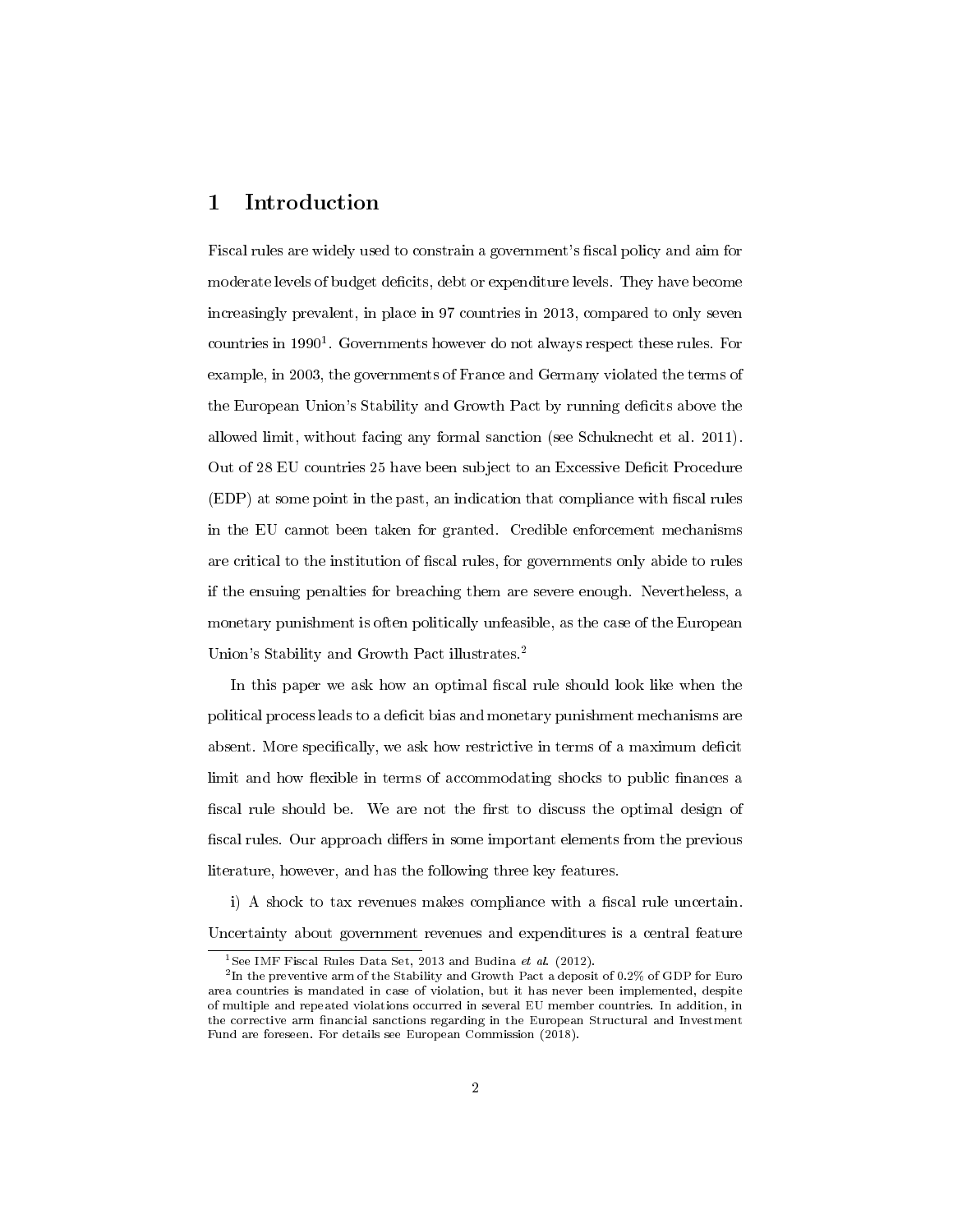# 1 Introduction

Fiscal rules are widely used to constrain a government's fiscal policy and aim for moderate levels of budget deficits, debt or expenditure levels. They have become increasingly prevalent, in place in 97 countries in 2013, compared to only seven countries in 1990[1]. Governments however do not always respect these rules. For example, in 2003, the governments of France and Germany violated the terms of the European Union's Stability and Growth Pact by running deficits above the allowed limit, without facing any formal sanction (see Schuknecht et al. 2011). Out of 28 EU countries 25 have been subject to an Excessive Deficit Procedure (EDP) at some point in the past, an indication that compliance with fiscal rules in the EU cannot been taken for granted. Credible enforcement mechanisms are critical to the institution of fiscal rules, for governments only abide to rules if the ensuing penalties for breaching them are severe enough. Nevertheless, a monetary punishment is often politically unfeasible, as the case of the European Union's Stability and Growth Pact illustrates.[2]

In this paper we ask how an optimal fiscal rule should look like when the political process leads to a deficit bias and monetary punishment mechanisms are absent. More specifically, we ask how restrictive in terms of a maximum deficit limit and how flexible in terms of accommodating shocks to public finances a fiscal rule should be. We are not the first to discuss the optimal design of fiscal rules. Our approach differs in some important elements from the previous literature, however, and has the following three key features.

i) A shock to tax revenues makes compliance with a fiscal rule uncertain. Uncertainty about government revenues and expenditures is a central feature

[1] See IMF Fiscal Rules Data Set, 2013 and Budina *et al.* (2012).

[2] In the preventive arm of the Stability and Growth Pact a deposit of 0.2% of GDP for Euro area countries is mandated in case of violation, but it has never been implemented, despite of multiple and repeated violations occurred in several EU member countries. In addition, in the corrective arm financial sanctions regarding in the European Structural and Investment Fund are foreseen. For details see European Commission (2018).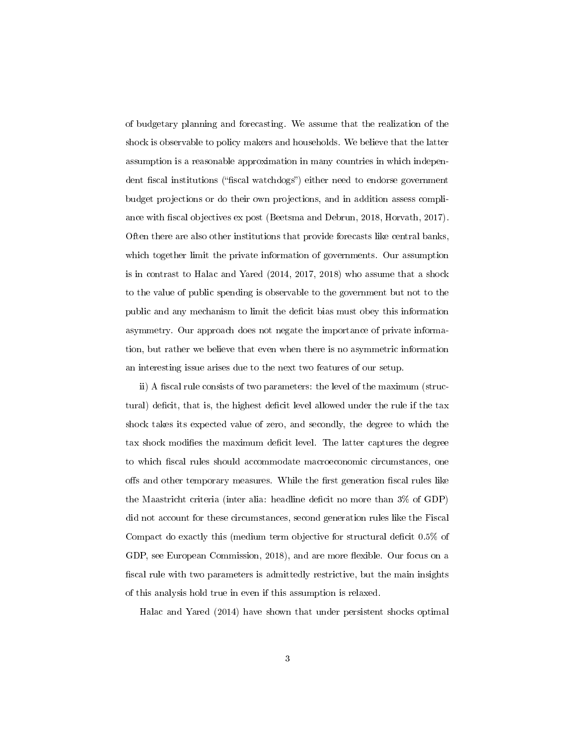of budgetary planning and forecasting. We assume that the realization of the shock is observable to policy makers and households. We believe that the latter assumption is a reasonable approximation in many countries in which independent fiscal institutions ("fiscal watchdogs") either need to endorse government budget projections or do their own projections, and in addition assess compliance with fiscal objectives ex post (Beetsma and Debrun, 2018, Horvath, 2017). Often there are also other institutions that provide forecasts like central banks, which together limit the private information of governments. Our assumption is in contrast to Halac and Yared (2014, 2017, 2018) who assume that a shock to the value of public spending is observable to the government but not to the public and any mechanism to limit the deficit bias must obey this information asymmetry. Our approach does not negate the importance of private information, but rather we believe that even when there is no asymmetric information an interesting issue arises due to the next two features of our setup.

ii) A fiscal rule consists of two parameters: the level of the maximum (structural) deficit, that is, the highest deficit level allowed under the rule if the tax shock takes its expected value of zero, and secondly, the degree to which the tax shock modifies the maximum deficit level. The latter captures the degree to which fiscal rules should accommodate macroeconomic circumstances, one offs and other temporary measures. While the first generation fiscal rules like the Maastricht criteria (inter alia: headline deficit no more than 3% of GDP) did not account for these circumstances, second generation rules like the Fiscal Compact do exactly this (medium term objective for structural deficit 0.5% of GDP, see European Commission, 2018), and are more flexible. Our focus on a fiscal rule with two parameters is admittedly restrictive, but the main insights of this analysis hold true in even if this assumption is relaxed.

Halac and Yared (2014) have shown that under persistent shocks optimal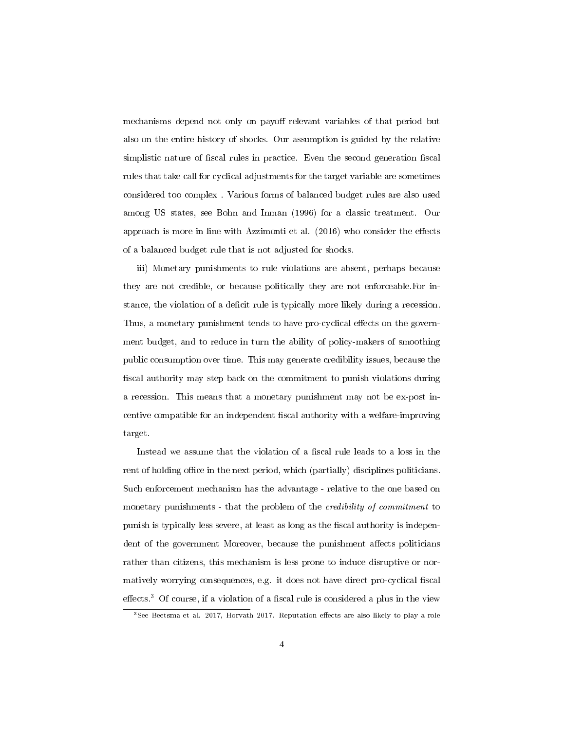mechanisms depend not only on payoff relevant variables of that period but also on the entire history of shocks. Our assumption is guided by the relative simplistic nature of fiscal rules in practice. Even the second generation fiscal rules that take call for cyclical adjustments for the target variable are sometimes considered too complex . Various forms of balanced budget rules are also used among US states, see Bohn and Inman (1996) for a classic treatment. Our approach is more in line with Azzimonti et al. (2016) who consider the effects of a balanced budget rule that is not adjusted for shocks.

iii) Monetary punishments to rule violations are absent, perhaps because they are not credible, or because politically they are not enforceable.For instance, the violation of a deficit rule is typically more likely during a recession. Thus, a monetary punishment tends to have pro-cyclical effects on the government budget, and to reduce in turn the ability of policy-makers of smoothing public consumption over time. This may generate credibility issues, because the fiscal authority may step back on the commitment to punish violations during a recession. This means that a monetary punishment may not be ex-post incentive compatible for an independent fiscal authority with a welfare-improving target.

Instead we assume that the violation of a fiscal rule leads to a loss in the rent of holding office in the next period, which (partially) disciplines politicians. Such enforcement mechanism has the advantage - relative to the one based on monetary punishments - that the problem of the *credibility of commitment* to punish is typically less severe, at least as long as the fiscal authority is independent of the government Moreover, because the punishment affects politicians rather than citizens, this mechanism is less prone to induce disruptive or normatively worrying consequences, e.g. it does not have direct pro-cyclical fiscal effects.[3] Of course, if a violation of a fiscal rule is considered a plus in the view

[3]See Beetsma et al. 2017, Horvath 2017. Reputation effects are also likely to play a role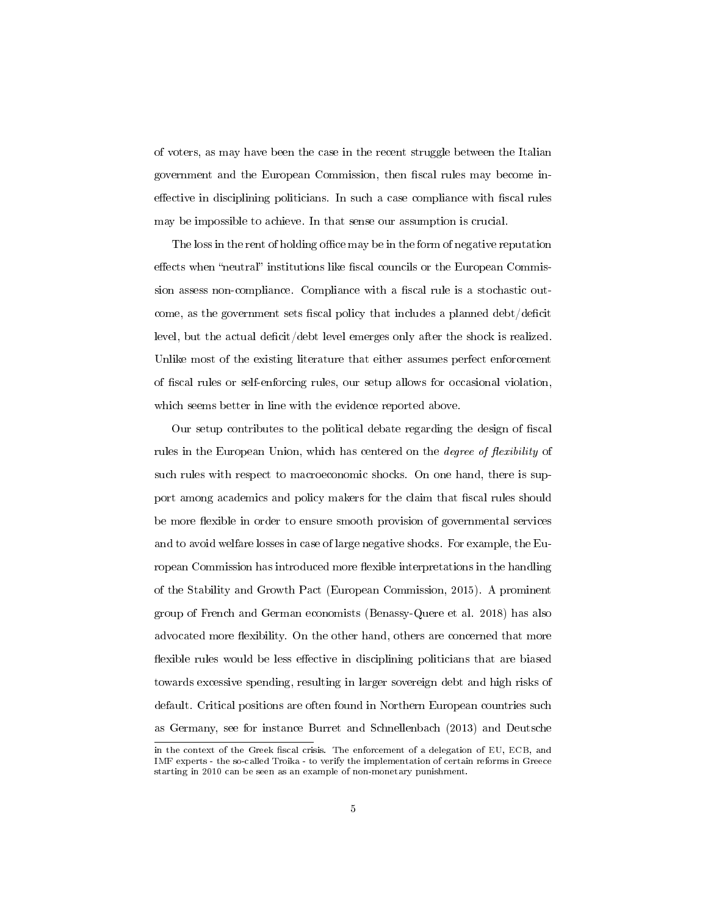of voters, as may have been the case in the recent struggle between the Italian government and the European Commission, then fiscal rules may become ineffective in disciplining politicians. In such a case compliance with fiscal rules may be impossible to achieve. In that sense our assumption is crucial.

The loss in the rent of holding office may be in the form of negative reputation effects when "neutral" institutions like fiscal councils or the European Commission assess non-compliance. Compliance with a fiscal rule is a stochastic outcome, as the government sets fiscal policy that includes a planned debt/deficit level, but the actual deficit/debt level emerges only after the shock is realized. Unlike most of the existing literature that either assumes perfect enforcement of fiscal rules or self-enforcing rules, our setup allows for occasional violation, which seems better in line with the evidence reported above.

Our setup contributes to the political debate regarding the design of fiscal rules in the European Union, which has centered on the *degree of flexibility* of such rules with respect to macroeconomic shocks. On one hand, there is support among academics and policy makers for the claim that fiscal rules should be more flexible in order to ensure smooth provision of governmental services and to avoid welfare losses in case of large negative shocks. For example, the European Commission has introduced more flexible interpretations in the handling of the Stability and Growth Pact (European Commission, 2015). A prominent group of French and German economists (Benassy-Quere et al. 2018) has also advocated more flexibility. On the other hand, others are concerned that more flexible rules would be less effective in disciplining politicians that are biased towards excessive spending, resulting in larger sovereign debt and high risks of default. Critical positions are often found in Northern European countries such as Germany, see for instance Burret and Schnellenbach (2013) and Deutsche

in the context of the Greek fiscal crisis. The enforcement of a delegation of EU, ECB, and IMF experts - the so-called Troika - to verify the implementation of certain reforms in Greece starting in 2010 can be seen as an example of non-monetary punishment.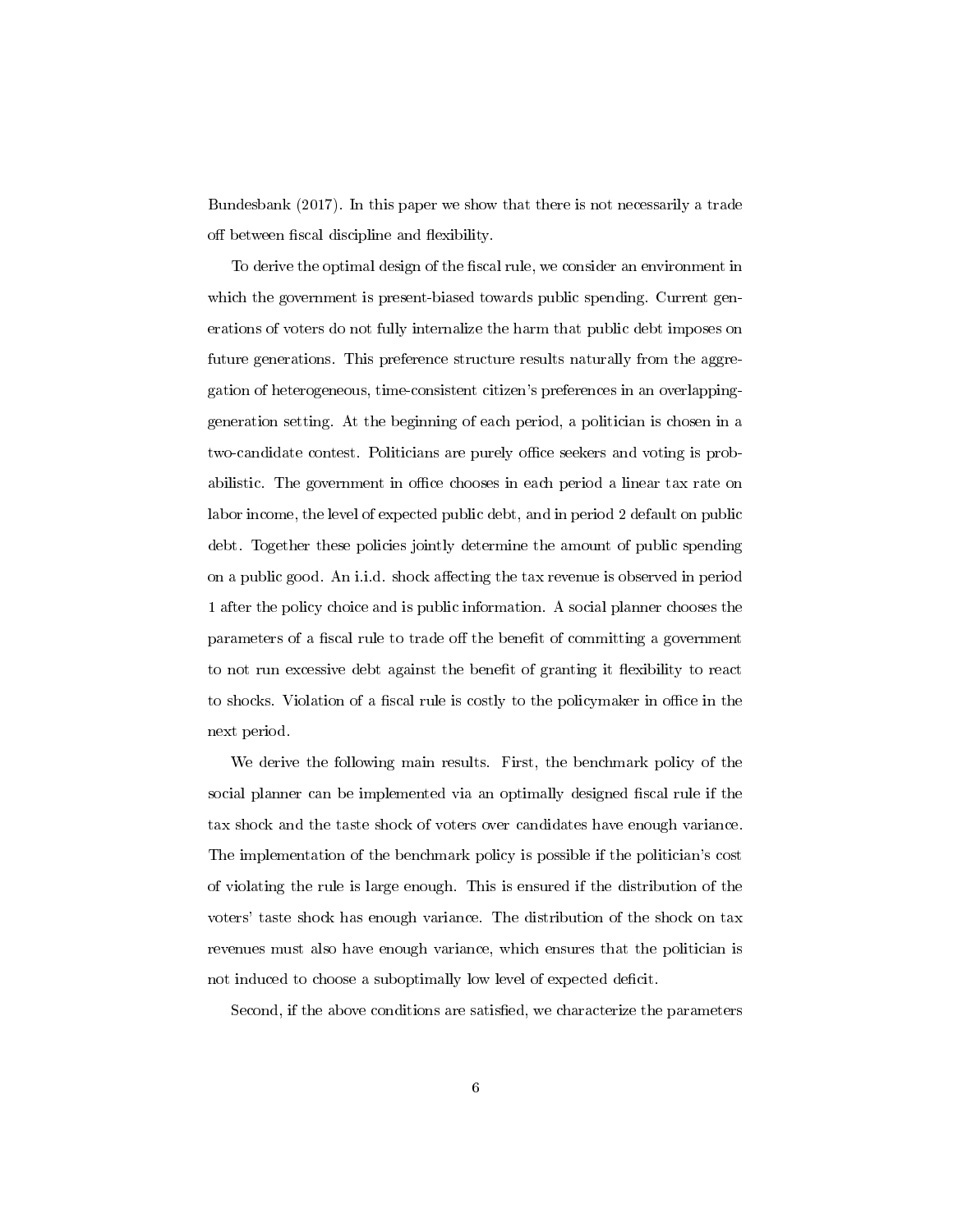Bundesbank (2017). In this paper we show that there is not necessarily a trade off between fiscal discipline and flexibility.

To derive the optimal design of the fiscal rule, we consider an environment in which the government is present-biased towards public spending. Current generations of voters do not fully internalize the harm that public debt imposes on future generations. This preference structure results naturally from the aggregation of heterogeneous, time-consistent citizen's preferences in an overlapping-generation setting. At the beginning of each period, a politician is chosen in a two-candidate contest. Politicians are purely office seekers and voting is probabilistic. The government in office chooses in each period a linear tax rate on labor income, the level of expected public debt, and in period 2 default on public debt. Together these policies jointly determine the amount of public spending on a public good. An i.i.d. shock affecting the tax revenue is observed in period 1 after the policy choice and is public information. A social planner chooses the parameters of a fiscal rule to trade off the benefit of committing a government to not run excessive debt against the benefit of granting it flexibility to react to shocks. Violation of a fiscal rule is costly to the policymaker in office in the next period.

We derive the following main results. First, the benchmark policy of the social planner can be implemented via an optimally designed fiscal rule if the tax shock and the taste shock of voters over candidates have enough variance. The implementation of the benchmark policy is possible if the politician's cost of violating the rule is large enough. This is ensured if the distribution of the voters' taste shock has enough variance. The distribution of the shock on tax revenues must also have enough variance, which ensures that the politician is not induced to choose a suboptimally low level of expected deficit.

Second, if the above conditions are satisfied, we characterize the parameters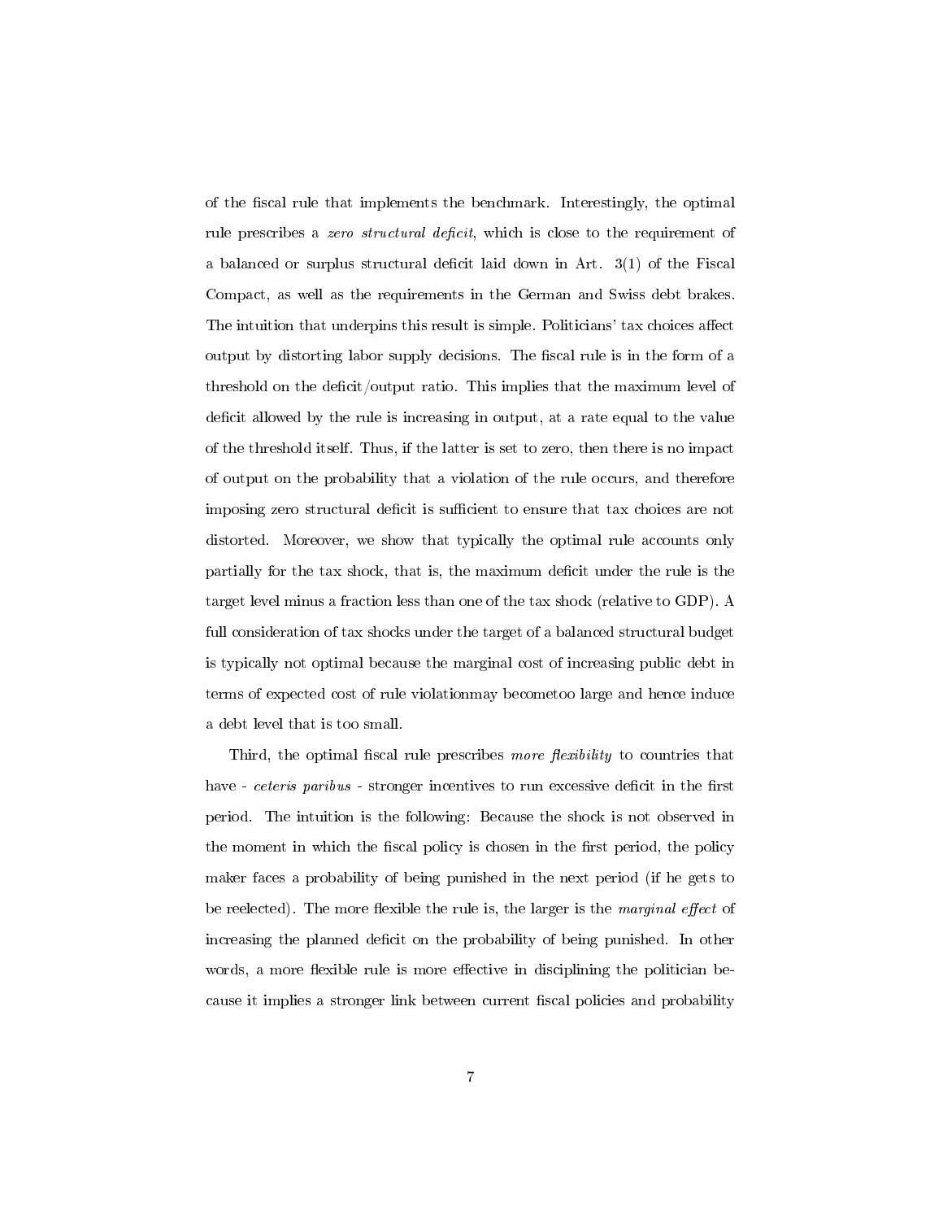of the fiscal rule that implements the benchmark. Interestingly, the optimal rule prescribes a *zero structural deficit*, which is close to the requirement of a balanced or surplus structural deficit laid down in Art. 3(1) of the Fiscal Compact, as well as the requirements in the German and Swiss debt brakes. The intuition that underpins this result is simple. Politicians' tax choices affect output by distorting labor supply decisions. The fiscal rule is in the form of a threshold on the deficit/output ratio. This implies that the maximum level of deficit allowed by the rule is increasing in output, at a rate equal to the value of the threshold itself. Thus, if the latter is set to zero, then there is no impact of output on the probability that a violation of the rule occurs, and therefore imposing zero structural deficit is sufficient to ensure that tax choices are not distorted. Moreover, we show that typically the optimal rule accounts only partially for the tax shock, that is, the maximum deficit under the rule is the target level minus a fraction less than one of the tax shock (relative to GDP). A full consideration of tax shocks under the target of a balanced structural budget is typically not optimal because the marginal cost of increasing public debt in terms of expected cost of rule violationmay becometoo large and hence induce a debt level that is too small.

Third, the optimal fiscal rule prescribes *more flexibility* to countries that have - *ceteris paribus* - stronger incentives to run excessive deficit in the first period. The intuition is the following: Because the shock is not observed in the moment in which the fiscal policy is chosen in the first period, the policy maker faces a probability of being punished in the next period (if he gets to be reelected). The more flexible the rule is, the larger is the *marginal effect* of increasing the planned deficit on the probability of being punished. In other words, a more flexible rule is more effective in disciplining the politician because it implies a stronger link between current fiscal policies and probability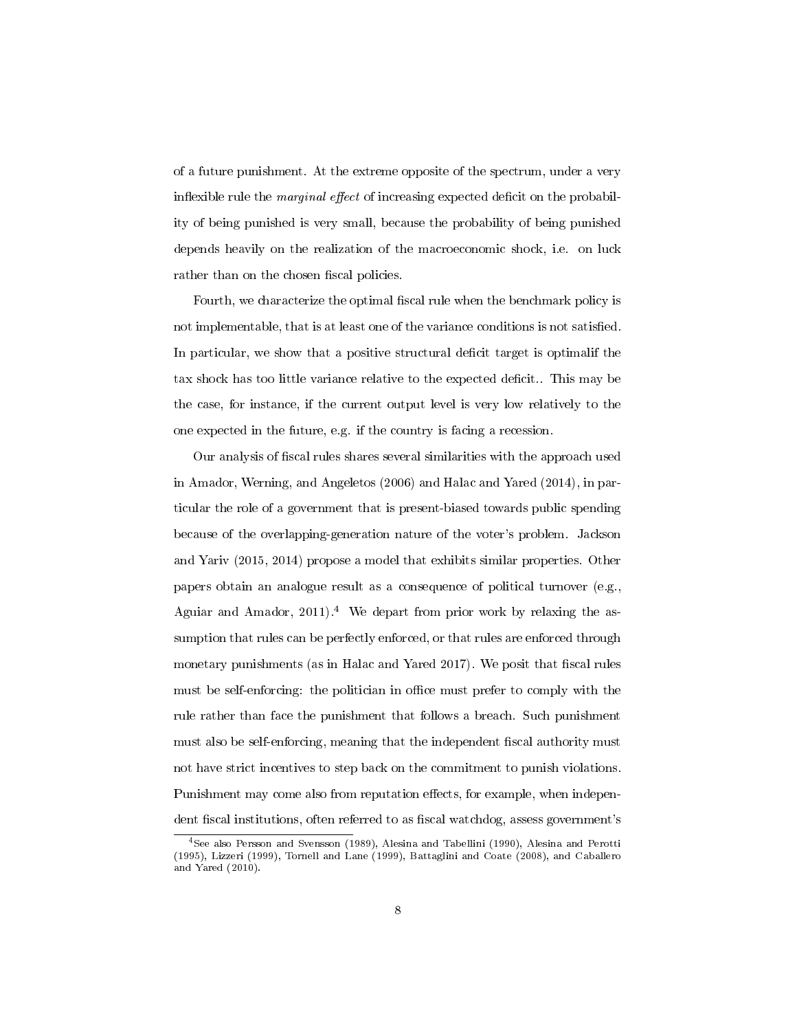of a future punishment. At the extreme opposite of the spectrum, under a very inflexible rule the *marginal effect* of increasing expected deficit on the probability of being punished is very small, because the probability of being punished depends heavily on the realization of the macroeconomic shock, i.e. on luck rather than on the chosen fiscal policies.

Fourth, we characterize the optimal fiscal rule when the benchmark policy is not implementable, that is at least one of the variance conditions is not satisfied. In particular, we show that a positive structural deficit target is optimalif the tax shock has too little variance relative to the expected deficit.. This may be the case, for instance, if the current output level is very low relatively to the one expected in the future, e.g. if the country is facing a recession.

Our analysis of fiscal rules shares several similarities with the approach used in Amador, Werning, and Angeletos (2006) and Halac and Yared (2014), in particular the role of a government that is present-biased towards public spending because of the overlapping-generation nature of the voter's problem. Jackson and Yariv (2015, 2014) propose a model that exhibits similar properties. Other papers obtain an analogue result as a consequence of political turnover (e.g., Aguiar and Amador, 2011).[4] We depart from prior work by relaxing the assumption that rules can be perfectly enforced, or that rules are enforced through monetary punishments (as in Halac and Yared 2017). We posit that fiscal rules must be self-enforcing: the politician in office must prefer to comply with the rule rather than face the punishment that follows a breach. Such punishment must also be self-enforcing, meaning that the independent fiscal authority must not have strict incentives to step back on the commitment to punish violations. Punishment may come also from reputation effects, for example, when independent fiscal institutions, often referred to as fiscal watchdog, assess government's

[4] See also Persson and Svensson (1989), Alesina and Tabellini (1990), Alesina and Perotti (1995), Lizzeri (1999), Tornell and Lane (1999), Battaglini and Coate (2008), and Caballero and Yared (2010).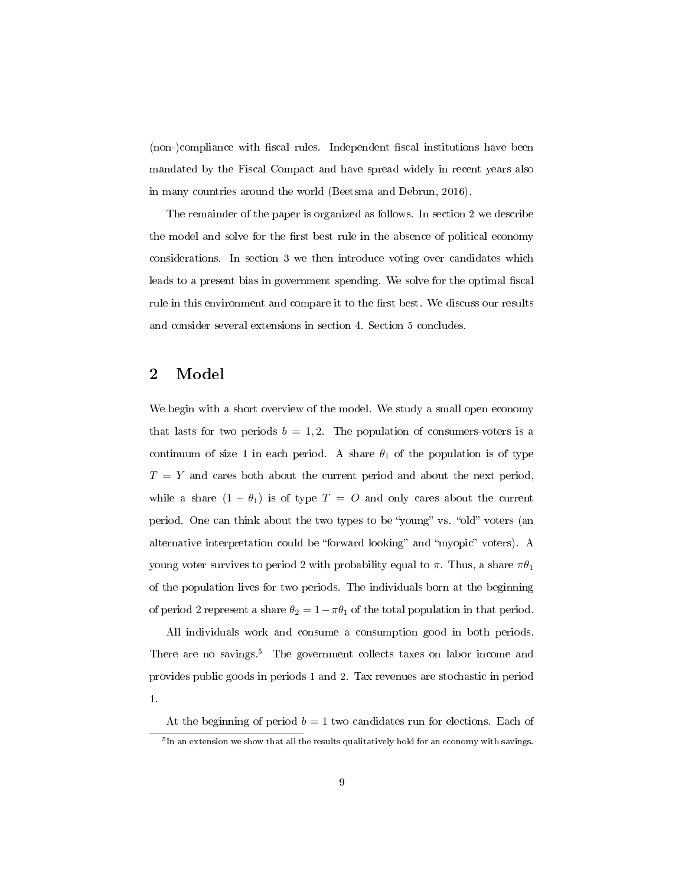(non-)compliance with fiscal rules. Independent fiscal institutions have been mandated by the Fiscal Compact and have spread widely in recent years also in many countries around the world (Beetsma and Debrun, 2016).

The remainder of the paper is organized as follows. In section 2 we describe the model and solve for the first best rule in the absence of political economy considerations. In section 3 we then introduce voting over candidates which leads to a present bias in government spending. We solve for the optimal fiscal rule in this environment and compare it to the first best. We discuss our results and consider several extensions in section 4. Section 5 concludes.

## 2 Model

We begin with a short overview of the model. We study a small open economy that lasts for two periods $b = 1, 2$. The population of consumers-voters is a continuum of size 1 in each period. A share $\theta_1$ of the population is of type $T = Y$ and cares both about the current period and about the next period, while a share $(1 - \theta_1)$ is of type $T = O$ and only cares about the current period. One can think about the two types to be "young" vs. "old" voters (an alternative interpretation could be "forward looking" and "myopic" voters). A young voter survives to period 2 with probability equal to $\pi$. Thus, a share $\pi\theta_1$ of the population lives for two periods. The individuals born at the beginning of period 2 represent a share $\theta_2 = 1 - \pi\theta_1$ of the total population in that period.

All individuals work and consume a consumption good in both periods. There are no savings.[5] The government collects taxes on labor income and provides public goods in periods 1 and 2. Tax revenues are stochastic in period 1.

At the beginning of period $b = 1$ two candidates run for elections. Each of

[5] In an extension we show that all the results qualitatively hold for an economy with savings.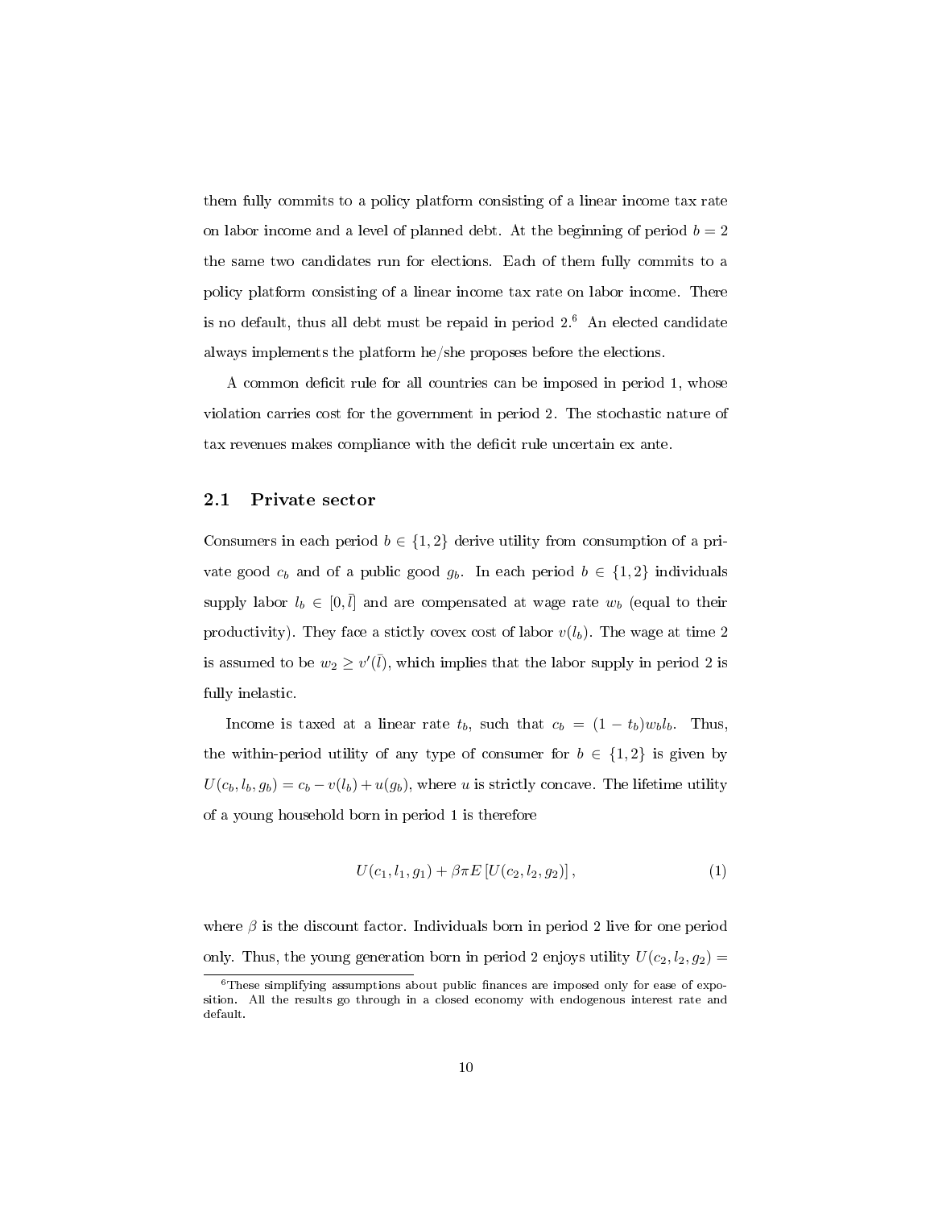them fully commits to a policy platform consisting of a linear income tax rate on labor income and a level of planned debt. At the beginning of period $b = 2$ the same two candidates run for elections. Each of them fully commits to a policy platform consisting of a linear income tax rate on labor income. There is no default, thus all debt must be repaid in period 2.[6] An elected candidate always implements the platform he/she proposes before the elections.

A common deficit rule for all countries can be imposed in period 1, whose violation carries cost for the government in period 2. The stochastic nature of tax revenues makes compliance with the deficit rule uncertain ex ante.

## 2.1 Private sector

Consumers in each period $b \in \{1, 2\}$ derive utility from consumption of a private good $c_b$ and of a public good $g_b$. In each period $b \in \{1, 2\}$ individuals supply labor $l_b \in [0, \bar{l}]$ and are compensated at wage rate $w_b$ (equal to their productivity). They face a stictly covex cost of labor $v(l_b)$. The wage at time 2 is assumed to be $w_2 \geq v'(\bar{l})$, which implies that the labor supply in period 2 is fully inelastic.

Income is taxed at a linear rate $t_b$, such that $c_b = (1 - t_b)w_b l_b$. Thus, the within-period utility of any type of consumer for $b \in \{1, 2\}$ is given by $U(c_b, l_b, g_b) = c_b - v(l_b) + u(g_b)$, where $u$ is strictly concave. The lifetime utility of a young household born in period 1 is therefore

$$U(c_1, l_1, g_1) + \beta\pi E\left[U(c_2, l_2, g_2)\right], \tag{1}$$

where $\beta$ is the discount factor. Individuals born in period 2 live for one period only. Thus, the young generation born in period 2 enjoys utility $U(c_2, l_2, g_2) =$

[6] These simplifying assumptions about public finances are imposed only for ease of exposition. All the results go through in a closed economy with endogenous interest rate and default.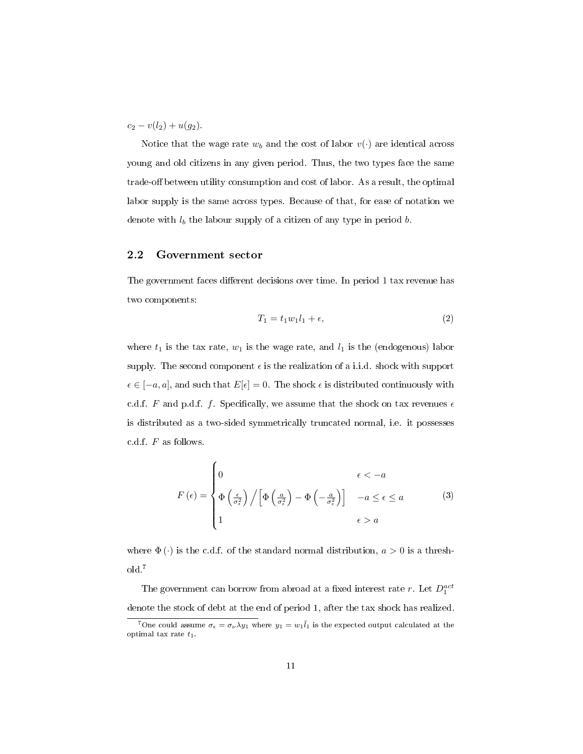$c_2 - v(l_2) + u(g_2)$.

Notice that the wage rate $w_b$ and the cost of labor $v(\cdot)$ are identical across young and old citizens in any given period. Thus, the two types face the same trade-off between utility consumption and cost of labor. As a result, the optimal labor supply is the same across types. Because of that, for ease of notation we denote with $l_b$ the labour supply of a citizen of any type in period $b$.

## 2.2 Government sector

The government faces different decisions over time. In period 1 tax revenue has two components:

$$T_1 = t_1 w_1 l_1 + \epsilon, \tag{2}$$

where $t_1$ is the tax rate, $w_1$ is the wage rate, and $l_1$ is the (endogenous) labor supply. The second component $\epsilon$ is the realization of a i.i.d. shock with support $\epsilon \in [-a, a]$, and such that $E[\epsilon] = 0$. The shock $\epsilon$ is distributed continuously with c.d.f. $F$ and p.d.f. $f$. Specifically, we assume that the shock on tax revenues $\epsilon$ is distributed as a two-sided symmetrically truncated normal, i.e. it possesses c.d.f. $F$ as follows.

$$F(\epsilon) = \begin{cases} 0 & \epsilon < -a \\ \Phi\left(\frac{\epsilon}{\sigma_\epsilon^2}\right) \Big/ \left[\Phi\left(\frac{a}{\sigma_\epsilon^2}\right) - \Phi\left(-\frac{a}{\sigma_\epsilon^2}\right)\right] & -a \leq \epsilon \leq a \\ 1 & \epsilon > a \end{cases} \tag{3}$$

where $\Phi(\cdot)$ is the c.d.f. of the standard normal distribution, $a > 0$ is a threshold.[7]

The government can borrow from abroad at a fixed interest rate $r$. Let $D_1^{act}$ denote the stock of debt at the end of period 1, after the tax shock has realized.

[7] One could assume $\sigma_\epsilon = \sigma_\nu \lambda y_1$ where $y_1 = w_1 \bar{l}_1$ is the expected output calculated at the optimal tax rate $t_1$.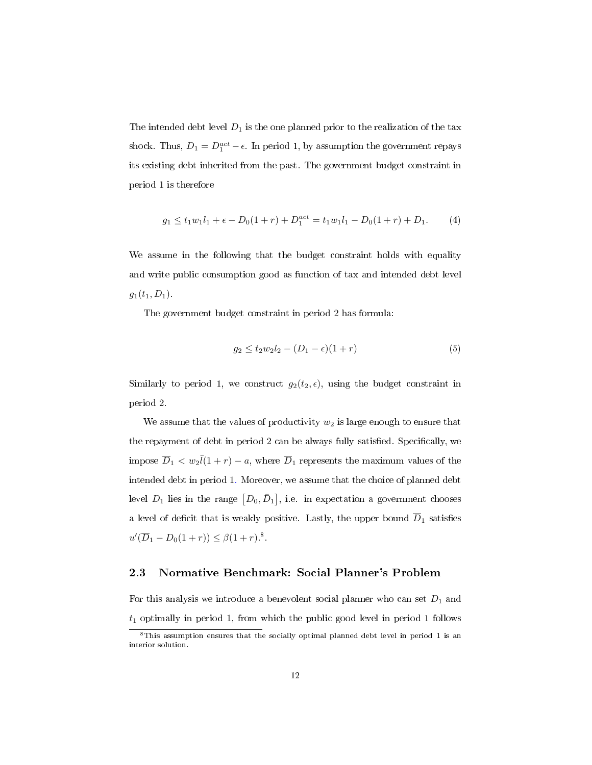The intended debt level $D_1$ is the one planned prior to the realization of the tax shock. Thus, $D_1 = D_1^{act} - \epsilon$. In period 1, by assumption the government repays its existing debt inherited from the past. The government budget constraint in period 1 is therefore

$$g_1 \leq t_1 w_1 l_1 + \epsilon - D_0(1+r) + D_1^{act} = t_1 w_1 l_1 - D_0(1+r) + D_1. \tag{4}$$

We assume in the following that the budget constraint holds with equality and write public consumption good as function of tax and intended debt level $g_1(t_1, D_1)$.

The government budget constraint in period 2 has formula:

$$g_2 \leq t_2 w_2 l_2 - (D_1 - \epsilon)(1+r) \tag{5}$$

Similarly to period 1, we construct $g_2(t_2, \epsilon)$, using the budget constraint in period 2.

We assume that the values of productivity $w_2$ is large enough to ensure that the repayment of debt in period 2 can be always fully satisfied. Specifically, we impose $\overline{D}_1 < w_2 \bar{l}(1+r) - a$, where $\overline{D}_1$ represents the maximum values of the intended debt in period 1. Moreover, we assume that the choice of planned debt level $D_1$ lies in the range $\left[D_0, \bar{D}_1\right]$, i.e. in expectation a government chooses a level of deficit that is weakly positive. Lastly, the upper bound $\overline{D}_1$ satisfies $u'(\overline{D}_1 - D_0(1+r)) \leq \beta(1+r)$.[8].

## 2.3 Normative Benchmark: Social Planner's Problem

For this analysis we introduce a benevolent social planner who can set $D_1$ and $t_1$ optimally in period 1, from which the public good level in period 1 follows

[8]This assumption ensures that the socially optimal planned debt level in period 1 is an interior solution.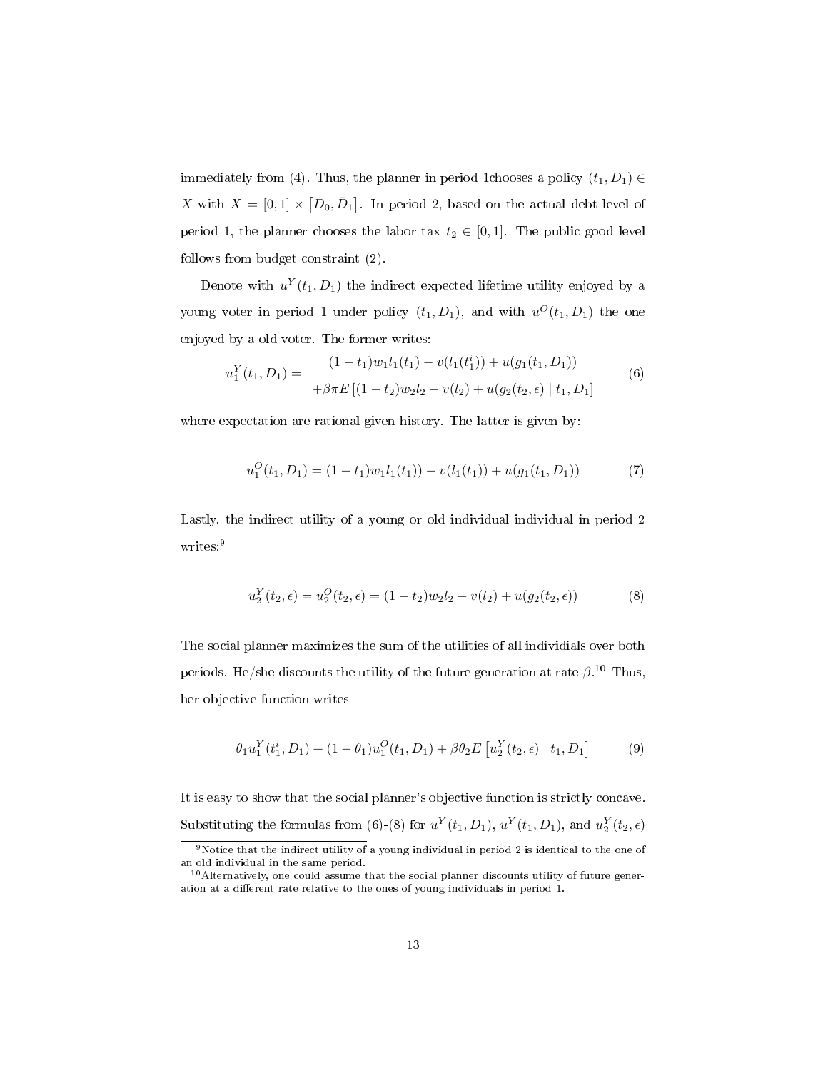immediately from (4). Thus, the planner in period 1chooses a policy $(t_1, D_1) \in X$ with $X = [0,1] \times \left[D_0, \bar{D}_1\right]$. In period 2, based on the actual debt level of period 1, the planner chooses the labor tax $t_2 \in [0,1]$. The public good level follows from budget constraint (2).

Denote with $u^Y(t_1, D_1)$ the indirect expected lifetime utility enjoyed by a young voter in period 1 under policy $(t_1, D_1)$, and with $u^O(t_1, D_1)$ the one enjoyed by a old voter. The former writes:

$$u_1^Y(t_1, D_1) = \begin{array}{c} (1-t_1)w_1 l_1(t_1) - v(l_1(t_1^i)) + u(g_1(t_1, D_1)) \\ +\beta\pi E\left[(1-t_2)w_2 l_2 - v(l_2) + u(g_2(t_2, \epsilon) \mid t_1, D_1\right] \end{array} \tag{6}$$

where expectation are rational given history. The latter is given by:

$$u_1^O(t_1, D_1) = (1-t_1)w_1 l_1(t_1)) - v(l_1(t_1)) + u(g_1(t_1, D_1)) \tag{7}$$

Lastly, the indirect utility of a young or old individual individual in period 2 writes:[9]

$$u_2^Y(t_2, \epsilon) = u_2^O(t_2, \epsilon) = (1-t_2)w_2 l_2 - v(l_2) + u(g_2(t_2, \epsilon)) \tag{8}$$

The social planner maximizes the sum of the utilities of all individials over both periods. He/she discounts the utility of the future generation at rate $\beta$.[10] Thus, her objective function writes

$$\theta_1 u_1^Y(t_1^i, D_1) + (1-\theta_1)u_1^O(t_1, D_1) + \beta\theta_2 E\left[u_2^Y(t_2, \epsilon) \mid t_1, D_1\right] \tag{9}$$

It is easy to show that the social planner's objective function is strictly concave. Substituting the formulas from (6)-(8) for $u^Y(t_1, D_1)$, $u^Y(t_1, D_1)$, and $u_2^Y(t_2, \epsilon)$

[9] Notice that the indirect utility of a young individual in period 2 is identical to the one of an old individual in the same period.

[10] Alternatively, one could assume that the social planner discounts utility of future generation at a different rate relative to the ones of young individuals in period 1.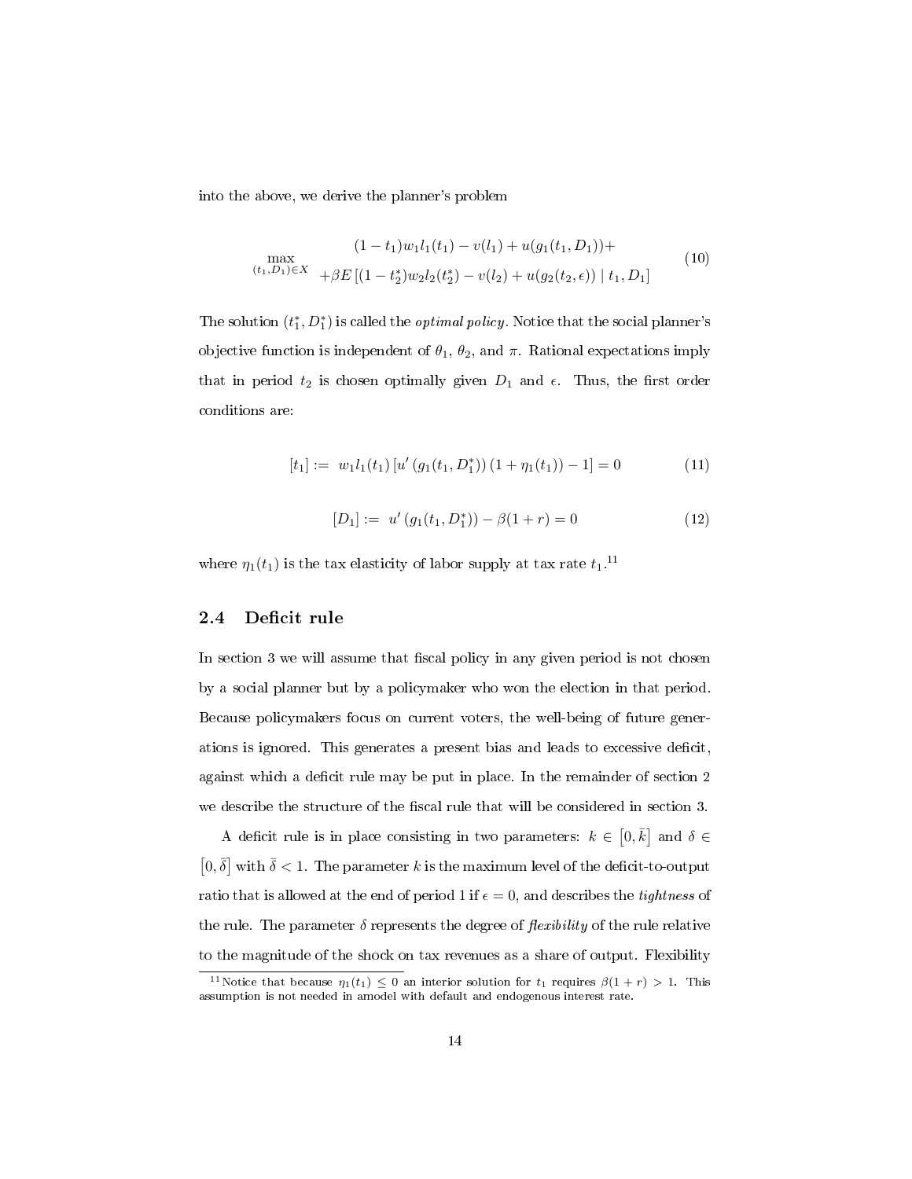into the above, we derive the planner's problem

$$\max_{(t_1, D_1)\in X} \begin{array}{c} (1-t_1)w_1 l_1(t_1) - v(l_1) + u(g_1(t_1, D_1)) + \\ +\beta E\left[(1-t_2^*)w_2 l_2(t_2^*) - v(l_2) + u(g_2(t_2, \epsilon)) \mid t_1, D_1\right] \end{array} \tag{10}$$

The solution $(t_1^*, D_1^*)$ is called the *optimal policy*. Notice that the social planner's objective function is independent of $\theta_1$, $\theta_2$, and $\pi$. Rational expectations imply that in period $t_2$ is chosen optimally given $D_1$ and $\epsilon$. Thus, the first order conditions are:

$$[t_1] := \; w_1 l_1(t_1)\left[u'\left(g_1(t_1, D_1^*)\right)(1+\eta_1(t_1)) - 1\right] = 0 \tag{11}$$

$$[D_1] := \; u'\left(g_1(t_1, D_1^*)\right) - \beta(1+r) = 0 \tag{12}$$

where $\eta_1(t_1)$ is the tax elasticity of labor supply at tax rate $t_1$.[11]

## 2.4 Deficit rule

In section 3 we will assume that fiscal policy in any given period is not chosen by a social planner but by a policymaker who won the election in that period. Because policymakers focus on current voters, the well-being of future generations is ignored. This generates a present bias and leads to excessive deficit, against which a deficit rule may be put in place. In the remainder of section 2 we describe the structure of the fiscal rule that will be considered in section 3.

A deficit rule is in place consisting in two parameters: $k \in \left[0, \bar{k}\right]$ and $\delta \in \left[0, \bar{\delta}\right]$ with $\bar{\delta} < 1$. The parameter $k$ is the maximum level of the deficit-to-output ratio that is allowed at the end of period 1 if $\epsilon = 0$, and describes the *tightness* of the rule. The parameter $\delta$ represents the degree of *flexibility* of the rule relative to the magnitude of the shock on tax revenues as a share of output. Flexibility

[11] Notice that because $\eta_1(t_1) \leq 0$ an interior solution for $t_1$ requires $\beta(1+r) > 1$. This assumption is not needed in amodel with default and endogenous interest rate.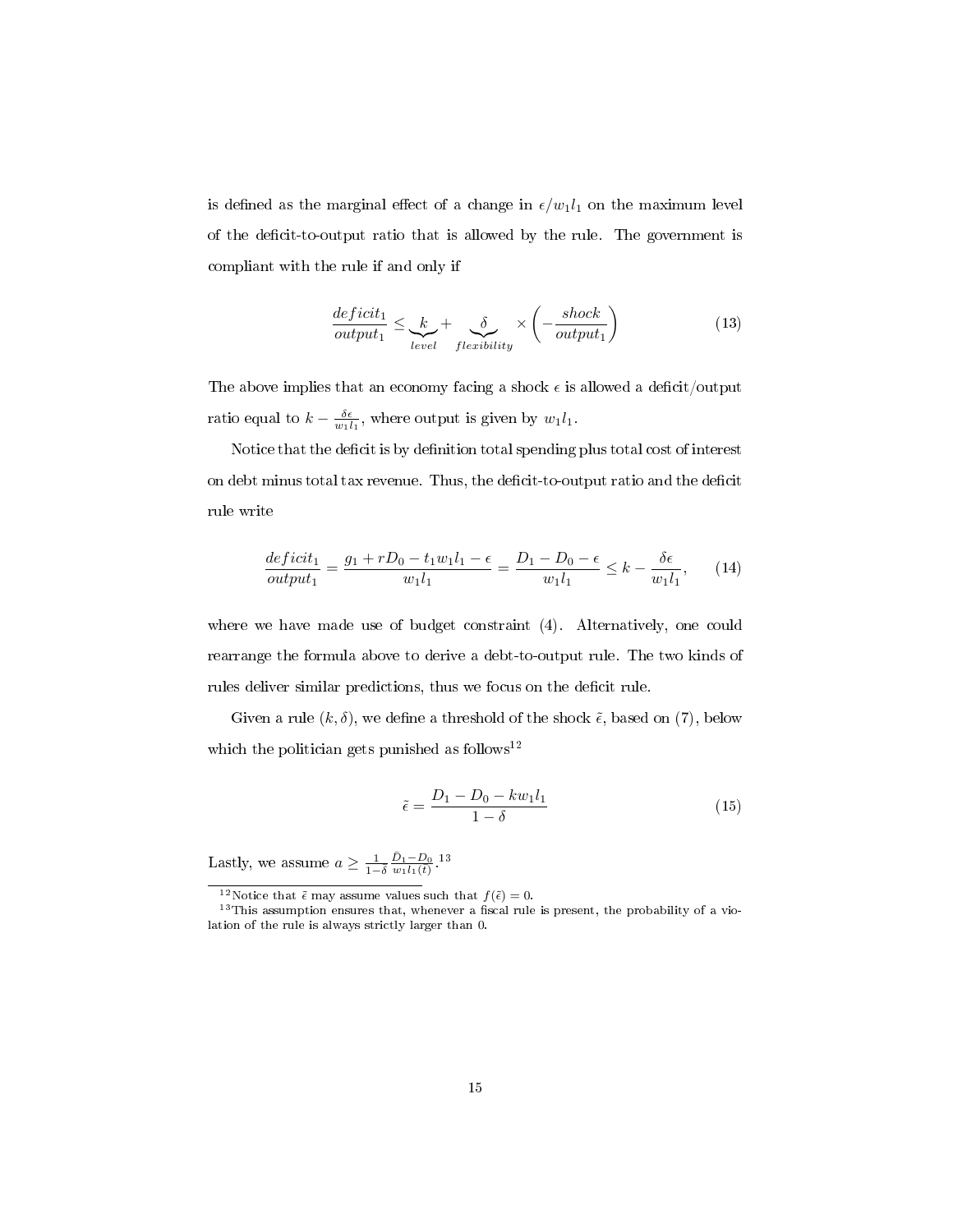is defined as the marginal effect of a change in $\epsilon/w_1l_1$ on the maximum level of the deficit-to-output ratio that is allowed by the rule. The government is compliant with the rule if and only if

$$\frac{deficit_1}{output_1} \leq \underbrace{k}_{level} + \underbrace{\delta}_{flexibility} \times \left(-\frac{shock}{output_1}\right) \tag{13}$$

The above implies that an economy facing a shock $\epsilon$ is allowed a deficit/output ratio equal to $k - \frac{\delta\epsilon}{w_1l_1}$, where output is given by $w_1l_1$.

Notice that the deficit is by definition total spending plus total cost of interest on debt minus total tax revenue. Thus, the deficit-to-output ratio and the deficit rule write

$$\frac{deficit_1}{output_1} = \frac{g_1 + rD_0 - t_1w_1l_1 - \epsilon}{w_1l_1} = \frac{D_1 - D_0 - \epsilon}{w_1l_1} \leq k - \frac{\delta\epsilon}{w_1l_1}, \tag{14}$$

where we have made use of budget constraint (4). Alternatively, one could rearrange the formula above to derive a debt-to-output rule. The two kinds of rules deliver similar predictions, thus we focus on the deficit rule.

Given a rule $(k, \delta)$, we define a threshold of the shock $\tilde{\epsilon}$, based on (7), below which the politician gets punished as follows[12]

$$\tilde{\epsilon} = \frac{D_1 - D_0 - kw_1l_1}{1 - \delta} \tag{15}$$

Lastly, we assume $a \geq \frac{1}{1-\delta}\frac{\bar{D}_1 - D_0}{w_1l_1(t)}$.[13]

[12] Notice that $\tilde{\epsilon}$ may assume values such that $f(\tilde{\epsilon}) = 0$.

[13] This assumption ensures that, whenever a fiscal rule is present, the probability of a violation of the rule is always strictly larger than 0.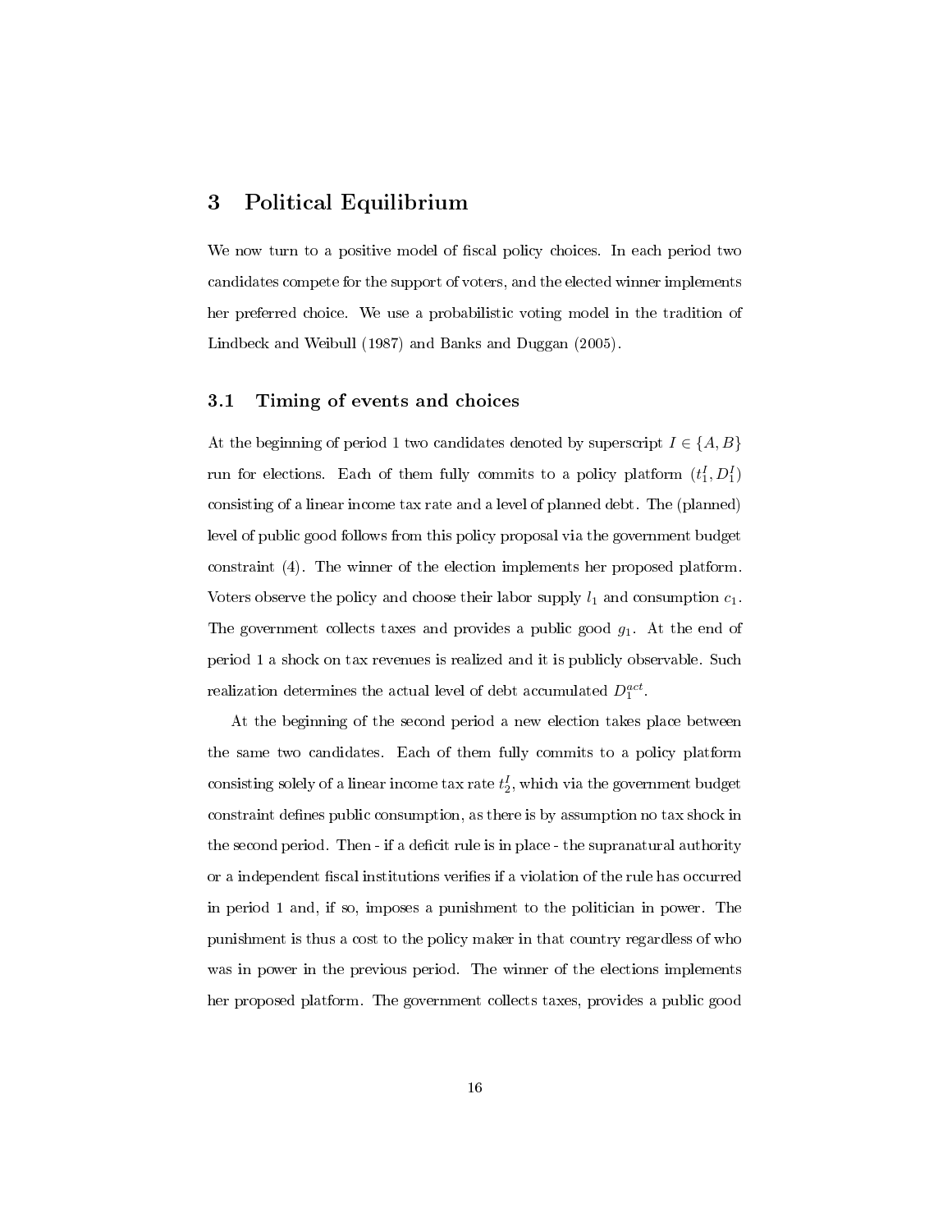# 3 Political Equilibrium

We now turn to a positive model of fiscal policy choices. In each period two candidates compete for the support of voters, and the elected winner implements her preferred choice. We use a probabilistic voting model in the tradition of Lindbeck and Weibull (1987) and Banks and Duggan (2005).

## 3.1 Timing of events and choices

At the beginning of period 1 two candidates denoted by superscript $I \in \{A, B\}$ run for elections. Each of them fully commits to a policy platform $(t_1^I, D_1^I)$ consisting of a linear income tax rate and a level of planned debt. The (planned) level of public good follows from this policy proposal via the government budget constraint (4). The winner of the election implements her proposed platform. Voters observe the policy and choose their labor supply $l_1$ and consumption $c_1$. The government collects taxes and provides a public good $g_1$. At the end of period 1 a shock on tax revenues is realized and it is publicly observable. Such realization determines the actual level of debt accumulated $D_1^{act}$.

At the beginning of the second period a new election takes place between the same two candidates. Each of them fully commits to a policy platform consisting solely of a linear income tax rate $t_2^I$, which via the government budget constraint defines public consumption, as there is by assumption no tax shock in the second period. Then - if a deficit rule is in place - the supranatural authority or a independent fiscal institutions verifies if a violation of the rule has occurred in period 1 and, if so, imposes a punishment to the politician in power. The punishment is thus a cost to the policy maker in that country regardless of who was in power in the previous period. The winner of the elections implements her proposed platform. The government collects taxes, provides a public good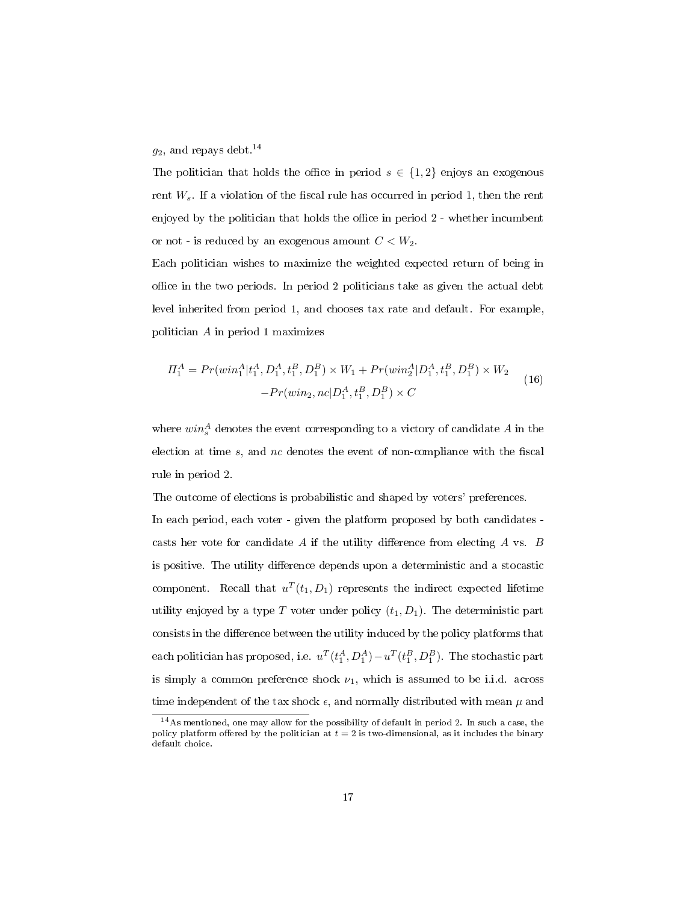$g_2$, and repays debt.[14]

The politician that holds the office in period $s \in \{1, 2\}$ enjoys an exogenous rent $W_s$. If a violation of the fiscal rule has occurred in period 1, then the rent enjoyed by the politician that holds the office in period 2 - whether incumbent or not - is reduced by an exogenous amount $C < W_2$.

Each politician wishes to maximize the weighted expected return of being in office in the two periods. In period 2 politicians take as given the actual debt level inherited from period 1, and chooses tax rate and default. For example, politician $A$ in period 1 maximizes

$$\Pi_1^A = Pr(win_1^A | t_1^A, D_1^A, t_1^B, D_1^B) \times W_1 + Pr(win_2^A | D_1^A, t_1^B, D_1^B) \times W_2 \\ - Pr(win_2, nc | D_1^A, t_1^B, D_1^B) \times C \tag{16}$$

where $win_s^A$ denotes the event corresponding to a victory of candidate $A$ in the election at time $s$, and $nc$ denotes the event of non-compliance with the fiscal rule in period 2.

The outcome of elections is probabilistic and shaped by voters' preferences.

In each period, each voter - given the platform proposed by both candidates - casts her vote for candidate $A$ if the utility difference from electing $A$ vs. $B$ is positive. The utility difference depends upon a deterministic and a stocastic component. Recall that $u^T(t_1, D_1)$ represents the indirect expected lifetime utility enjoyed by a type $T$ voter under policy $(t_1, D_1)$. The deterministic part consists in the difference between the utility induced by the policy platforms that each politician has proposed, i.e. $u^T(t_1^A, D_1^A) - u^T(t_1^B, D_1^B)$. The stochastic part is simply a common preference shock $\nu_1$, which is assumed to be i.i.d. across time independent of the tax shock $\epsilon$, and normally distributed with mean $\mu$ and

[14] As mentioned, one may allow for the possibility of default in period 2. In such a case, the policy platform offered by the politician at $t = 2$ is two-dimensional, as it includes the binary default choice.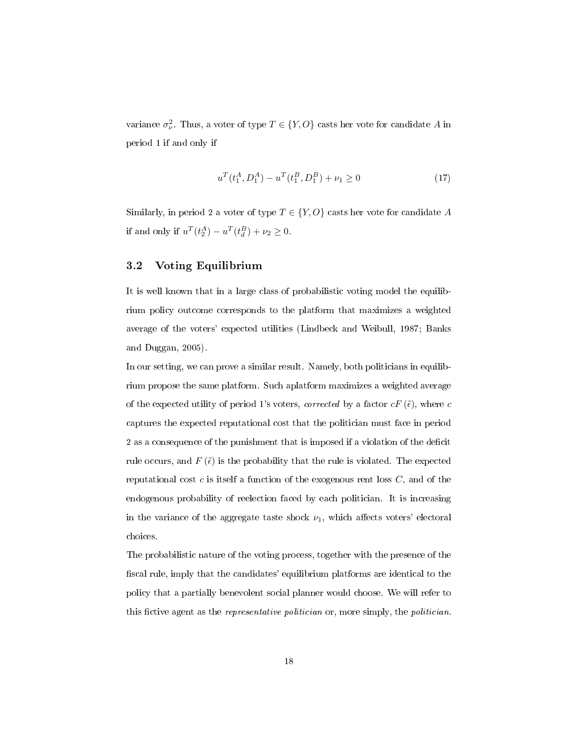variance $\sigma_\nu^2$. Thus, a voter of type $T \in \{Y, O\}$ casts her vote for candidate $A$ in period 1 if and only if

$$u^T(t_1^A, D_1^A) - u^T(t_1^B, D_1^B) + \nu_1 \geq 0 \tag{17}$$

Similarly, in period 2 a voter of type $T \in \{Y, O\}$ casts her vote for candidate $A$ if and only if $u^T(t_2^A) - u^T(t_d^B) + \nu_2 \geq 0$.

### 3.2 Voting Equilibrium

It is well known that in a large class of probabilistic voting model the equilibrium policy outcome corresponds to the platform that maximizes a weighted average of the voters' expected utilities (Lindbeck and Weibull, 1987; Banks and Duggan, 2005).

In our setting, we can prove a similar result. Namely, both politicians in equilibrium propose the same platform. Such aplatform maximizes a weighted average of the expected utility of period 1's voters, *corrected* by a factor $cF(\tilde{\epsilon})$, where $c$ captures the expected reputational cost that the politician must face in period 2 as a consequence of the punishment that is imposed if a violation of the deficit rule occurs, and $F(\tilde{\epsilon})$ is the probability that the rule is violated. The expected reputational cost $c$ is itself a function of the exogenous rent loss $C$, and of the endogenous probability of reelection faced by each politician. It is increasing in the variance of the aggregate taste shock $\nu_1$, which affects voters' electoral choices.

The probabilistic nature of the voting process, together with the presence of the fiscal rule, imply that the candidates' equilibrium platforms are identical to the policy that a partially benevolent social planner would choose. We will refer to this fictive agent as the *representative politician* or, more simply, the *politician*.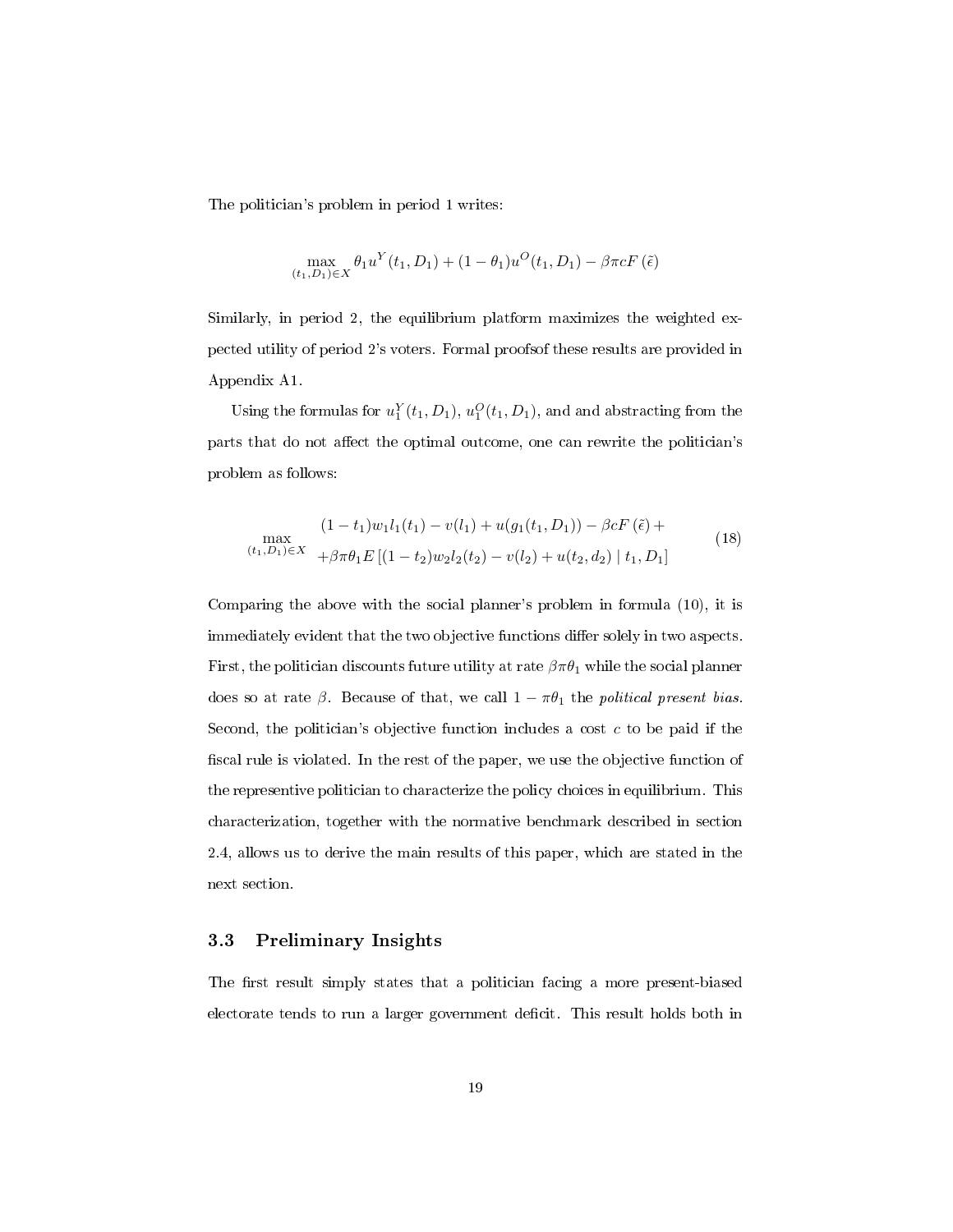The politician's problem in period 1 writes:

$$\max_{(t_1, D_1) \in X} \theta_1 u^Y(t_1, D_1) + (1-\theta_1) u^O(t_1, D_1) - \beta \pi c F(\tilde{\epsilon})$$

Similarly, in period 2, the equilibrium platform maximizes the weighted expected utility of period 2's voters. Formal proofsof these results are provided in Appendix A1.

Using the formulas for $u_1^Y(t_1, D_1)$, $u_1^O(t_1, D_1)$, and and abstracting from the parts that do not affect the optimal outcome, one can rewrite the politician's problem as follows:

$$\max_{(t_1, D_1) \in X} \begin{array}{l} (1-t_1) w_1 l_1(t_1) - v(l_1) + u(g_1(t_1, D_1)) - \beta c F(\tilde{\epsilon}) + \\ + \beta \pi \theta_1 E\left[(1-t_2) w_2 l_2(t_2) - v(l_2) + u(t_2, d_2) \mid t_1, D_1\right] \end{array} \tag{18}$$

Comparing the above with the social planner's problem in formula (10), it is immediately evident that the two objective functions differ solely in two aspects. First, the politician discounts future utility at rate $\beta \pi \theta_1$ while the social planner does so at rate $\beta$. Because of that, we call $1 - \pi\theta_1$ the *political present bias.* Second, the politician's objective function includes a cost $c$ to be paid if the fiscal rule is violated. In the rest of the paper, we use the objective function of the representive politician to characterize the policy choices in equilibrium. This characterization, together with the normative benchmark described in section 2.4, allows us to derive the main results of this paper, which are stated in the next section.

### 3.3 Preliminary Insights

The first result simply states that a politician facing a more present-biased electorate tends to run a larger government deficit. This result holds both in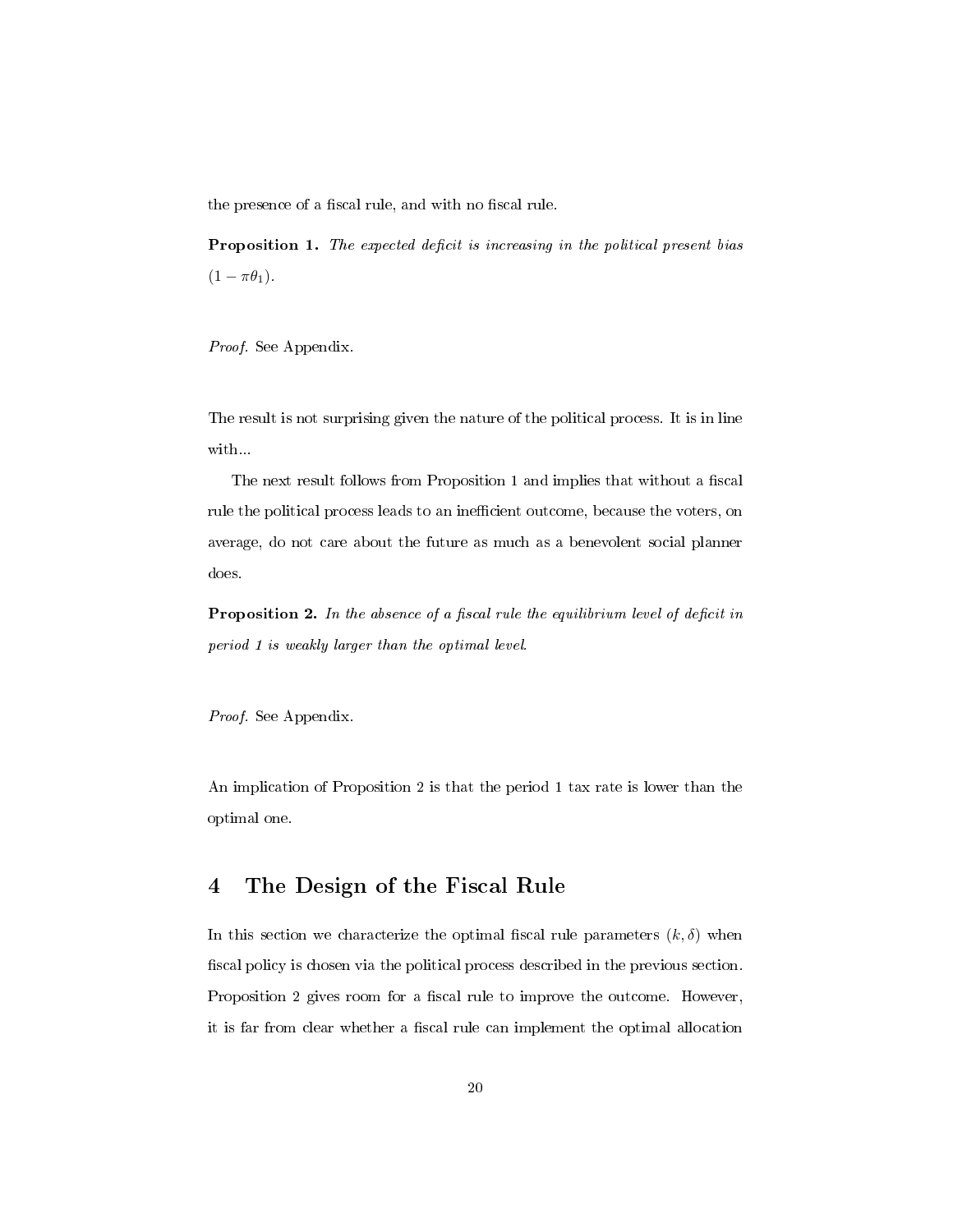the presence of a fiscal rule, and with no fiscal rule.

**Proposition 1.** *The expected deficit is increasing in the political present bias* $(1 - \pi\theta_1)$.

*Proof.* See Appendix.

The result is not surprising given the nature of the political process. It is in line with...

The next result follows from Proposition 1 and implies that without a fiscal rule the political process leads to an inefficient outcome, because the voters, on average, do not care about the future as much as a benevolent social planner does.

**Proposition 2.** *In the absence of a fiscal rule the equilibrium level of deficit in period 1 is weakly larger than the optimal level.*

*Proof.* See Appendix.

An implication of Proposition 2 is that the period 1 tax rate is lower than the optimal one.

# 4 The Design of the Fiscal Rule

In this section we characterize the optimal fiscal rule parameters $(k, \delta)$ when fiscal policy is chosen via the political process described in the previous section. Proposition 2 gives room for a fiscal rule to improve the outcome. However, it is far from clear whether a fiscal rule can implement the optimal allocation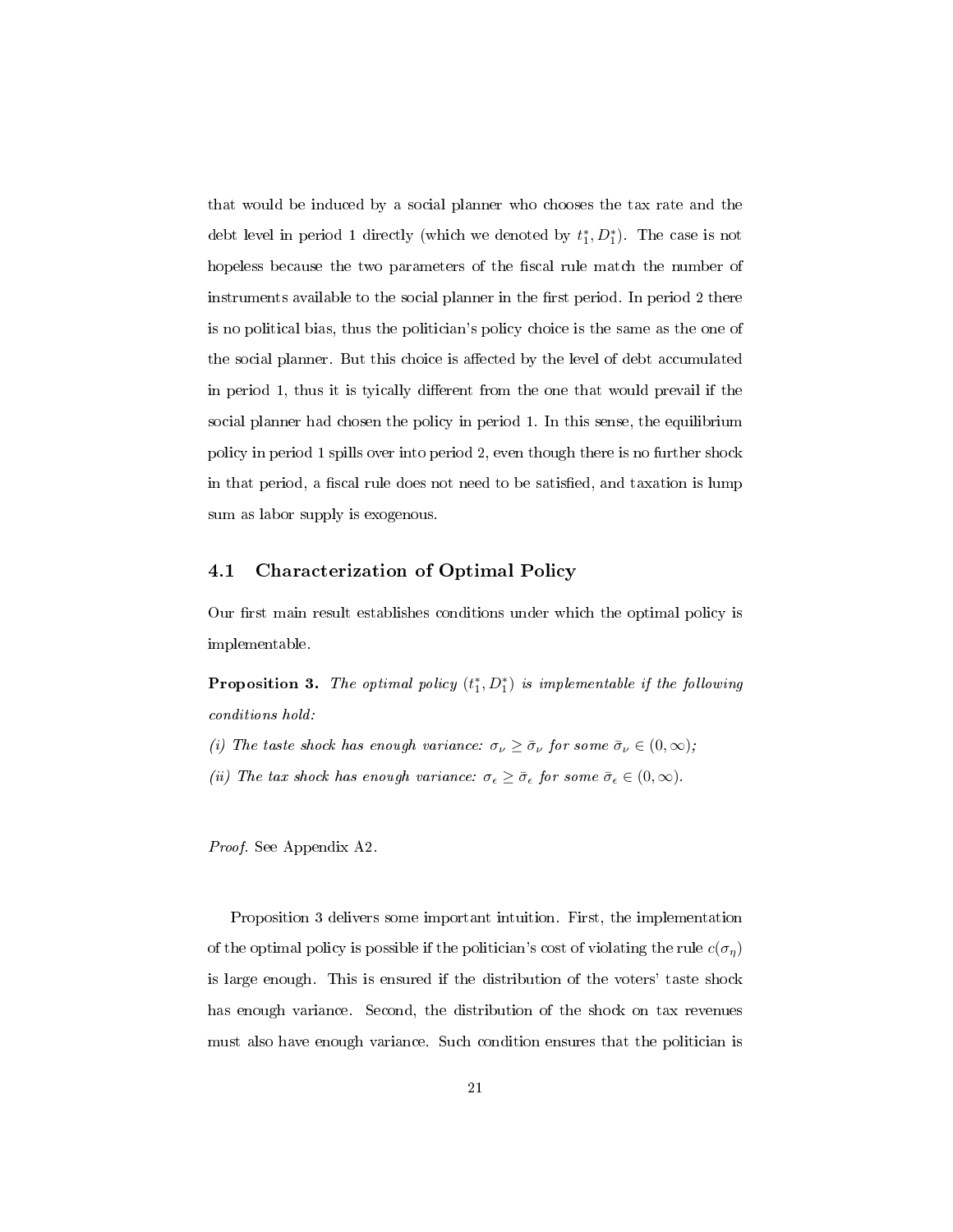that would be induced by a social planner who chooses the tax rate and the debt level in period 1 directly (which we denoted by $t_1^*, D_1^*$). The case is not hopeless because the two parameters of the fiscal rule match the number of instruments available to the social planner in the first period. In period 2 there is no political bias, thus the politician's policy choice is the same as the one of the social planner. But this choice is affected by the level of debt accumulated in period 1, thus it is tyically different from the one that would prevail if the social planner had chosen the policy in period 1. In this sense, the equilibrium policy in period 1 spills over into period 2, even though there is no further shock in that period, a fiscal rule does not need to be satisfied, and taxation is lump sum as labor supply is exogenous.

### 4.1 Characterization of Optimal Policy

Our first main result establishes conditions under which the optimal policy is implementable.

**Proposition 3.** *The optimal policy* $(t_1^*, D_1^*)$ *is implementable if the following conditions hold:*

*(i) The taste shock has enough variance:* $\sigma_\nu \geq \bar{\sigma}_\nu$ *for some* $\bar{\sigma}_\nu \in (0, \infty)$*;*

*(ii) The tax shock has enough variance:* $\sigma_\epsilon \geq \bar{\sigma}_\epsilon$ *for some* $\bar{\sigma}_\epsilon \in (0, \infty)$*.*

*Proof.* See Appendix A2.

Proposition 3 delivers some important intuition. First, the implementation of the optimal policy is possible if the politician's cost of violating the rule $c(\sigma_\eta)$ is large enough. This is ensured if the distribution of the voters' taste shock has enough variance. Second, the distribution of the shock on tax revenues must also have enough variance. Such condition ensures that the politician is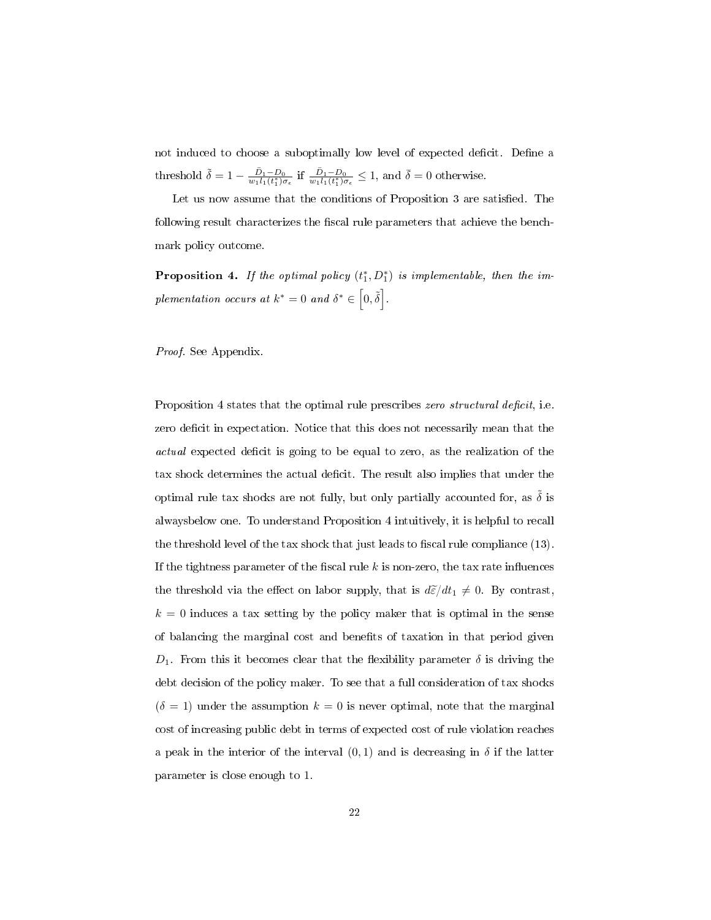not induced to choose a suboptimally low level of expected deficit. Define a threshold $\tilde{\delta} = 1 - \frac{\bar{D}_1 - D_0}{w_1 l_1(t_1^*)\sigma_\epsilon}$ if $\frac{\bar{D}_1 - D_0}{w_1 l_1(t_1^*)\sigma_\epsilon} \leq 1$, and $\tilde{\delta} = 0$ otherwise.

Let us now assume that the conditions of Proposition 3 are satisfied. The following result characterizes the fiscal rule parameters that achieve the benchmark policy outcome.

**Proposition 4.** *If the optimal policy $(t_1^*, D_1^*)$ is implementable, then the implementation occurs at $k^* = 0$ and $\delta^* \in \left[0, \tilde{\delta}\right]$.*

*Proof.* See Appendix.

Proposition 4 states that the optimal rule prescribes *zero structural deficit*, i.e. zero deficit in expectation. Notice that this does not necessarily mean that the *actual* expected deficit is going to be equal to zero, as the realization of the tax shock determines the actual deficit. The result also implies that under the optimal rule tax shocks are not fully, but only partially accounted for, as $\tilde{\delta}$ is alwaysbelow one. To understand Proposition 4 intuitively, it is helpful to recall the threshold level of the tax shock that just leads to fiscal rule compliance (13). If the tightness parameter of the fiscal rule $k$ is non-zero, the tax rate influences the threshold via the effect on labor supply, that is $d\tilde{\varepsilon}/dt_1 \neq 0$. By contrast, $k = 0$ induces a tax setting by the policy maker that is optimal in the sense of balancing the marginal cost and benefits of taxation in that period given $D_1$. From this it becomes clear that the flexibility parameter $\delta$ is driving the debt decision of the policy maker. To see that a full consideration of tax shocks ($\delta = 1$) under the assumption $k = 0$ is never optimal, note that the marginal cost of increasing public debt in terms of expected cost of rule violation reaches a peak in the interior of the interval $(0, 1)$ and is decreasing in $\delta$ if the latter parameter is close enough to 1.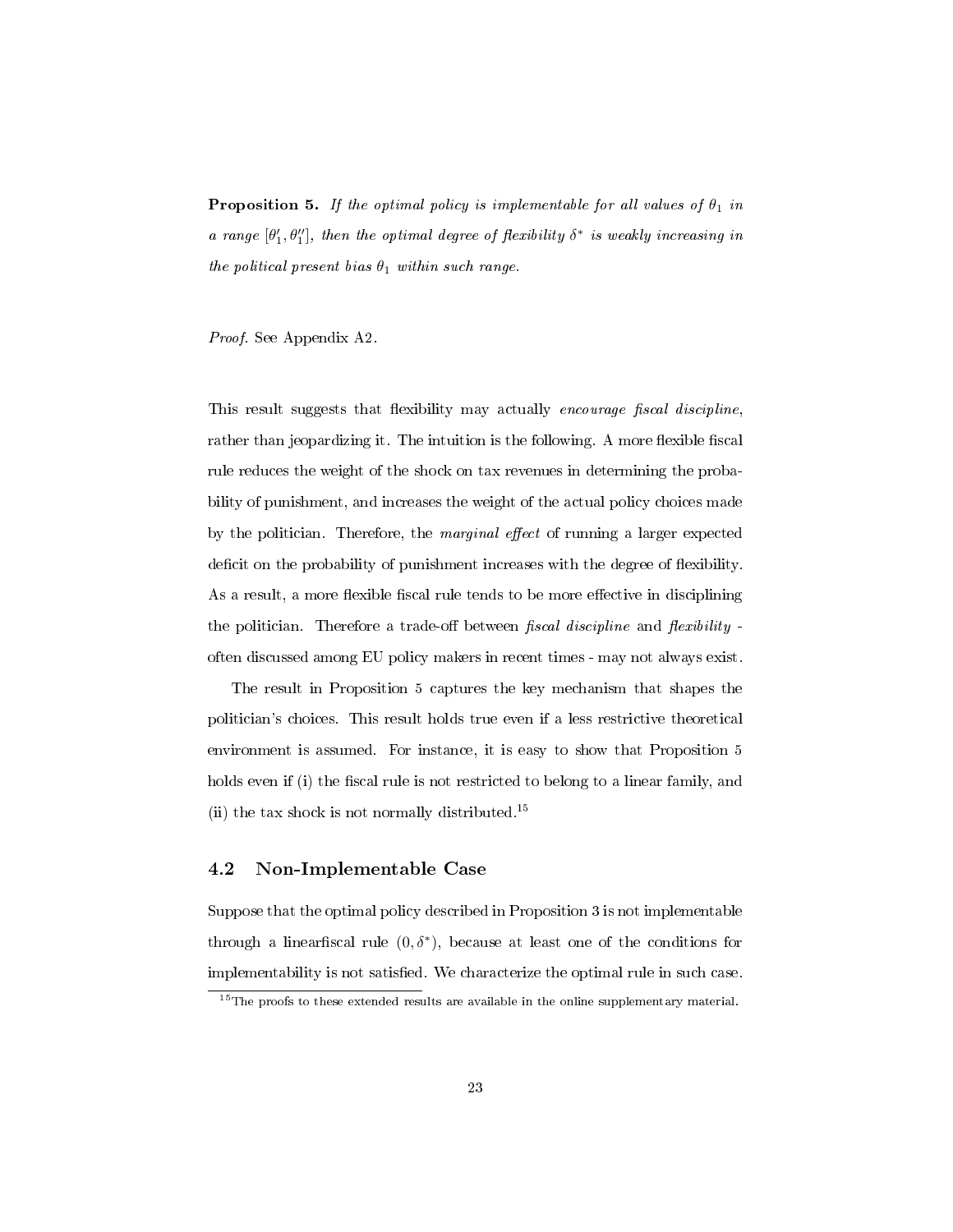**Proposition 5.** *If the optimal policy is implementable for all values of $\theta_1$ in a range $[\theta_1', \theta_1'']$, then the optimal degree of flexibility $\delta^*$ is weakly increasing in the political present bias $\theta_1$ within such range.*

*Proof.* See Appendix A2.

This result suggests that flexibility may actually *encourage fiscal discipline*, rather than jeopardizing it. The intuition is the following. A more flexible fiscal rule reduces the weight of the shock on tax revenues in determining the probability of punishment, and increases the weight of the actual policy choices made by the politician. Therefore, the *marginal effect* of running a larger expected deficit on the probability of punishment increases with the degree of flexibility. As a result, a more flexible fiscal rule tends to be more effective in disciplining the politician. Therefore a trade-off between *fiscal discipline* and *flexibility* - often discussed among EU policy makers in recent times - may not always exist.

The result in Proposition 5 captures the key mechanism that shapes the politician's choices. This result holds true even if a less restrictive theoretical environment is assumed. For instance, it is easy to show that Proposition 5 holds even if (i) the fiscal rule is not restricted to belong to a linear family, and (ii) the tax shock is not normally distributed.[15]

## 4.2 Non-Implementable Case

Suppose that the optimal policy described in Proposition 3 is not implementable through a linearfiscal rule $(0, \delta^*)$, because at least one of the conditions for implementability is not satisfied. We characterize the optimal rule in such case.

[15]The proofs to these extended results are available in the online supplementary material.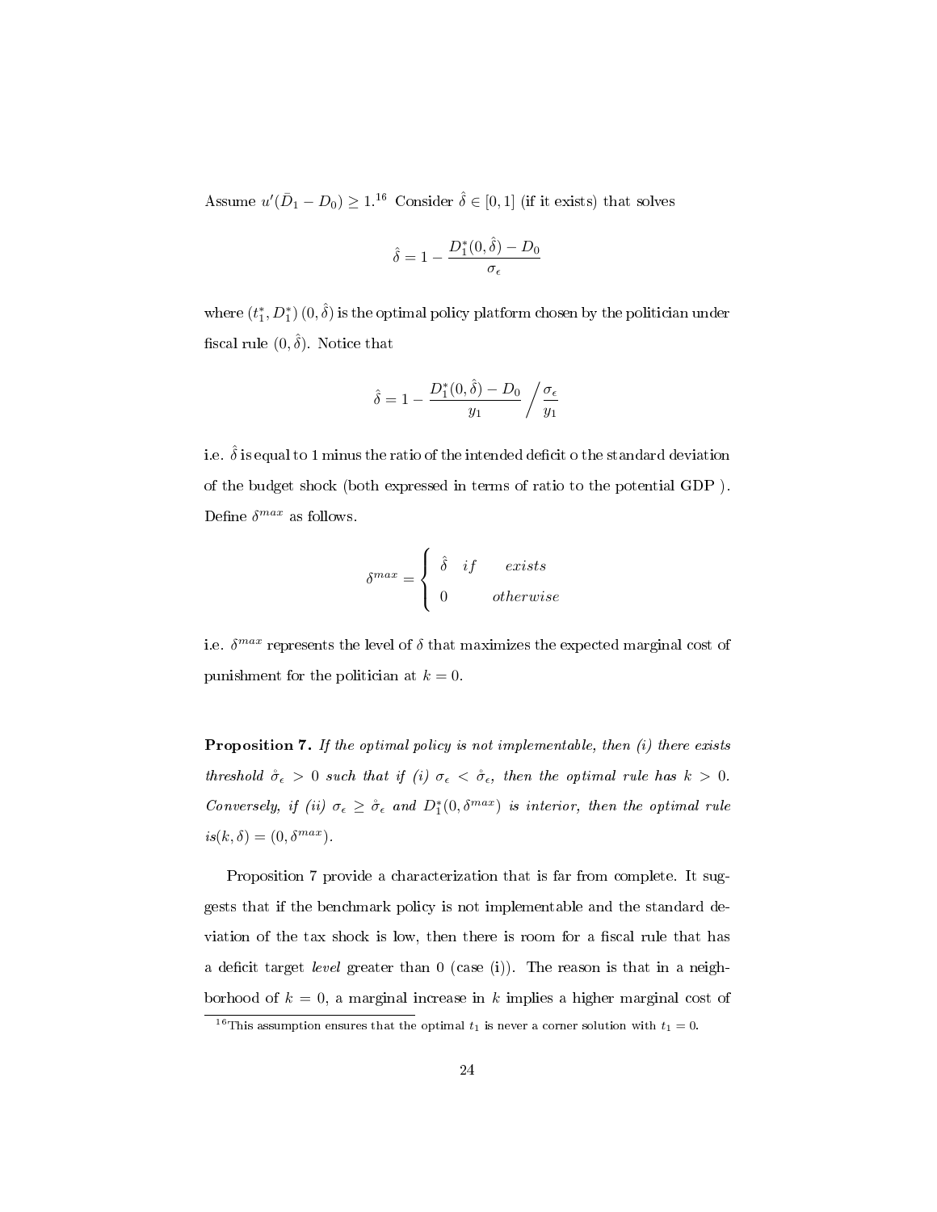Assume $u'(\bar{D}_1 - D_0) \geq 1$.[16] Consider $\hat{\delta} \in [0, 1]$ (if it exists) that solves

$$\hat{\delta} = 1 - \frac{D_1^*(0, \hat{\delta}) - D_0}{\sigma_\epsilon}$$

where $(t_1^*, D_1^*)(0, \hat{\delta})$ is the optimal policy platform chosen by the politician under fiscal rule $(0, \hat{\delta})$. Notice that

$$\hat{\delta} = 1 - \frac{D_1^*(0, \hat{\delta}) - D_0}{y_1} \Big/ \frac{\sigma_\epsilon}{y_1}$$

i.e. $\hat{\delta}$ is equal to 1 minus the ratio of the intended deficit o the standard deviation of the budget shock (both expressed in terms of ratio to the potential GDP ). Define $\delta^{max}$ as follows.

$$\delta^{max} = \begin{cases} \hat{\delta} \quad if \quad\quad exists \\ 0 \quad\quad\quad otherwise \end{cases}$$

i.e. $\delta^{max}$ represents the level of $\delta$ that maximizes the expected marginal cost of punishment for the politician at $k = 0$.

**Proposition 7.** *If the optimal policy is not implementable, then (i) there exists threshold $\mathring{\sigma}_\epsilon > 0$ such that if (i) $\sigma_\epsilon < \mathring{\sigma}_\epsilon$, then the optimal rule has $k > 0$. Conversely, if (ii) $\sigma_\epsilon \geq \mathring{\sigma}_\epsilon$ and $D_1^*(0, \delta^{max})$ is interior, then the optimal rule is$(k, \delta) = (0, \delta^{max})$.*

Proposition 7 provide a characterization that is far from complete. It suggests that if the benchmark policy is not implementable and the standard deviation of the tax shock is low, then there is room for a fiscal rule that has a deficit target *level* greater than 0 (case (i)). The reason is that in a neighborhood of $k = 0$, a marginal increase in $k$ implies a higher marginal cost of

[16] This assumption ensures that the optimal $t_1$ is never a corner solution with $t_1 = 0$.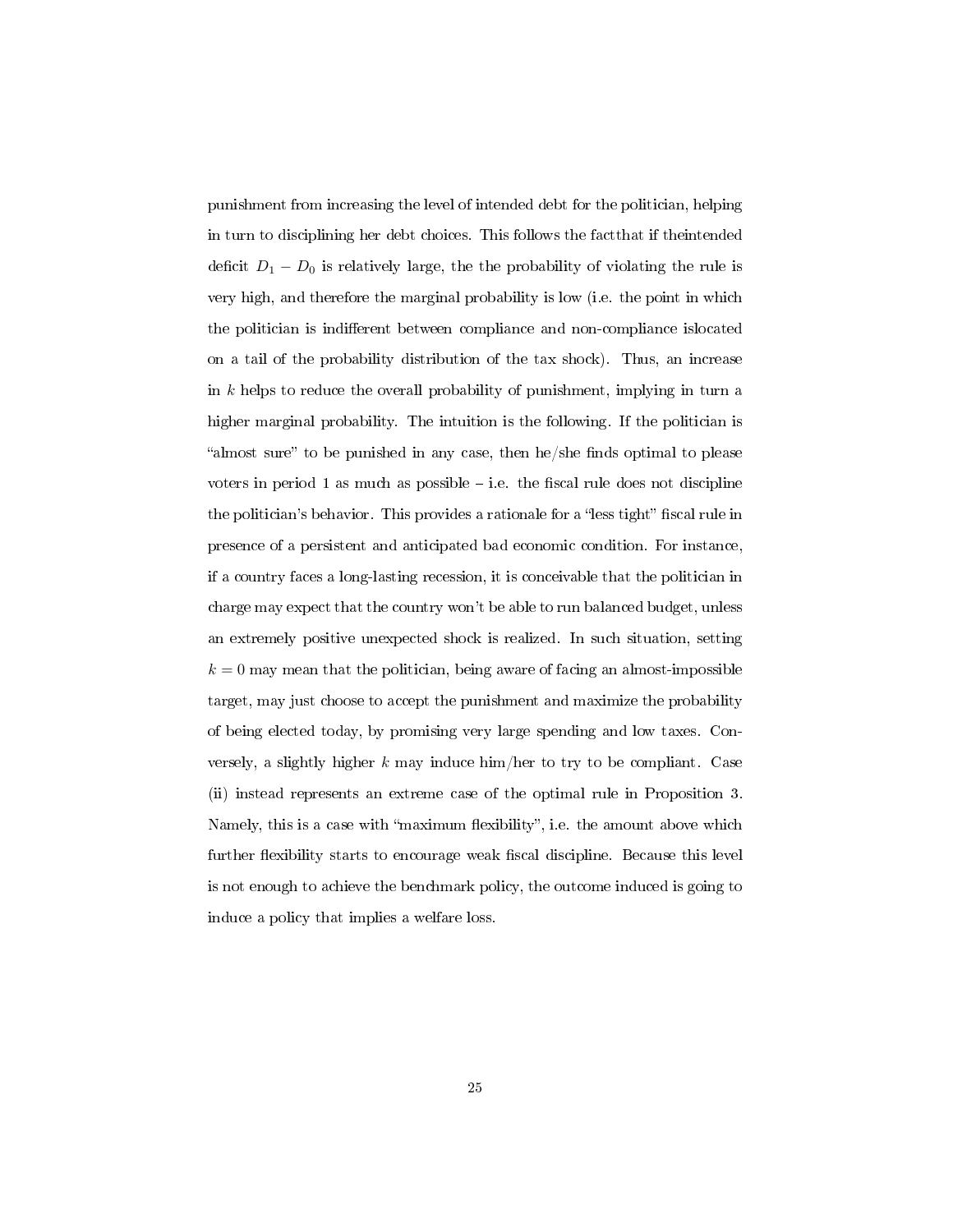punishment from increasing the level of intended debt for the politician, helping in turn to disciplining her debt choices. This follows the factthat if theintended deficit $D_1 - D_0$ is relatively large, the the probability of violating the rule is very high, and therefore the marginal probability is low (i.e. the point in which the politician is indifferent between compliance and non-compliance islocated on a tail of the probability distribution of the tax shock). Thus, an increase in $k$ helps to reduce the overall probability of punishment, implying in turn a higher marginal probability. The intuition is the following. If the politician is "almost sure" to be punished in any case, then he/she finds optimal to please voters in period 1 as much as possible – i.e. the fiscal rule does not discipline the politician's behavior. This provides a rationale for a "less tight" fiscal rule in presence of a persistent and anticipated bad economic condition. For instance, if a country faces a long-lasting recession, it is conceivable that the politician in charge may expect that the country won't be able to run balanced budget, unless an extremely positive unexpected shock is realized. In such situation, setting $k = 0$ may mean that the politician, being aware of facing an almost-impossible target, may just choose to accept the punishment and maximize the probability of being elected today, by promising very large spending and low taxes. Conversely, a slightly higher $k$ may induce him/her to try to be compliant. Case (ii) instead represents an extreme case of the optimal rule in Proposition 3. Namely, this is a case with "maximum flexibility", i.e. the amount above which further flexibility starts to encourage weak fiscal discipline. Because this level is not enough to achieve the benchmark policy, the outcome induced is going to induce a policy that implies a welfare loss.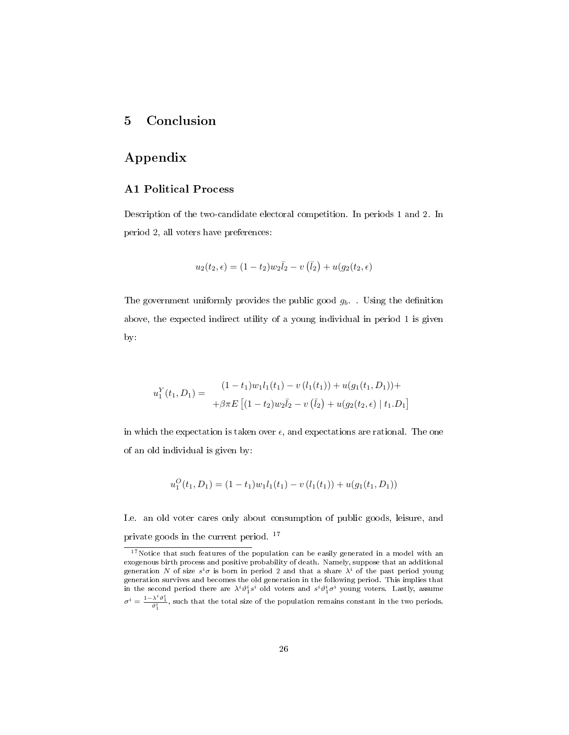# 5 Conclusion

# Appendix

### A1 Political Process

Description of the two-candidate electoral competition. In periods 1 and 2. In period 2, all voters have preferences:

$$u_2(t_2, \epsilon) = (1 - t_2)w_2\bar{l}_2 - v\left(\bar{l}_2\right) + u(g_2(t_2, \epsilon)$$

The government uniformly provides the public good $g_b$. . Using the definition above, the expected indirect utility of a young individual in period 1 is given by:

$$u_1^Y(t_1, D_1) = \begin{array}{c} (1 - t_1)w_1 l_1(t_1) - v\left(l_1(t_1)\right) + u(g_1(t_1, D_1)) + \\ +\beta\pi E\left[(1 - t_2)w_2\bar{l}_2 - v\left(\bar{l}_2\right) + u(g_2(t_2, \epsilon) \mid t_1.D_1\right] \end{array}$$

in which the expectation is taken over $\epsilon$, and expectations are rational. The one of an old individual is given by:

$$u_1^O(t_1, D_1) = (1 - t_1)w_1 l_1(t_1) - v\left(l_1(t_1)\right) + u(g_1(t_1, D_1))$$

I.e. an old voter cares only about consumption of public goods, leisure, and private goods in the current period. [17]

[17] Notice that such features of the population can be easily generated in a model with an exogenous birth process and positive probability of death. Namely, suppose that an additional generation $N$ of size $s^i\sigma$ is born in period 2 and that a share $\lambda^i$ of the past period young generation survives and becomes the old generation in the following period. This implies that in the second period there are $\lambda^i\vartheta_1^i s^i$ old voters and $s^i\vartheta_1^i\sigma^i$ young voters. Lastly, assume $\sigma^i = \frac{1-\lambda^i\vartheta_1^i}{\vartheta_1^i}$, such that the total size of the population remains constant in the two periods.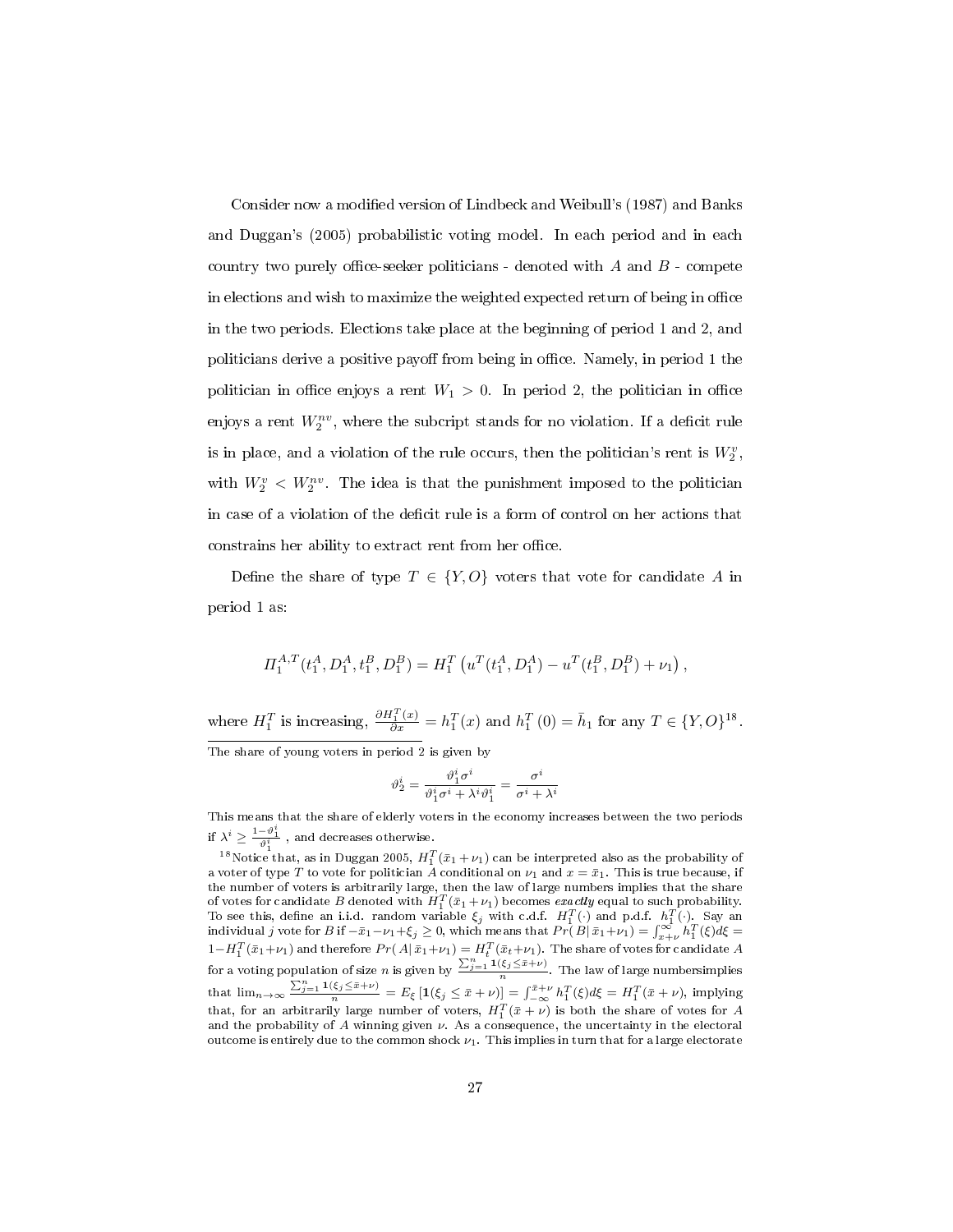Consider now a modified version of Lindbeck and Weibull's (1987) and Banks and Duggan's (2005) probabilistic voting model. In each period and in each country two purely office-seeker politicians - denoted with $A$ and $B$ - compete in elections and wish to maximize the weighted expected return of being in office in the two periods. Elections take place at the beginning of period 1 and 2, and politicians derive a positive payoff from being in office. Namely, in period 1 the politician in office enjoys a rent $W_1 > 0$. In period 2, the politician in office enjoys a rent $W_2^{nv}$, where the subcript stands for no violation. If a deficit rule is in place, and a violation of the rule occurs, then the politician's rent is $W_2^v$, with $W_2^v < W_2^{nv}$. The idea is that the punishment imposed to the politician in case of a violation of the deficit rule is a form of control on her actions that constrains her ability to extract rent from her office.

Define the share of type $T \in \{Y, O\}$ voters that vote for candidate $A$ in period 1 as:

$$\Pi_1^{A,T}(t_1^A, D_1^A, t_1^B, D_1^B) = H_1^T\left(u^T(t_1^A, D_1^A) - u^T(t_1^B, D_1^B) + \nu_1\right),$$

where $H_1^T$ is increasing, $\frac{\partial H_1^T(x)}{\partial x} = h_1^T(x)$ and $h_1^T(0) = \bar{h}_1$ for any $T \in \{Y, O\}$[18].

The share of young voters in period 2 is given by

$$\vartheta_2^i = \frac{\vartheta_1^i \sigma^i}{\vartheta_1^i \sigma^i + \lambda^i \vartheta_1^i} = \frac{\sigma^i}{\sigma^i + \lambda^i}$$

This means that the share of elderly voters in the economy increases between the two periods if $\lambda^i \geq \frac{1-\vartheta_1^i}{\vartheta_1^i}$ , and decreases otherwise.

[18] Notice that, as in Duggan 2005, $H_1^T(\bar{x}_1 + \nu_1)$ can be interpreted also as the probability of a voter of type $T$ to vote for politician $A$ conditional on $\nu_1$ and $x = \bar{x}_1$. This is true because, if the number of voters is arbitrarily large, then the law of large numbers implies that the share of votes for candidate $B$ denoted with $H_1^T(\bar{x}_1 + \nu_1)$ becomes ***exactly*** equal to such probability. To see this, define an i.i.d. random variable $\xi_j$ with c.d.f. $H_1^T(\cdot)$ and p.d.f. $h_1^T(\cdot)$. Say an individual $j$ vote for $B$ if $-\bar{x}_1 - \nu_1 + \xi_j \geq 0$, which means that $Pr(B|\,\bar{x}_1 + \nu_1) = \int_{x+\nu}^{\infty} h_1^T(\xi)d\xi = 1 - H_1^T(\bar{x}_1 + \nu_1)$ and therefore $Pr(A|\,\bar{x}_1 + \nu_1) = H_t^T(\bar{x}_t + \nu_1)$. The share of votes for candidate $A$ for a voting population of size $n$ is given by $\frac{\sum_{j=1}^n \mathbf{1}(\xi_j \leq \bar{x}+\nu)}{n}$. The law of large numbersimplies that $\lim_{n\to\infty} \frac{\sum_{j=1}^n \mathbf{1}(\xi_j \leq \bar{x}+\nu)}{n} = E_\xi\left[\mathbf{1}(\xi_j \leq \bar{x}+\nu)\right] = \int_{-\infty}^{\bar{x}+\nu} h_1^T(\xi)d\xi = H_1^T(\bar{x}+\nu)$, implying that, for an arbitrarily large number of voters, $H_1^T(\bar{x}+\nu)$ is both the share of votes for $A$ and the probability of $A$ winning given $\nu$. As a consequence, the uncertainty in the electoral outcome is entirely due to the common shock $\nu_1$. This implies in turn that for a large electorate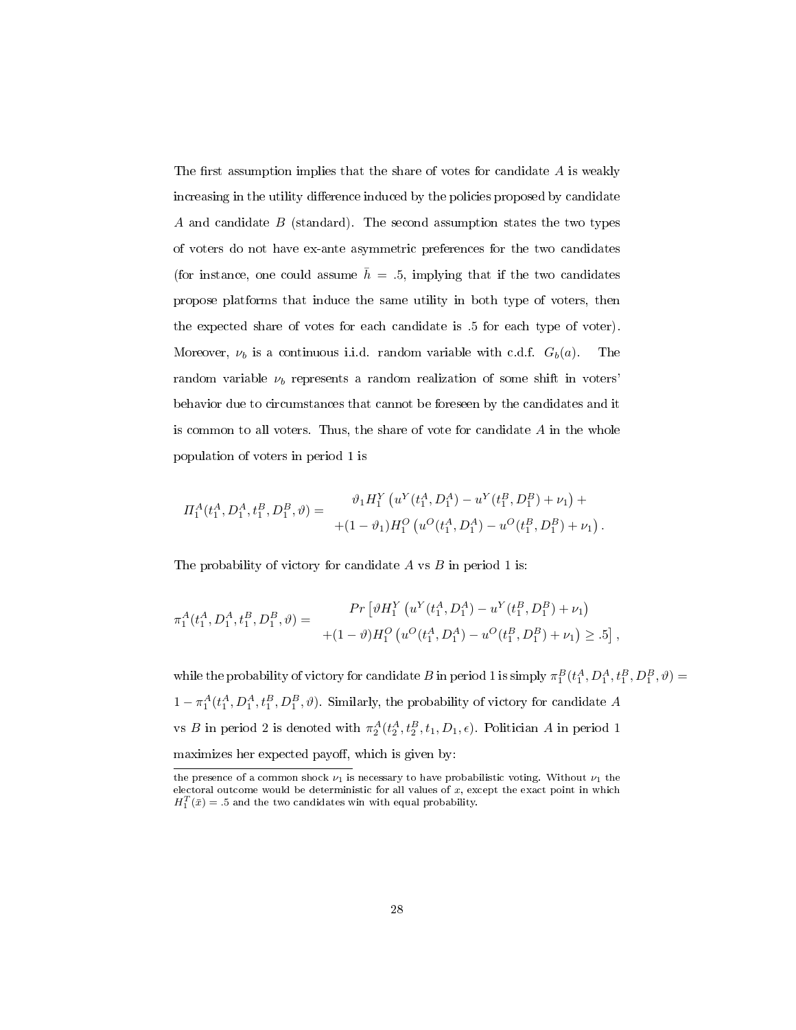The first assumption implies that the share of votes for candidate $A$ is weakly increasing in the utility difference induced by the policies proposed by candidate $A$ and candidate $B$ (standard). The second assumption states the two types of voters do not have ex-ante asymmetric preferences for the two candidates (for instance, one could assume $\bar{h} = .5$, implying that if the two candidates propose platforms that induce the same utility in both type of voters, then the expected share of votes for each candidate is .5 for each type of voter). Moreover, $\nu_b$ is a continuous i.i.d. random variable with c.d.f. $G_b(a)$. The random variable $\nu_b$ represents a random realization of some shift in voters' behavior due to circumstances that cannot be foreseen by the candidates and it is common to all voters. Thus, the share of vote for candidate $A$ in the whole population of voters in period 1 is

$$
\Pi_1^A(t_1^A, D_1^A, t_1^B, D_1^B, \vartheta) = \begin{array}{c} \vartheta_1 H_1^Y \left( u^Y(t_1^A, D_1^A) - u^Y(t_1^B, D_1^B) + \nu_1 \right) + \\ +(1-\vartheta_1) H_1^O \left( u^O(t_1^A, D_1^A) - u^O(t_1^B, D_1^B) + \nu_1 \right). \end{array}
$$

The probability of victory for candidate $A$ vs $B$ in period 1 is:

$$
\pi_1^A(t_1^A, D_1^A, t_1^B, D_1^B, \vartheta) = \begin{array}{c} Pr\left[ \vartheta H_1^Y \left( u^Y(t_1^A, D_1^A) - u^Y(t_1^B, D_1^B) + \nu_1 \right) \right. \\ \left. +(1-\vartheta) H_1^O \left( u^O(t_1^A, D_1^A) - u^O(t_1^B, D_1^B) + \nu_1 \right) \geq .5 \right], \end{array}
$$

while the probability of victory for candidate $B$ in period 1 is simply $\pi_1^B(t_1^A, D_1^A, t_1^B, D_1^B, \vartheta) = 1 - \pi_1^A(t_1^A, D_1^A, t_1^B, D_1^B, \vartheta)$. Similarly, the probability of victory for candidate $A$ vs $B$ in period 2 is denoted with $\pi_2^A(t_2^A, t_2^B, t_1, D_1, \epsilon)$. Politician $A$ in period 1 maximizes her expected payoff, which is given by:

---

the presence of a common shock $\nu_1$ is necessary to have probabilistic voting. Without $\nu_1$ the electoral outcome would be deterministic for all values of $x$, except the exact point in which $H_1^T(\bar{x}) = .5$ and the two candidates win with equal probability.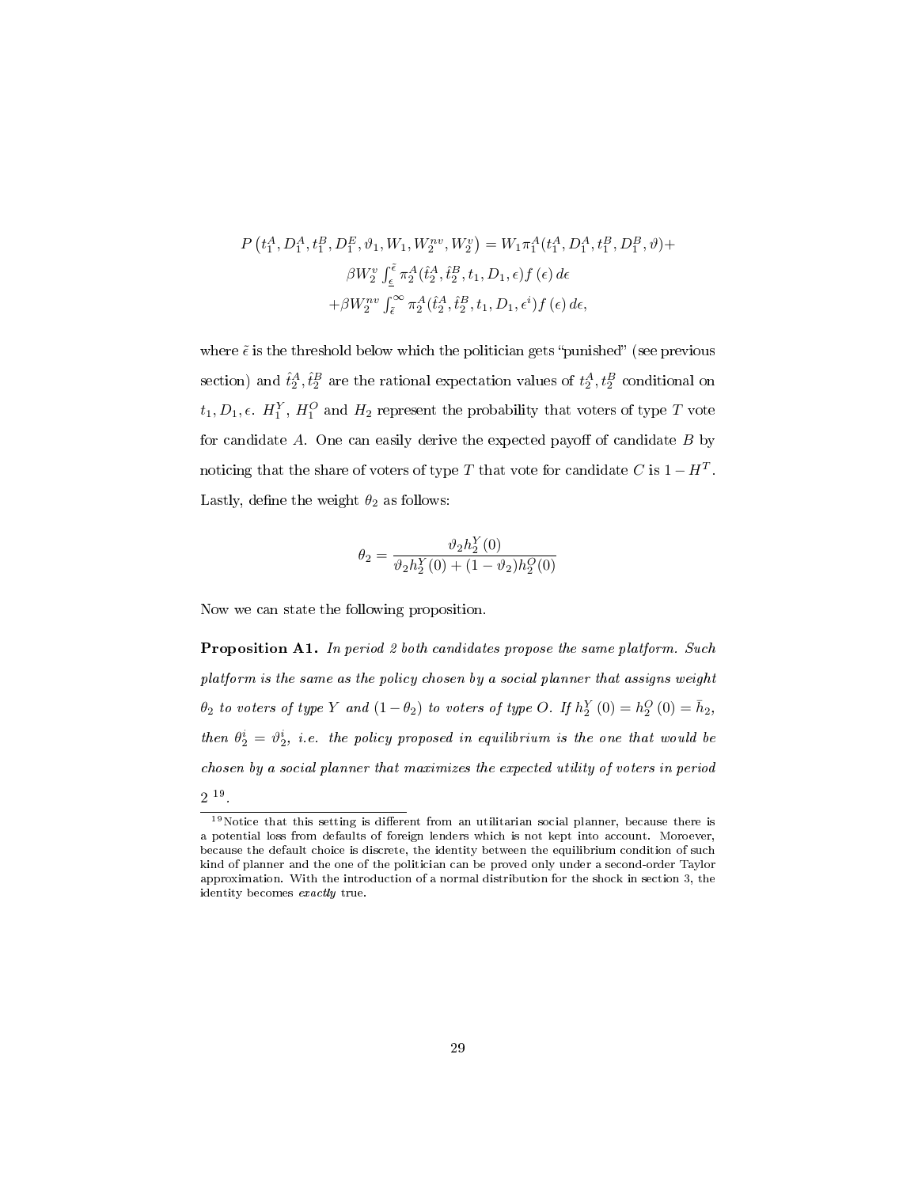$$P\left(t_1^A, D_1^A, t_1^B, D_1^E, \vartheta_1, W_1, W_2^{nv}, W_2^v\right) = W_1 \pi_1^A(t_1^A, D_1^A, t_1^B, D_1^B, \vartheta) +$$
$$\beta W_2^v \int_{\underline{\epsilon}}^{\tilde{\epsilon}} \pi_2^A(\hat{t}_2^A, \hat{t}_2^B, t_1, D_1, \epsilon) f(\epsilon)\, d\epsilon$$
$$+\beta W_2^{nv} \int_{\tilde{\epsilon}}^{\infty} \pi_2^A(\hat{t}_2^A, \hat{t}_2^B, t_1, D_1, \epsilon^i) f(\epsilon)\, d\epsilon,$$

where $\tilde{\epsilon}$ is the threshold below which the politician gets "punished" (see previous section) and $\hat{t}_2^A, \hat{t}_2^B$ are the rational expectation values of $t_2^A, t_2^B$ conditional on $t_1, D_1, \epsilon$. $H_1^Y$, $H_1^O$ and $H_2$ represent the probability that voters of type $T$ vote for candidate $A$. One can easily derive the expected payoff of candidate $B$ by noticing that the share of voters of type $T$ that vote for candidate $C$ is $1 - H^T$. Lastly, define the weight $\theta_2$ as follows:

$$\theta_2 = \frac{\vartheta_2 h_2^Y(0)}{\vartheta_2 h_2^Y(0) + (1-\vartheta_2) h_2^O(0)}$$

Now we can state the following proposition.

**Proposition A1.** *In period 2 both candidates propose the same platform. Such platform is the same as the policy chosen by a social planner that assigns weight $\theta_2$ to voters of type $Y$ and $(1-\theta_2)$ to voters of type $O$. If $h_2^Y(0) = h_2^O(0) = \bar{h}_2$, then $\theta_2^i = \vartheta_2^i$, i.e. the policy proposed in equilibrium is the one that would be chosen by a social planner that maximizes the expected utility of voters in period 2* [19].

[19] Notice that this setting is different from an utilitarian social planner, because there is a potential loss from defaults of foreign lenders which is not kept into account. Moreover, because the default choice is discrete, the identity between the equilibrium condition of such kind of planner and the one of the politician can be proved only under a second-order Taylor approximation. With the introduction of a normal distribution for the shock in section 3, the identity becomes *exactly* true.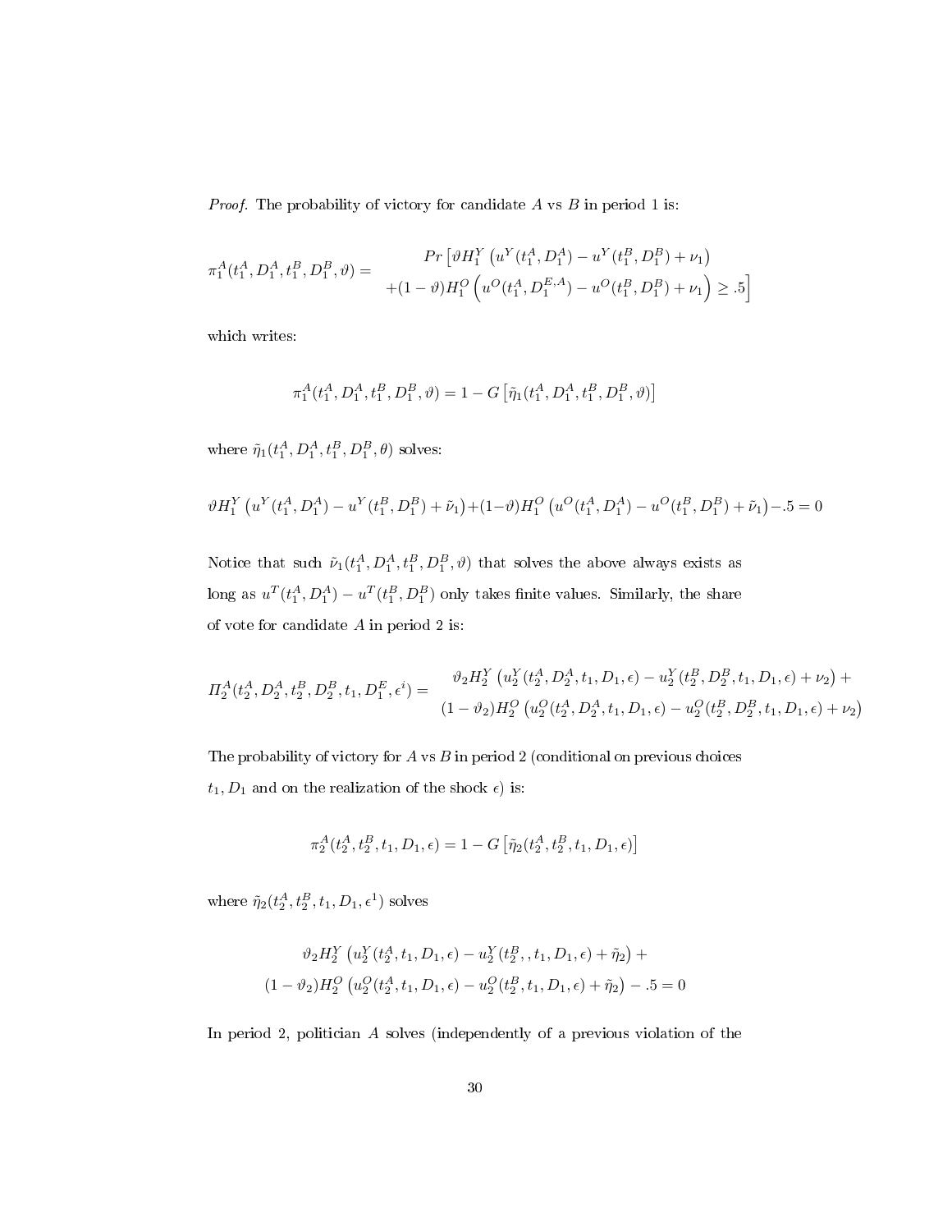*Proof.* The probability of victory for candidate $A$ vs $B$ in period 1 is:

$$\pi_1^A(t_1^A, D_1^A, t_1^B, D_1^B, \vartheta) = \begin{array}{c} Pr\left[\vartheta H_1^Y\left(u^Y(t_1^A, D_1^A) - u^Y(t_1^B, D_1^B) + \nu_1\right)\right. \\ \left.+(1-\vartheta)H_1^O\left(u^O(t_1^A, D_1^{E,A}) - u^O(t_1^B, D_1^B) + \nu_1\right) \geq .5\right] \end{array}$$

which writes:

$$\pi_1^A(t_1^A, D_1^A, t_1^B, D_1^B, \vartheta) = 1 - G\left[\tilde{\eta}_1(t_1^A, D_1^A, t_1^B, D_1^B, \vartheta)\right]$$

where $\tilde{\eta}_1(t_1^A, D_1^A, t_1^B, D_1^B, \theta)$ solves:

$$\vartheta H_1^Y\left(u^Y(t_1^A, D_1^A) - u^Y(t_1^B, D_1^B) + \tilde{\nu}_1\right) + (1-\vartheta)H_1^O\left(u^O(t_1^A, D_1^A) - u^O(t_1^B, D_1^B) + \tilde{\nu}_1\right) - .5 = 0$$

Notice that such $\tilde{\nu}_1(t_1^A, D_1^A, t_1^B, D_1^B, \vartheta)$ that solves the above always exists as long as $u^T(t_1^A, D_1^A) - u^T(t_1^B, D_1^B)$ only takes finite values. Similarly, the share of vote for candidate $A$ in period 2 is:

$$\Pi_2^A(t_2^A, D_2^A, t_2^B, D_2^B, t_1, D_1^E, \epsilon^i) = \begin{array}{c} \vartheta_2 H_2^Y\left(u_2^Y(t_2^A, D_2^A, t_1, D_1, \epsilon) - u_2^Y(t_2^B, D_2^B, t_1, D_1, \epsilon) + \nu_2\right) + \\ (1-\vartheta_2)H_2^O\left(u_2^O(t_2^A, D_2^A, t_1, D_1, \epsilon) - u_2^O(t_2^B, D_2^B, t_1, D_1, \epsilon) + \nu_2\right) \end{array}$$

The probability of victory for $A$ vs $B$ in period 2 (conditional on previous choices $t_1, D_1$ and on the realization of the shock $\epsilon$) is:

$$\pi_2^A(t_2^A, t_2^B, t_1, D_1, \epsilon) = 1 - G\left[\tilde{\eta}_2(t_2^A, t_2^B, t_1, D_1, \epsilon)\right]$$

where $\tilde{\eta}_2(t_2^A, t_2^B, t_1, D_1, \epsilon^1)$ solves

$$\begin{array}{c} \vartheta_2 H_2^Y\left(u_2^Y(t_2^A, t_1, D_1, \epsilon) - u_2^Y(t_2^B, , t_1, D_1, \epsilon) + \tilde{\eta}_2\right) + \\ (1-\vartheta_2)H_2^O\left(u_2^O(t_2^A, t_1, D_1, \epsilon) - u_2^O(t_2^B, t_1, D_1, \epsilon) + \tilde{\eta}_2\right) - .5 = 0 \end{array}$$

In period 2, politician $A$ solves (independently of a previous violation of the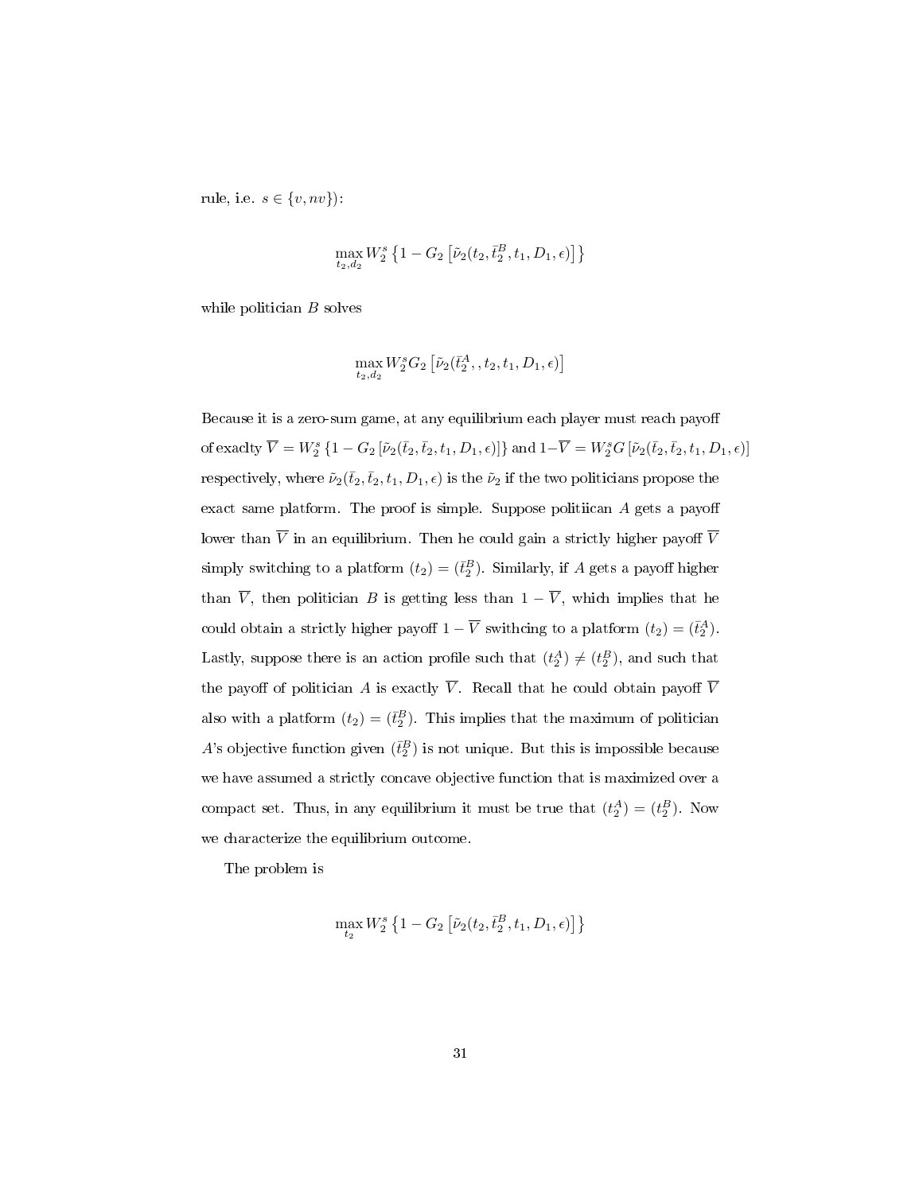rule, i.e. $s \in \{v, nv\}$):

$$\max_{t_2, d_2} W_2^s \left\{1 - G_2\left[\tilde{\nu}_2(t_2, \bar{t}_2^B, t_1, D_1, \epsilon)\right]\right\}$$

while politician $B$ solves

$$\max_{t_2, d_2} W_2^s G_2\left[\tilde{\nu}_2(\bar{t}_2^A, , t_2, t_1, D_1, \epsilon)\right]$$

Because it is a zero-sum game, at any equilibrium each player must reach payoff of exaclty $\overline{V} = W_2^s\left\{1 - G_2\left[\tilde{\nu}_2(\bar{t}_2, \bar{t}_2, t_1, D_1, \epsilon)\right]\right\}$ and $1-\overline{V} = W_2^s G\left[\tilde{\nu}_2(\bar{t}_2, \bar{t}_2, t_1, D_1, \epsilon)\right]$ respectively, where $\tilde{\nu}_2(\bar{t}_2, \bar{t}_2, t_1, D_1, \epsilon)$ is the $\tilde{\nu}_2$ if the two politicians propose the exact same platform. The proof is simple. Suppose politiican $A$ gets a payoff lower than $\overline{V}$ in an equilibrium. Then he could gain a strictly higher payoff $\overline{V}$ simply switching to a platform $(t_2) = (\bar{t}_2^B)$. Similarly, if $A$ gets a payoff higher than $\overline{V}$, then politician $B$ is getting less than $1 - \overline{V}$, which implies that he could obtain a strictly higher payoff $1 - \overline{V}$ swithcing to a platform $(t_2) = (\bar{t}_2^A)$. Lastly, suppose there is an action profile such that $(t_2^A) \neq (t_2^B)$, and such that the payoff of politician $A$ is exactly $\overline{V}$. Recall that he could obtain payoff $\overline{V}$ also with a platform $(t_2) = (\bar{t}_2^B)$. This implies that the maximum of politician $A$'s objective function given $(\bar{t}_2^B)$ is not unique. But this is impossible because we have assumed a strictly concave objective function that is maximized over a compact set. Thus, in any equilibrium it must be true that $(t_2^A) = (t_2^B)$. Now we characterize the equilibrium outcome.

The problem is

$$\max_{t_2} W_2^s \left\{1 - G_2\left[\tilde{\nu}_2(t_2, \bar{t}_2^B, t_1, D_1, \epsilon)\right]\right\}$$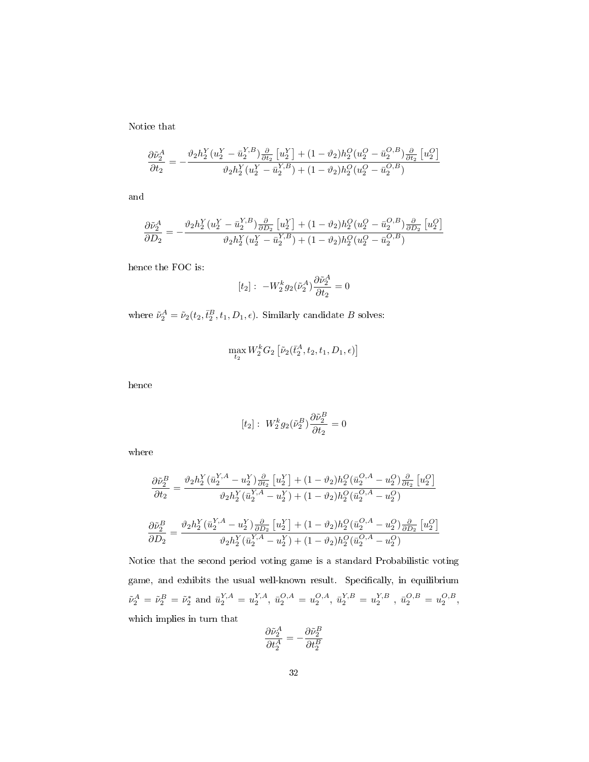Notice that

$$\frac{\partial \tilde{\nu}_2^A}{\partial t_2} = -\frac{\vartheta_2 h_2^Y (u_2^Y - \bar{u}_2^{Y,B}) \frac{\partial}{\partial t_2}\left[u_2^Y\right] + (1-\vartheta_2) h_2^O (u_2^O - \bar{u}_2^{O,B}) \frac{\partial}{\partial t_2}\left[u_2^O\right]}{\vartheta_2 h_2^Y (u_2^Y - \bar{u}_2^{Y,B}) + (1-\vartheta_2) h_2^O (u_2^O - \bar{u}_2^{O,B})}$$

and

$$\frac{\partial \tilde{\nu}_2^A}{\partial D_2} = -\frac{\vartheta_2 h_2^Y (u_2^Y - \bar{u}_2^{Y,B}) \frac{\partial}{\partial D_2}\left[u_2^Y\right] + (1-\vartheta_2) h_2^O (u_2^O - \bar{u}_2^{O,B}) \frac{\partial}{\partial D_2}\left[u_2^O\right]}{\vartheta_2 h_2^Y (u_2^Y - \bar{u}_2^{Y,B}) + (1-\vartheta_2) h_2^O (u_2^O - \bar{u}_2^{O,B})}$$

hence the FOC is:

$$[t_2]: \; -W_2^k g_2(\tilde{\nu}_2^A) \frac{\partial \tilde{\nu}_2^A}{\partial t_2} = 0$$

where $\tilde{\nu}_2^A = \tilde{\nu}_2(t_2, \bar{t}_2^B, t_1, D_1, \epsilon)$. Similarly candidate $B$ solves:

$$\max_{t_2} W_2^k G_2\left[\tilde{\nu}_2(\bar{t}_2^A, t_2, t_1, D_1, \epsilon)\right]$$

hence

$$[t_2]: \; W_2^k g_2(\tilde{\nu}_2^B) \frac{\partial \tilde{\nu}_2^B}{\partial t_2} = 0$$

where

$$\frac{\partial \tilde{\nu}_2^B}{\partial t_2} = \frac{\vartheta_2 h_2^Y (\bar{u}_2^{Y,A} - u_2^Y) \frac{\partial}{\partial t_2}\left[u_2^Y\right] + (1-\vartheta_2) h_2^O (\bar{u}_2^{O,A} - u_2^O) \frac{\partial}{\partial t_2}\left[u_2^O\right]}{\vartheta_2 h_2^Y (\bar{u}_2^{Y,A} - u_2^Y) + (1-\vartheta_2) h_2^O (\bar{u}_2^{O,A} - u_2^O)}$$

$$\frac{\partial \tilde{\nu}_2^B}{\partial D_2} = \frac{\vartheta_2 h_2^Y (\bar{u}_2^{Y,A} - u_2^Y) \frac{\partial}{\partial D_2}\left[u_2^Y\right] + (1-\vartheta_2) h_2^O (\bar{u}_2^{O,A} - u_2^O) \frac{\partial}{\partial D_2}\left[u_2^O\right]}{\vartheta_2 h_2^Y (\bar{u}_2^{Y,A} - u_2^Y) + (1-\vartheta_2) h_2^O (\bar{u}_2^{O,A} - u_2^O)}$$

Notice that the second period voting game is a standard Probabilistic voting game, and exhibits the usual well-known result. Specifically, in equilibrium $\tilde{\nu}_2^A = \tilde{\nu}_2^B = \tilde{\nu}_2^*$ and $\bar{u}_2^{Y,A} = u_2^{Y,A}$, $\bar{u}_2^{O,A} = u_2^{O,A}$, $\bar{u}_2^{Y,B} = u_2^{Y,B}$ , $\bar{u}_2^{O,B} = u_2^{O,B}$, which implies in turn that

$$\frac{\partial \tilde{\nu}_2^A}{\partial t_2^A} = -\frac{\partial \tilde{\nu}_2^B}{\partial t_2^B}$$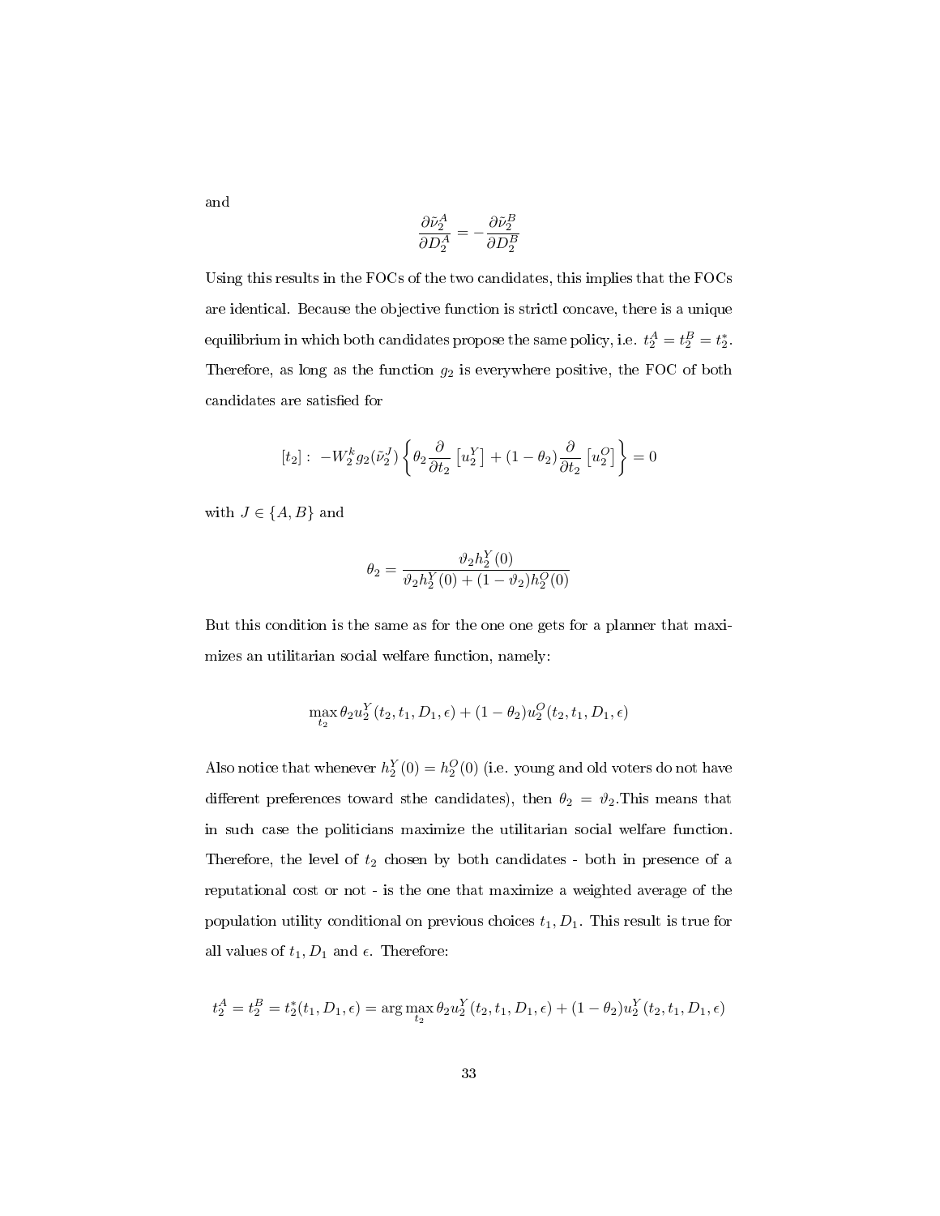and

$$\frac{\partial \tilde{\nu}_2^A}{\partial D_2^A} = -\frac{\partial \tilde{\nu}_2^B}{\partial D_2^B}$$

Using this results in the FOCs of the two candidates, this implies that the FOCs are identical. Because the objective function is strictl concave, there is a unique equilibrium in which both candidates propose the same policy, i.e. $t_2^A = t_2^B = t_2^*$. Therefore, as long as the function $g_2$ is everywhere positive, the FOC of both candidates are satisfied for

$$[t_2]: \; -W_2^k g_2(\tilde{\nu}_2^J)\left\{\theta_2 \frac{\partial}{\partial t_2}\left[u_2^Y\right] + (1-\theta_2)\frac{\partial}{\partial t_2}\left[u_2^O\right]\right\} = 0$$

with $J \in \{A, B\}$ and

$$\theta_2 = \frac{\vartheta_2 h_2^Y(0)}{\vartheta_2 h_2^Y(0) + (1-\vartheta_2)h_2^O(0)}$$

But this condition is the same as for the one one gets for a planner that maximizes an utilitarian social welfare function, namely:

$$\max_{t_2} \theta_2 u_2^Y(t_2, t_1, D_1, \epsilon) + (1-\theta_2)u_2^O(t_2, t_1, D_1, \epsilon)$$

Also notice that whenever $h_2^Y(0) = h_2^O(0)$ (i.e. young and old voters do not have different preferences toward sthe candidates), then $\theta_2 = \vartheta_2$.This means that in such case the politicians maximize the utilitarian social welfare function. Therefore, the level of $t_2$ chosen by both candidates - both in presence of a reputational cost or not - is the one that maximize a weighted average of the population utility conditional on previous choices $t_1, D_1$. This result is true for all values of $t_1, D_1$ and $\epsilon$. Therefore:

$$t_2^A = t_2^B = t_2^*(t_1, D_1, \epsilon) = \arg\max_{t_2} \theta_2 u_2^Y(t_2, t_1, D_1, \epsilon) + (1-\theta_2)u_2^Y(t_2, t_1, D_1, \epsilon)$$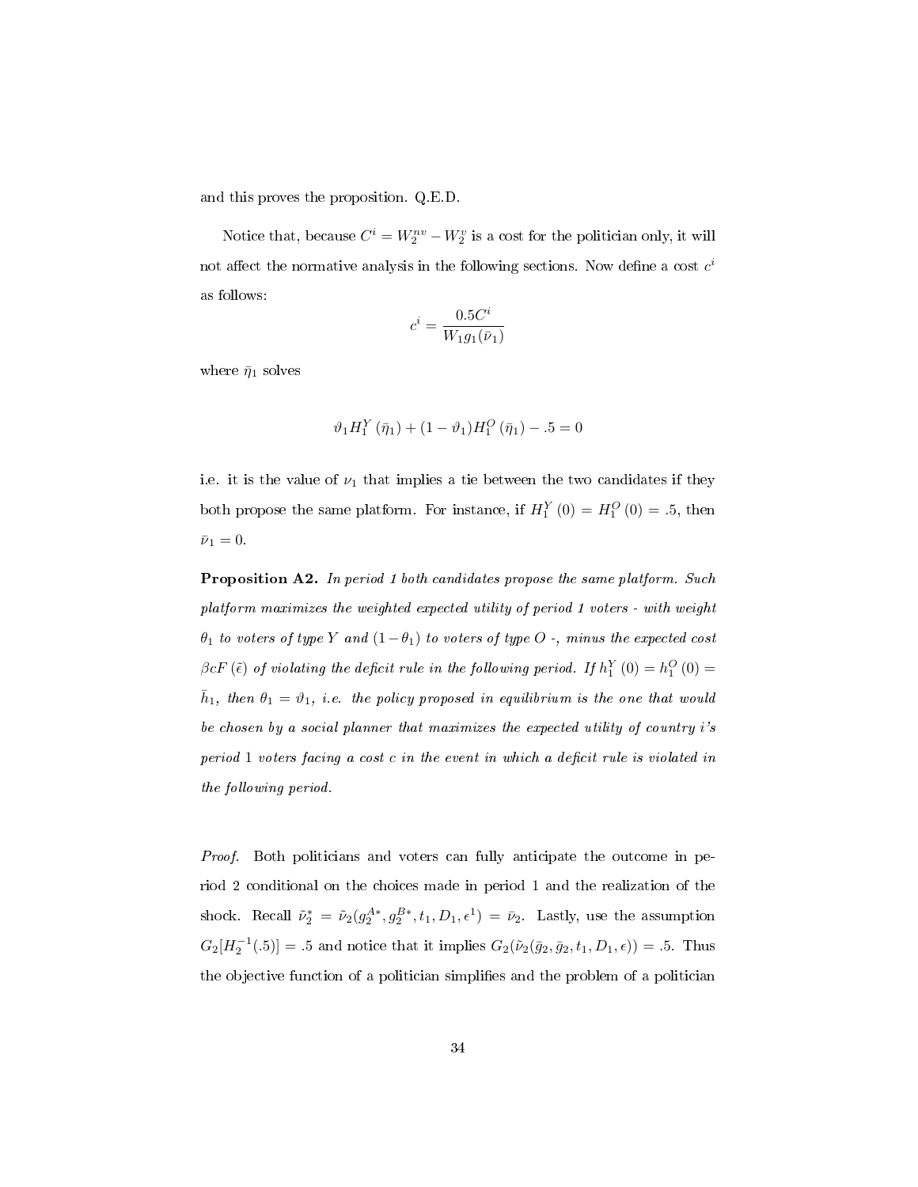and this proves the proposition. Q.E.D.

Notice that, because $C^i = W_2^{nv} - W_2^v$ is a cost for the politician only, it will not affect the normative analysis in the following sections. Now define a cost $c^i$ as follows:

$$c^i = \frac{0.5C^i}{W_1 g_1(\bar{\nu}_1)}$$

where $\bar{\eta}_1$ solves

$$\vartheta_1 H_1^Y(\bar{\eta}_1) + (1 - \vartheta_1) H_1^O(\bar{\eta}_1) - .5 = 0$$

i.e. it is the value of $\nu_1$ that implies a tie between the two candidates if they both propose the same platform. For instance, if $H_1^Y(0) = H_1^O(0) = .5$, then $\bar{\nu}_1 = 0$.

**Proposition A2.** *In period 1 both candidates propose the same platform. Such platform maximizes the weighted expected utility of period 1 voters - with weight $\theta_1$ to voters of type $Y$ and $(1-\theta_1)$ to voters of type $O$ -, minus the expected cost $\beta c F(\tilde{\epsilon})$ of violating the deficit rule in the following period. If $h_1^Y(0) = h_1^O(0) = \bar{h}_1$, then $\theta_1 = \vartheta_1$, i.e. the policy proposed in equilibrium is the one that would be chosen by a social planner that maximizes the expected utility of country i's period 1 voters facing a cost c in the event in which a deficit rule is violated in the following period.*

*Proof.* Both politicians and voters can fully anticipate the outcome in period 2 conditional on the choices made in period 1 and the realization of the shock. Recall $\tilde{\nu}_2^* = \tilde{\nu}_2(g_2^{A*}, g_2^{B*}, t_1, D_1, \epsilon^1) = \bar{\nu}_2$. Lastly, use the assumption $G_2[H_2^{-1}(.5)] = .5$ and notice that it implies $G_2(\tilde{\nu}_2(\bar{g}_2, \bar{g}_2, t_1, D_1, \epsilon)) = .5$. Thus the objective function of a politician simplifies and the problem of a politician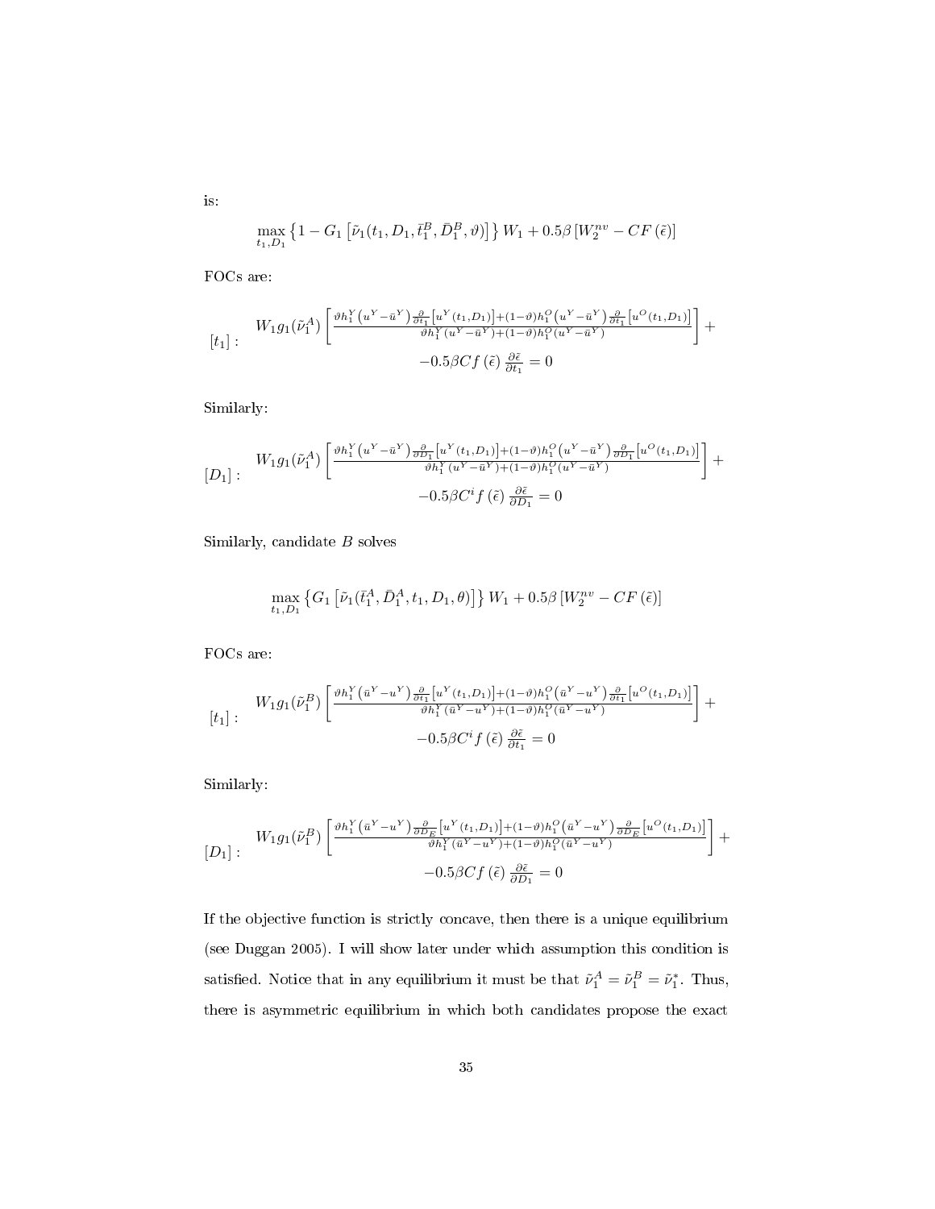is:

$$\max_{t_1, D_1} \left\{1 - G_1\left[\tilde{\nu}_1(t_1, D_1, \bar{t}_1^B, \bar{D}_1^B, \vartheta)\right]\right\} W_1 + 0.5\beta\left[W_2^{nv} - CF(\tilde{\epsilon})\right]$$

FOCs are:

$$[t_1]: \quad \begin{array}{c} W_1 g_1(\tilde{\nu}_1^A)\left[\frac{\vartheta h_1^Y\left(u^Y - \bar{u}^Y\right)\frac{\partial}{\partial t_1}\left[u^Y(t_1, D_1)\right] + (1-\vartheta)h_1^O\left(u^Y - \bar{u}^Y\right)\frac{\partial}{\partial t_1}\left[u^O(t_1, D_1)\right]}{\vartheta h_1^Y\left(u^Y - \bar{u}^Y\right) + (1-\vartheta)h_1^O\left(u^Y - \bar{u}^Y\right)}\right] + \\ -0.5\beta C f(\tilde{\epsilon})\frac{\partial \tilde{\epsilon}}{\partial t_1} = 0 \end{array}$$

Similarly:

$$[D_1]: \quad \begin{array}{c} W_1 g_1(\tilde{\nu}_1^A)\left[\frac{\vartheta h_1^Y\left(u^Y - \bar{u}^Y\right)\frac{\partial}{\partial D_1}\left[u^Y(t_1, D_1)\right] + (1-\vartheta)h_1^O\left(u^Y - \bar{u}^Y\right)\frac{\partial}{\partial D_1}\left[u^O(t_1, D_1)\right]}{\vartheta h_1^Y\left(u^Y - \bar{u}^Y\right) + (1-\vartheta)h_1^O\left(u^Y - \bar{u}^Y\right)}\right] + \\ -0.5\beta C^i f(\epsilon)\frac{\partial \tilde{\epsilon}}{\partial D_1} = 0 \end{array}$$

Similarly, candidate $B$ solves

$$\max_{t_1, D_1} \left\{G_1\left[\tilde{\nu}_1(\bar{t}_1^A, \bar{D}_1^A, t_1, D_1, \theta)\right]\right\} W_1 + 0.5\beta\left[W_2^{nv} - CF(\tilde{\epsilon})\right]$$

FOCs are:

$$[t_1]: \quad \begin{array}{c} W_1 g_1(\tilde{\nu}_1^B)\left[\frac{\vartheta h_1^Y\left(\bar{u}^Y - u^Y\right)\frac{\partial}{\partial t_1}\left[u^Y(t_1, D_1)\right] + (1-\vartheta)h_1^O\left(\bar{u}^Y - u^Y\right)\frac{\partial}{\partial t_1}\left[u^O(t_1, D_1)\right]}{\vartheta h_1^Y\left(\bar{u}^Y - u^Y\right) + (1-\vartheta)h_1^O\left(\bar{u}^Y - u^Y\right)}\right] + \\ -0.5\beta C^i f(\tilde{\epsilon})\frac{\partial \tilde{\epsilon}}{\partial t_1} = 0 \end{array}$$

Similarly:

$$[D_1]: \quad \begin{array}{c} W_1 g_1(\tilde{\nu}_1^B)\left[\frac{\vartheta h_1^Y\left(\bar{u}^Y - u^Y\right)\frac{\partial}{\partial D_E}\left[u^Y(t_1, D_1)\right] + (1-\vartheta)h_1^O\left(\bar{u}^Y - u^Y\right)\frac{\partial}{\partial D_E}\left[u^O(t_1, D_1)\right]}{\vartheta h_1^Y\left(\bar{u}^Y - u^Y\right) + (1-\vartheta)h_1^O\left(\bar{u}^Y - u^Y\right)}\right] + \\ -0.5\beta C f(\tilde{\epsilon})\frac{\partial \tilde{\epsilon}}{\partial D_1} = 0 \end{array}$$

If the objective function is strictly concave, then there is a unique equilibrium (see Duggan 2005). I will show later under which assumption this condition is satisfied. Notice that in any equilibrium it must be that $\tilde{\nu}_1^A = \tilde{\nu}_1^B = \tilde{\nu}_1^*$. Thus, there is asymmetric equilibrium in which both candidates propose the exact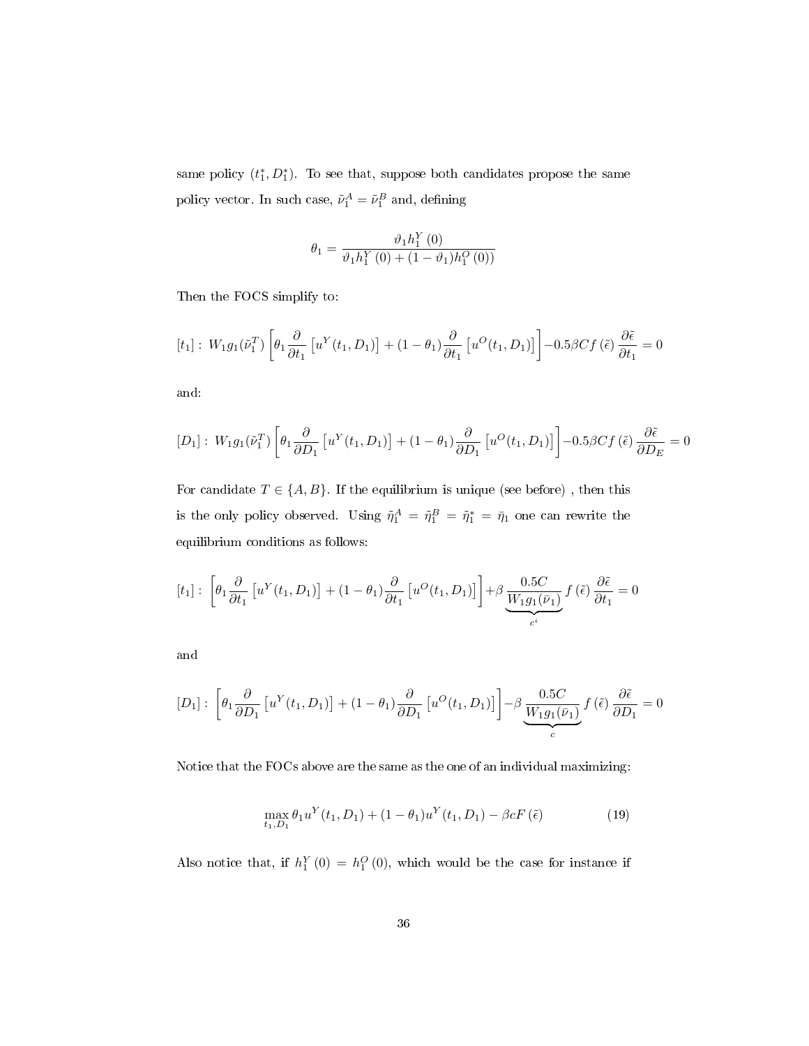same policy $(t_1^*, D_1^*)$. To see that, suppose both candidates propose the same policy vector. In such case, $\tilde{\nu}_1^A = \tilde{\nu}_1^B$ and, defining

$$\theta_1 = \frac{\vartheta_1 h_1^Y(0)}{\vartheta_1 h_1^Y(0) + (1-\vartheta_1) h_1^O(0))}$$

Then the FOCS simplify to:

$$[t_1]: \; W_1 g_1(\tilde{\nu}_1^T) \left[ \theta_1 \frac{\partial}{\partial t_1} \left[ u^Y(t_1, D_1) \right] + (1-\theta_1) \frac{\partial}{\partial t_1} \left[ u^O(t_1, D_1) \right] \right] - 0.5 \beta C f(\tilde{\epsilon}) \frac{\partial \tilde{\epsilon}}{\partial t_1} = 0$$

and:

$$[D_1]: \; W_1 g_1(\tilde{\nu}_1^T) \left[ \theta_1 \frac{\partial}{\partial D_1} \left[ u^Y(t_1, D_1) \right] + (1-\theta_1) \frac{\partial}{\partial D_1} \left[ u^O(t_1, D_1) \right] \right] - 0.5 \beta C f(\tilde{\epsilon}) \frac{\partial \tilde{\epsilon}}{\partial D_E} = 0$$

For candidate $T \in \{A, B\}$. If the equilibrium is unique (see before) , then this is the only policy observed. Using $\tilde{\eta}_1^A = \tilde{\eta}_1^B = \tilde{\eta}_1^* = \bar{\eta}_1$ one can rewrite the equilibrium conditions as follows:

$$[t_1]: \; \left[ \theta_1 \frac{\partial}{\partial t_1} \left[ u^Y(t_1, D_1) \right] + (1-\theta_1) \frac{\partial}{\partial t_1} \left[ u^O(t_1, D_1) \right] \right] + \beta \underbrace{\frac{0.5C}{W_1 g_1(\bar{\nu}_1)}}_{c^i} f(\tilde{\epsilon}) \frac{\partial \tilde{\epsilon}}{\partial t_1} = 0$$

and

$$[D_1]: \; \left[ \theta_1 \frac{\partial}{\partial D_1} \left[ u^Y(t_1, D_1) \right] + (1-\theta_1) \frac{\partial}{\partial D_1} \left[ u^O(t_1, D_1) \right] \right] - \beta \underbrace{\frac{0.5C}{W_1 g_1(\bar{\nu}_1)}}_{c} f(\tilde{\epsilon}) \frac{\partial \tilde{\epsilon}}{\partial D_1} = 0$$

Notice that the FOCs above are the same as the one of an individual maximizing:

$$\max_{t_1, D_1} \theta_1 u^Y(t_1, D_1) + (1-\theta_1) u^Y(t_1, D_1) - \beta c F(\tilde{\epsilon}) \tag{19}$$

Also notice that, if $h_1^Y(0) = h_1^O(0)$, which would be the case for instance if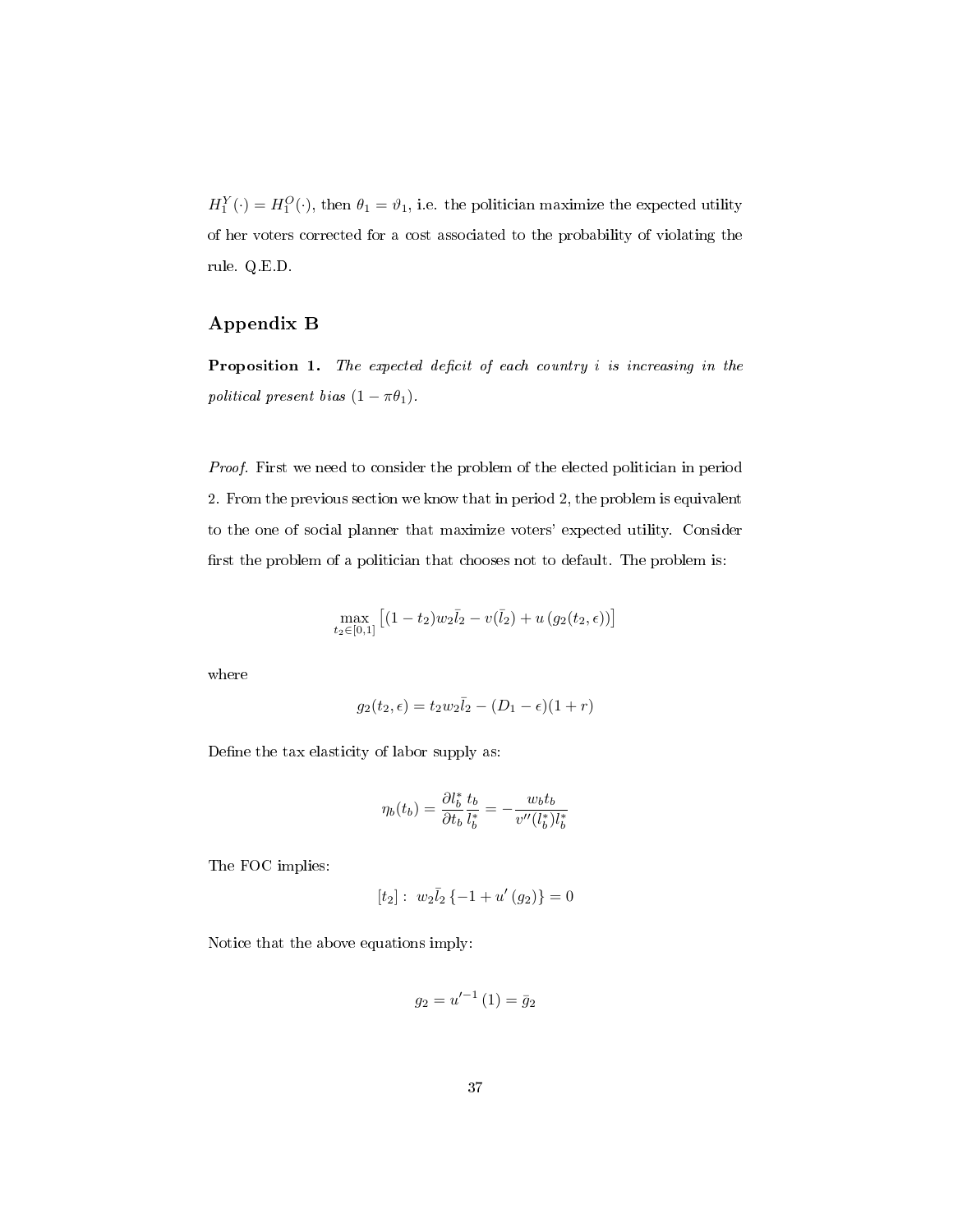$H_1^Y(\cdot) = H_1^O(\cdot)$, then $\theta_1 = \vartheta_1$, i.e. the politician maximize the expected utility of her voters corrected for a cost associated to the probability of violating the rule. Q.E.D.

## Appendix B

**Proposition 1.** *The expected deficit of each country $i$ is increasing in the political present bias $(1 - \pi\theta_1)$.*

*Proof.* First we need to consider the problem of the elected politician in period 2. From the previous section we know that in period 2, the problem is equivalent to the one of social planner that maximize voters' expected utility. Consider first the problem of a politician that chooses not to default. The problem is:

$$\max_{t_2 \in [0,1]} \left[ (1 - t_2) w_2 \bar{l}_2 - v(\bar{l}_2) + u\left(g_2(t_2, \epsilon)\right) \right]$$

where

$$g_2(t_2, \epsilon) = t_2 w_2 \bar{l}_2 - (D_1 - \epsilon)(1 + r)$$

Define the tax elasticity of labor supply as:

$$\eta_b(t_b) = \frac{\partial l_b^*}{\partial t_b} \frac{t_b}{l_b^*} = -\frac{w_b t_b}{v''(l_b^*) l_b^*}$$

The FOC implies:

$$[t_2]: \; w_2 \bar{l}_2 \left\{ -1 + u'\left(g_2\right) \right\} = 0$$

Notice that the above equations imply:

$$g_2 = u'^{-1}\left(1\right) = \bar{g}_2$$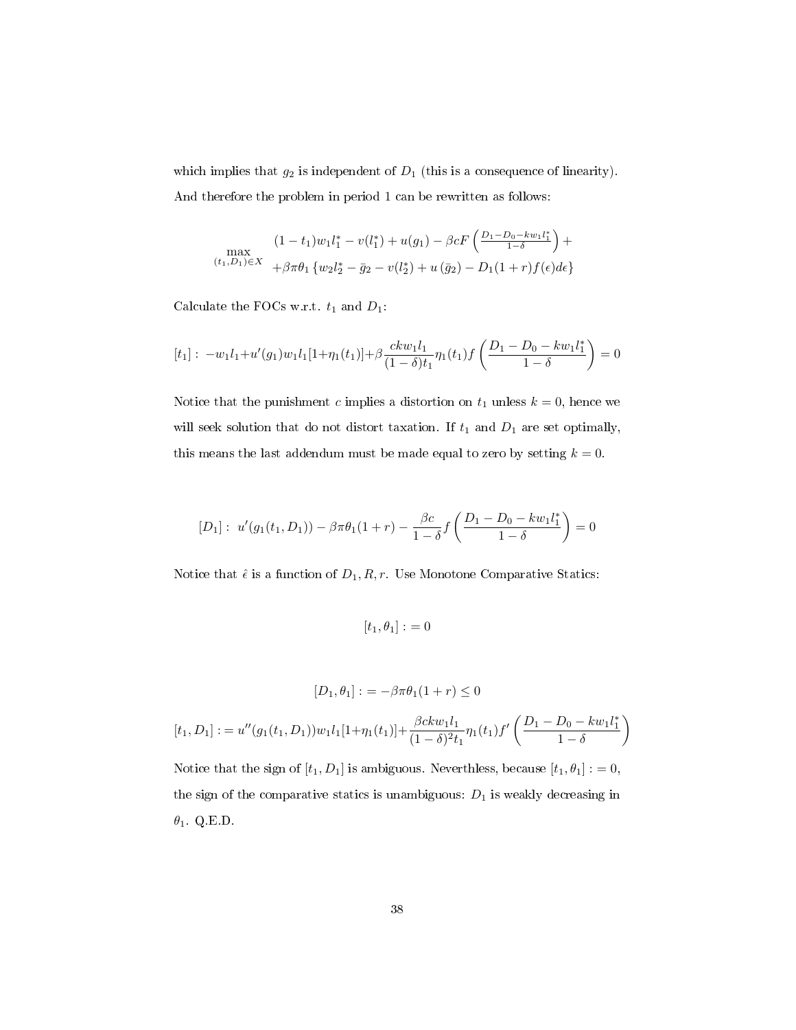which implies that $g_2$ is independent of $D_1$ (this is a consequence of linearity). And therefore the problem in period 1 can be rewritten as follows:

$$\max_{(t_1,D_1)\in X} \begin{array}{l} (1-t_1)w_1 l_1^* - v(l_1^*) + u(g_1) - \beta c F\left(\frac{D_1 - D_0 - k w_1 l_1^*}{1-\delta}\right) + \\ +\beta\pi\theta_1 \left\{ w_2 l_2^* - \bar{g}_2 - v(l_2^*) + u\left(\bar{g}_2\right) - D_1(1+r) f(\epsilon) d\epsilon \right\} \end{array}$$

Calculate the FOCs w.r.t. $t_1$ and $D_1$:

$$[t_1]: \; -w_1 l_1 + u'(g_1) w_1 l_1 [1+\eta_1(t_1)] + \beta \frac{c k w_1 l_1}{(1-\delta) t_1} \eta_1(t_1) f\left(\frac{D_1 - D_0 - k w_1 l_1^*}{1-\delta}\right) = 0$$

Notice that the punishment $c$ implies a distortion on $t_1$ unless $k = 0$, hence we will seek solution that do not distort taxation. If $t_1$ and $D_1$ are set optimally, this means the last addendum must be made equal to zero by setting $k = 0$.

$$[D_1]: \; u'(g_1(t_1, D_1)) - \beta\pi\theta_1(1+r) - \frac{\beta c}{1-\delta} f\left(\frac{D_1 - D_0 - k w_1 l_1^*}{1-\delta}\right) = 0$$

Notice that $\hat{\epsilon}$ is a function of $D_1, R, r$. Use Monotone Comparative Statics:

$$[t_1, \theta_1] := 0$$

$$[D_1, \theta_1] := -\beta\pi\theta_1(1+r) \leq 0$$

$$[t_1, D_1] := u''(g_1(t_1, D_1)) w_1 l_1 [1+\eta_1(t_1)] + \frac{\beta c k w_1 l_1}{(1-\delta)^2 t_1} \eta_1(t_1) f'\left(\frac{D_1 - D_0 - k w_1 l_1^*}{1-\delta}\right)$$

Notice that the sign of $[t_1, D_1]$ is ambiguous. Neverthless, because $[t_1, \theta_1] := 0$, the sign of the comparative statics is unambiguous: $D_1$ is weakly decreasing in $\theta_1$. Q.E.D.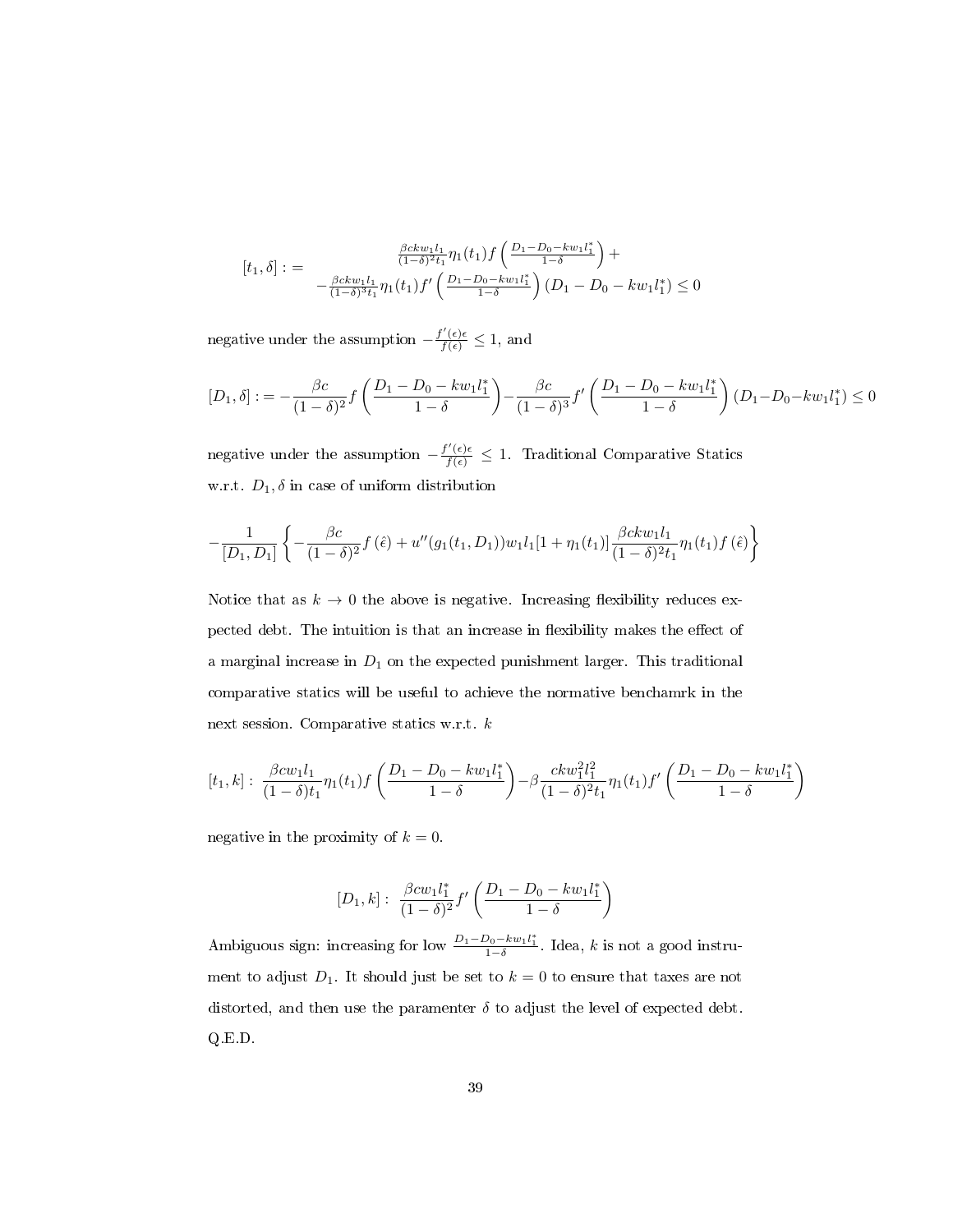$$[t_1, \delta] := \begin{array}{c} \frac{\beta c k w_1 l_1}{(1-\delta)^2 t_1} \eta_1(t_1) f\left(\frac{D_1 - D_0 - k w_1 l_1^*}{1-\delta}\right) + \\ -\frac{\beta c k w_1 l_1}{(1-\delta)^3 t_1} \eta_1(t_1) f'\left(\frac{D_1 - D_0 - k w_1 l_1^*}{1-\delta}\right)(D_1 - D_0 - k w_1 l_1^*) \leq 0 \end{array}$$

negative under the assumption $-\frac{f'(\epsilon)\epsilon}{f(\epsilon)} \leq 1$, and

$$[D_1, \delta] := -\frac{\beta c}{(1-\delta)^2} f\left(\frac{D_1 - D_0 - k w_1 l_1^*}{1-\delta}\right) - \frac{\beta c}{(1-\delta)^3} f'\left(\frac{D_1 - D_0 - k w_1 l_1^*}{1-\delta}\right)(D_1 - D_0 - k w_1 l_1^*) \leq 0$$

negative under the assumption $-\frac{f'(\epsilon)\epsilon}{f(\epsilon)} \leq 1$. Traditional Comparative Statics w.r.t. $D_1, \delta$ in case of uniform distribution

$$-\frac{1}{[D_1, D_1]}\left\{-\frac{\beta c}{(1-\delta)^2} f(\hat{\epsilon}) + u''(g_1(t_1, D_1)) w_1 l_1 [1 + \eta_1(t_1)] \frac{\beta c k w_1 l_1}{(1-\delta)^2 t_1} \eta_1(t_1) f(\hat{\epsilon})\right\}$$

Notice that as $k \to 0$ the above is negative. Increasing flexibility reduces expected debt. The intuition is that an increase in flexibility makes the effect of a marginal increase in $D_1$ on the expected punishment larger. This traditional comparative statics will be useful to achieve the normative benchamrk in the next session. Comparative statics w.r.t. $k$

$$[t_1, k]: \; \frac{\beta c w_1 l_1}{(1-\delta) t_1} \eta_1(t_1) f\left(\frac{D_1 - D_0 - k w_1 l_1^*}{1-\delta}\right) - \beta \frac{c k w_1^2 l_1^2}{(1-\delta)^2 t_1} \eta_1(t_1) f'\left(\frac{D_1 - D_0 - k w_1 l_1^*}{1-\delta}\right)$$

negative in the proximity of $k = 0$.

$$[D_1, k]: \; \frac{\beta c w_1 l_1^*}{(1-\delta)^2} f'\left(\frac{D_1 - D_0 - k w_1 l_1^*}{1-\delta}\right)$$

Ambiguous sign: increasing for low $\frac{D_1 - D_0 - k w_1 l_1^*}{1-\delta}$. Idea, $k$ is not a good instrument to adjust $D_1$. It should just be set to $k = 0$ to ensure that taxes are not distorted, and then use the paramenter $\delta$ to adjust the level of expected debt. Q.E.D.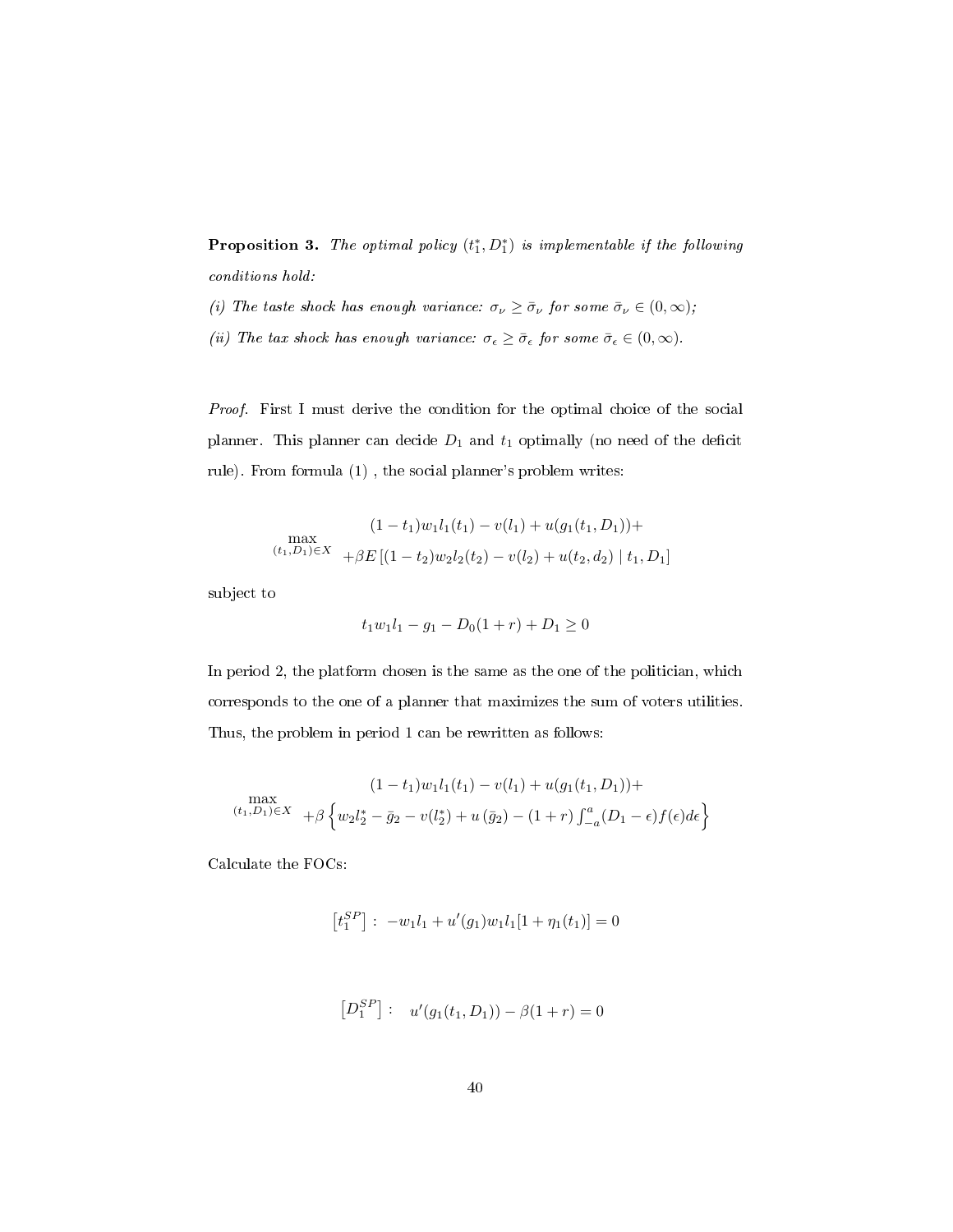**Proposition 3.** *The optimal policy $(t_1^*, D_1^*)$ is implementable if the following conditions hold:*

*(i) The taste shock has enough variance: $\sigma_\nu \geq \bar{\sigma}_\nu$ for some $\bar{\sigma}_\nu \in (0, \infty)$;*

*(ii) The tax shock has enough variance: $\sigma_\epsilon \geq \bar{\sigma}_\epsilon$ for some $\bar{\sigma}_\epsilon \in (0, \infty)$.*

*Proof.* First I must derive the condition for the optimal choice of the social planner. This planner can decide $D_1$ and $t_1$ optimally (no need of the deficit rule). From formula (1) , the social planner's problem writes:

$$\max_{(t_1, D_1) \in X} \begin{array}{c} (1-t_1)w_1 l_1(t_1) - v(l_1) + u(g_1(t_1, D_1)) + \\ +\beta E\left[(1-t_2)w_2 l_2(t_2) - v(l_2) + u(t_2, d_2) \mid t_1, D_1\right] \end{array}$$

subject to

$$t_1 w_1 l_1 - g_1 - D_0(1+r) + D_1 \geq 0$$

In period 2, the platform chosen is the same as the one of the politician, which corresponds to the one of a planner that maximizes the sum of voters utilities. Thus, the problem in period 1 can be rewritten as follows:

$$\max_{(t_1, D_1) \in X} \begin{array}{c} (1-t_1)w_1 l_1(t_1) - v(l_1) + u(g_1(t_1, D_1)) + \\ +\beta \left\{ w_2 l_2^* - \bar{g}_2 - v(l_2^*) + u\left(\bar{g}_2\right) - (1+r)\int_{-a}^{a} (D_1 - \epsilon) f(\epsilon) d\epsilon \right\} \end{array}$$

Calculate the FOCs:

$$\left[t_1^{SP}\right] : \; -w_1 l_1 + u'(g_1) w_1 l_1 [1 + \eta_1(t_1)] = 0$$

$$\left[D_1^{SP}\right] : \quad u'(g_1(t_1, D_1)) - \beta(1+r) = 0$$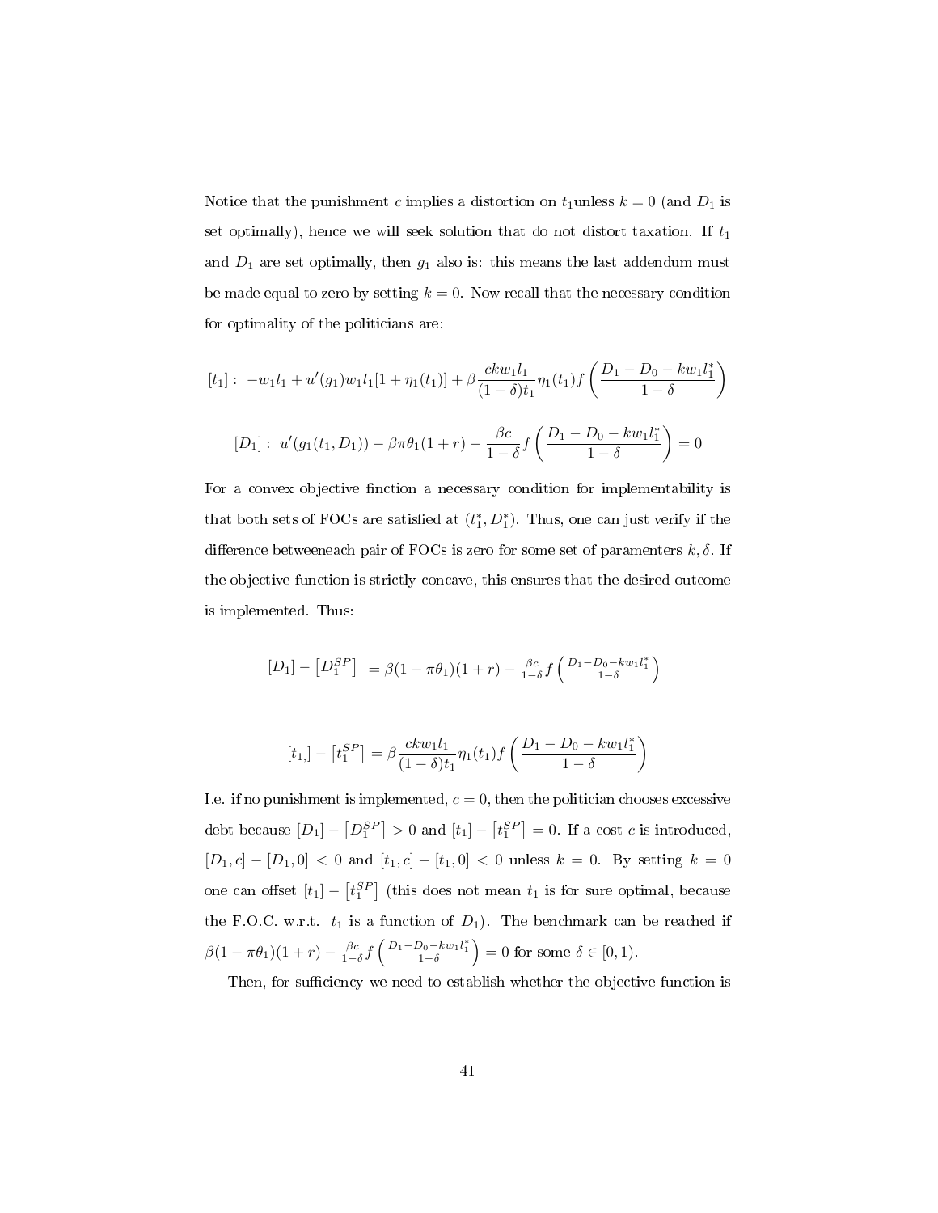Notice that the punishment $c$ implies a distortion on $t_1$unless $k = 0$ (and $D_1$ is set optimally), hence we will seek solution that do not distort taxation. If $t_1$ and $D_1$ are set optimally, then $g_1$ also is: this means the last addendum must be made equal to zero by setting $k = 0$. Now recall that the necessary condition for optimality of the politicians are:

$$[t_1]: \; -w_1 l_1 + u'(g_1) w_1 l_1 [1 + \eta_1(t_1)] + \beta \frac{ckw_1 l_1}{(1-\delta)t_1} \eta_1(t_1) f\left(\frac{D_1 - D_0 - kw_1 l_1^*}{1-\delta}\right)$$

$$[D_1]: \; u'(g_1(t_1, D_1)) - \beta\pi\theta_1(1+r) - \frac{\beta c}{1-\delta} f\left(\frac{D_1 - D_0 - kw_1 l_1^*}{1-\delta}\right) = 0$$

For a convex objective finction a necessary condition for implementability is that both sets of FOCs are satisfied at $(t_1^*, D_1^*)$. Thus, one can just verify if the difference betweeneach pair of FOCs is zero for some set of paramenters $k, \delta$. If the objective function is strictly concave, this ensures that the desired outcome is implemented. Thus:

$$[D_1] - \left[D_1^{SP}\right] \; = \beta(1 - \pi\theta_1)(1+r) - \tfrac{\beta c}{1-\delta} f\left(\tfrac{D_1 - D_0 - kw_1 l_1^*}{1-\delta}\right)$$

$$[t_{1,}] - \left[t_1^{SP}\right] = \beta \frac{ckw_1 l_1}{(1-\delta)t_1} \eta_1(t_1) f\left(\frac{D_1 - D_0 - kw_1 l_1^*}{1-\delta}\right)$$

I.e. if no punishment is implemented, $c = 0$, then the politician chooses excessive debt because $[D_1] - \left[D_1^{SP}\right] > 0$ and $[t_1] - \left[t_1^{SP}\right] = 0$. If a cost $c$ is introduced, $[D_1, c] - [D_1, 0] < 0$ and $[t_1, c] - [t_1, 0] < 0$ unless $k = 0$. By setting $k = 0$ one can offset $[t_1] - \left[t_1^{SP}\right]$ (this does not mean $t_1$ is for sure optimal, because the F.O.C. w.r.t. $t_1$ is a function of $D_1$). The benchmark can be reached if $\beta(1 - \pi\theta_1)(1+r) - \frac{\beta c}{1-\delta} f\left(\frac{D_1 - D_0 - kw_1 l_1^*}{1-\delta}\right) = 0$ for some $\delta \in [0, 1)$.

Then, for sufficiency we need to establish whether the objective function is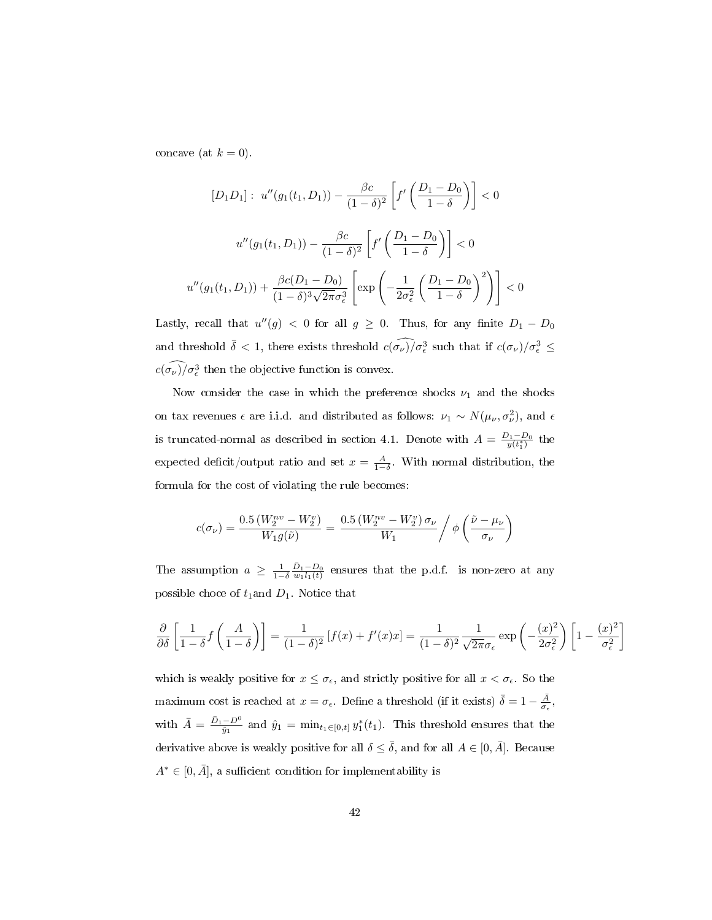concave (at $k = 0$).

$$[D_1 D_1]: \; u''(g_1(t_1, D_1)) - \frac{\beta c}{(1-\delta)^2}\left[f'\left(\frac{D_1 - D_0}{1-\delta}\right)\right] < 0$$

$$u''(g_1(t_1, D_1)) - \frac{\beta c}{(1-\delta)^2}\left[f'\left(\frac{D_1 - D_0}{1-\delta}\right)\right] < 0$$

$$u''(g_1(t_1, D_1)) + \frac{\beta c(D_1 - D_0)}{(1-\delta)^3 \sqrt{2\pi}\sigma_\epsilon^3}\left[\exp\left(-\frac{1}{2\sigma_\epsilon^2}\left(\frac{D_1 - D_0}{1-\delta}\right)^2\right)\right] < 0$$

Lastly, recall that $u''(g) < 0$ for all $g \geq 0$. Thus, for any finite $D_1 - D_0$ and threshold $\bar{\delta} < 1$, there exists threshold $\widehat{c(\sigma_\nu)}/\sigma_\epsilon^3$ such that if $c(\sigma_\nu)/\sigma_\epsilon^3 \leq \widehat{c(\sigma_\nu)}/\sigma_\epsilon^3$ then the objective function is convex.

Now consider the case in which the preference shocks $\nu_1$ and the shocks on tax revenues $\epsilon$ are i.i.d. and distributed as follows: $\nu_1 \sim N(\mu_\nu, \sigma_\nu^2)$, and $\epsilon$ is truncated-normal as described in section 4.1. Denote with $A = \frac{D_1 - D_0}{y(t_1^*)}$ the expected deficit/output ratio and set $x = \frac{A}{1-\delta}$. With normal distribution, the formula for the cost of violating the rule becomes:

$$c(\sigma_\nu) = \frac{0.5\left(W_2^{nv} - W_2^v\right)}{W_1 g(\tilde{\nu})} = \frac{0.5\left(W_2^{nv} - W_2^v\right)\sigma_\nu}{W_1} \Big/ \phi\left(\frac{\tilde{\nu} - \mu_\nu}{\sigma_\nu}\right)$$

The assumption $a \geq \frac{1}{1-\delta}\frac{\bar{D}_1 - D_0}{w_1 l_1(t)}$ ensures that the p.d.f. is non-zero at any possible choce of $t_1$and $D_1$. Notice that

$$\frac{\partial}{\partial \delta}\left[\frac{1}{1-\delta} f\left(\frac{A}{1-\delta}\right)\right] = \frac{1}{(1-\delta)^2}\left[f(x) + f'(x)x\right] = \frac{1}{(1-\delta)^2}\frac{1}{\sqrt{2\pi}\sigma_\epsilon}\exp\left(-\frac{(x)^2}{2\sigma_\epsilon^2}\right)\left[1 - \frac{(x)^2}{\sigma_\epsilon^2}\right]$$

which is weakly positive for $x \leq \sigma_\epsilon$, and strictly positive for all $x < \sigma_\epsilon$. So the maximum cost is reached at $x = \sigma_\epsilon$. Define a threshold (if it exists) $\bar{\delta} = 1 - \frac{\bar{A}}{\sigma_\epsilon}$, with $\bar{A} = \frac{\bar{D}_1 - D^0}{\hat{y}_1}$ and $\hat{y}_1 = \min_{t_1 \in [0, t]} y_1^*(t_1)$. This threshold ensures that the derivative above is weakly positive for all $\delta \leq \bar{\delta}$, and for all $A \in [0, \bar{A}]$. Because $A^* \in [0, \bar{A}]$, a sufficient condition for implementability is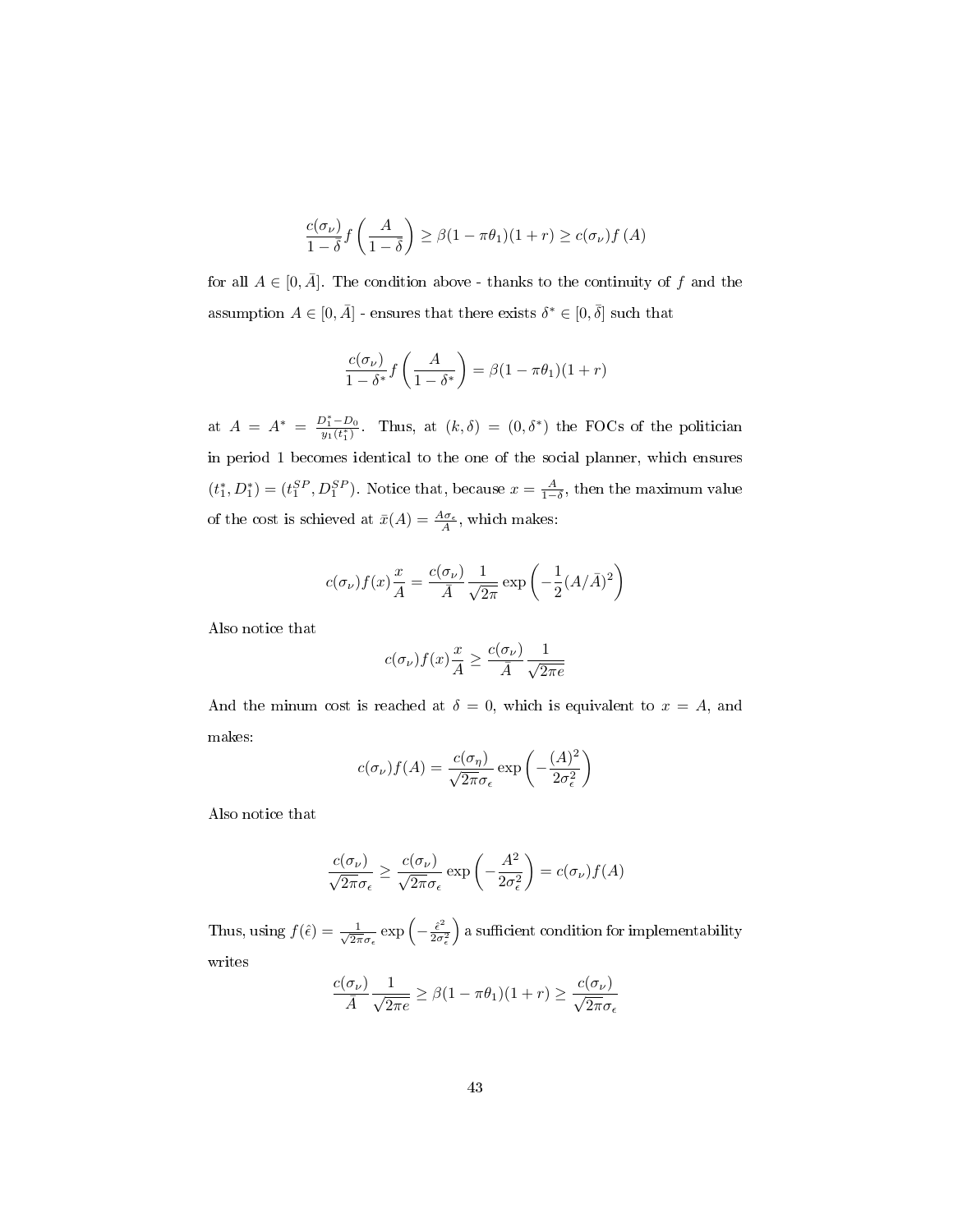$$\frac{c(\sigma_\nu)}{1-\bar{\delta}} f\left(\frac{A}{1-\bar{\delta}}\right) \geq \beta(1-\pi\theta_1)(1+r) \geq c(\sigma_\nu) f(A)$$

for all $A \in [0, \bar{A}]$. The condition above - thanks to the continuity of $f$ and the assumption $A \in [0, \bar{A}]$ - ensures that there exists $\delta^* \in [0, \bar{\delta}]$ such that

$$\frac{c(\sigma_\nu)}{1-\delta^*} f\left(\frac{A}{1-\delta^*}\right) = \beta(1-\pi\theta_1)(1+r)$$

at $A = A^* = \frac{D_1^* - D_0}{y_1(t_1^*)}$. Thus, at $(k, \delta) = (0, \delta^*)$ the FOCs of the politician in period 1 becomes identical to the one of the social planner, which ensures $(t_1^*, D_1^*) = (t_1^{SP}, D_1^{SP})$. Notice that, because $x = \frac{A}{1-\delta}$, then the maximum value of the cost is schieved at $\bar{x}(A) = \frac{A\sigma_\epsilon}{A}$, which makes:

$$c(\sigma_\nu) f(x) \frac{x}{A} = \frac{c(\sigma_\nu)}{\bar{A}} \frac{1}{\sqrt{2\pi}} \exp\left(-\frac{1}{2}(A/\bar{A})^2\right)$$

Also notice that

$$c(\sigma_\nu) f(x) \frac{x}{A} \geq \frac{c(\sigma_\nu)}{\bar{A}} \frac{1}{\sqrt{2\pi e}}$$

And the minum cost is reached at $\delta = 0$, which is equivalent to $x = A$, and makes:

$$c(\sigma_\nu) f(A) = \frac{c(\sigma_\eta)}{\sqrt{2\pi}\sigma_\epsilon} \exp\left(-\frac{(A)^2}{2\sigma_\epsilon^2}\right)$$

Also notice that

$$\frac{c(\sigma_\nu)}{\sqrt{2\pi}\sigma_\epsilon} \geq \frac{c(\sigma_\nu)}{\sqrt{2\pi}\sigma_\epsilon} \exp\left(-\frac{A^2}{2\sigma_\epsilon^2}\right) = c(\sigma_\nu) f(A)$$

Thus, using $f(\hat{\epsilon}) = \frac{1}{\sqrt{2\pi}\sigma_\epsilon} \exp\left(-\frac{\hat{\epsilon}^2}{2\sigma_\epsilon^2}\right)$ a sufficient condition for implementability writes

$$\frac{c(\sigma_\nu)}{\bar{A}} \frac{1}{\sqrt{2\pi e}} \geq \beta(1-\pi\theta_1)(1+r) \geq \frac{c(\sigma_\nu)}{\sqrt{2\pi}\sigma_\epsilon}$$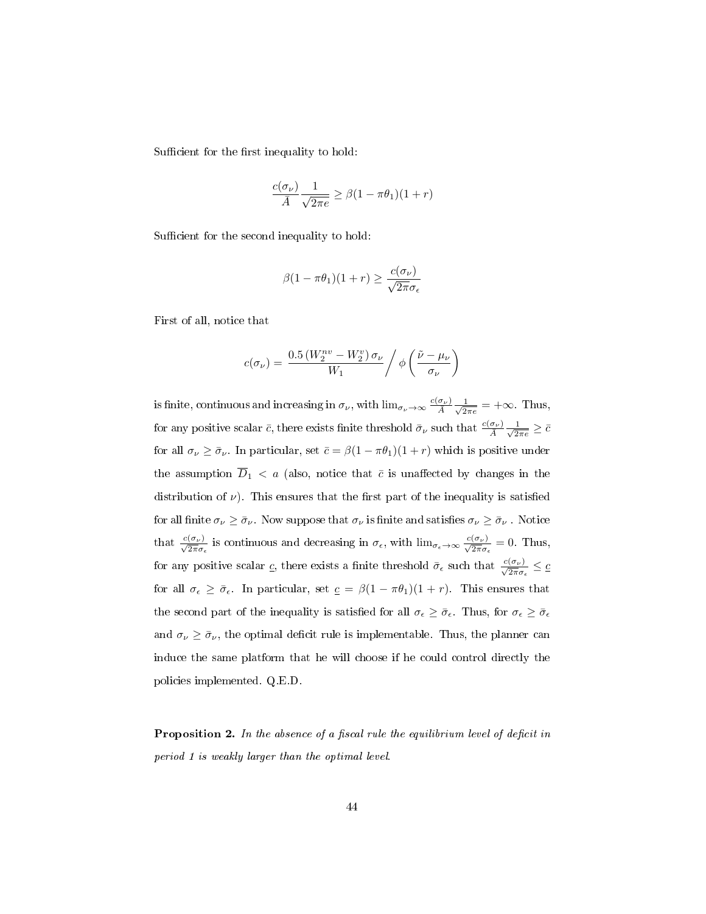Sufficient for the first inequality to hold:

$$\frac{c(\sigma_\nu)}{A}\frac{1}{\sqrt{2\pi e}} \geq \beta(1-\pi\theta_1)(1+r)$$

Sufficient for the second inequality to hold:

$$\beta(1-\pi\theta_1)(1+r) \geq \frac{c(\sigma_\nu)}{\sqrt{2\pi}\sigma_\epsilon}$$

First of all, notice that

$$c(\sigma_\nu) = \frac{0.5\left(W_2^{nv} - W_2^{v}\right)\sigma_\nu}{W_1} \Big/ \phi\left(\frac{\tilde{\nu}-\mu_\nu}{\sigma_\nu}\right)$$

is finite, continuous and increasing in $\sigma_\nu$, with $\lim_{\sigma_\nu \to \infty} \frac{c(\sigma_\nu)}{A}\frac{1}{\sqrt{2\pi e}} = +\infty$. Thus, for any positive scalar $\bar{c}$, there exists finite threshold $\bar{\sigma}_\nu$ such that $\frac{c(\sigma_\nu)}{A}\frac{1}{\sqrt{2\pi e}} \geq \bar{c}$ for all $\sigma_\nu \geq \bar{\sigma}_\nu$. In particular, set $\bar{c} = \beta(1-\pi\theta_1)(1+r)$ which is positive under the assumption $\overline{D}_1 < a$ (also, notice that $\bar{c}$ is unaffected by changes in the distribution of $\nu$). This ensures that the first part of the inequality is satisfied for all finite $\sigma_\nu \geq \bar{\sigma}_\nu$. Now suppose that $\sigma_\nu$ is finite and satisfies $\sigma_\nu \geq \bar{\sigma}_\nu$ . Notice that $\frac{c(\sigma_\nu)}{\sqrt{2\pi}\sigma_\epsilon}$ is continuous and decreasing in $\sigma_\epsilon$, with $\lim_{\sigma_\epsilon \to \infty} \frac{c(\sigma_\nu)}{\sqrt{2\pi}\sigma_\epsilon} = 0$. Thus, for any positive scalar $\underline{c}$, there exists a finite threshold $\bar{\sigma}_\epsilon$ such that $\frac{c(\sigma_\nu)}{\sqrt{2\pi}\sigma_\epsilon} \leq \underline{c}$ for all $\sigma_\epsilon \geq \bar{\sigma}_\epsilon$. In particular, set $\underline{c} = \beta(1-\pi\theta_1)(1+r)$. This ensures that the second part of the inequality is satisfied for all $\sigma_\epsilon \geq \bar{\sigma}_\epsilon$. Thus, for $\sigma_\epsilon \geq \bar{\sigma}_\epsilon$ and $\sigma_\nu \geq \bar{\sigma}_\nu$, the optimal deficit rule is implementable. Thus, the planner can induce the same platform that he will choose if he could control directly the policies implemented. Q.E.D.

**Proposition 2.** *In the absence of a fiscal rule the equilibrium level of deficit in period 1 is weakly larger than the optimal level.*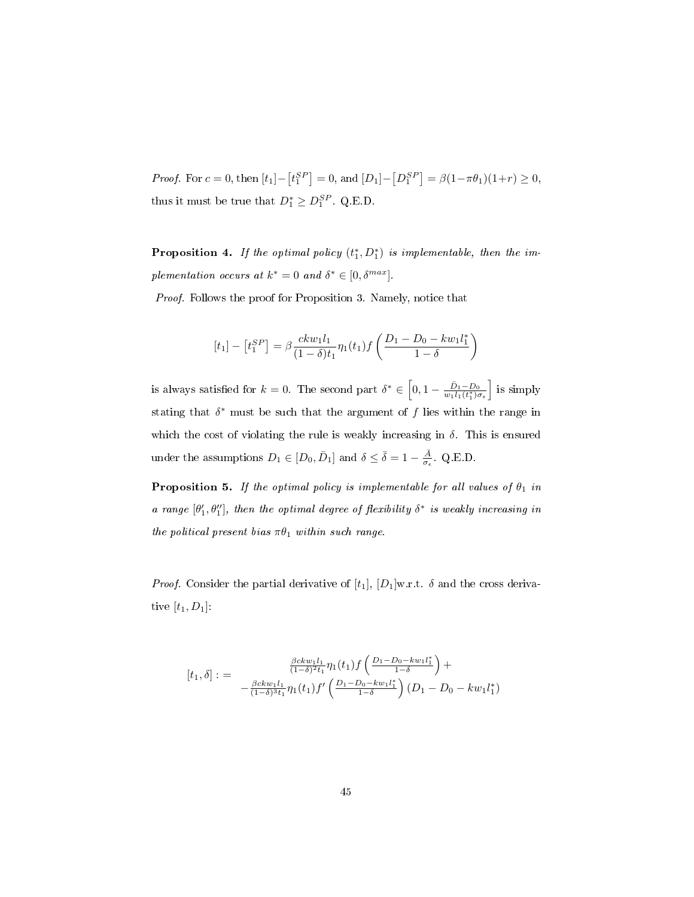*Proof.* For $c = 0$, then $[t_1] - \left[t_1^{SP}\right] = 0$, and $[D_1] - \left[D_1^{SP}\right] = \beta(1-\pi\theta_1)(1+r) \geq 0$, thus it must be true that $D_1^* \geq D_1^{SP}$. Q.E.D.

**Proposition 4.** *If the optimal policy $(t_1^*, D_1^*)$ is implementable, then the implementation occurs at $k^* = 0$ and $\delta^* \in [0, \delta^{max}]$.*

*Proof.* Follows the proof for Proposition 3. Namely, notice that

$$[t_1] - \left[t_1^{SP}\right] = \beta \frac{ckw_1 l_1}{(1-\delta)t_1} \eta_1(t_1) f\left(\frac{D_1 - D_0 - kw_1 l_1^*}{1-\delta}\right)$$

is always satisfied for $k = 0$. The second part $\delta^* \in \left[0, 1 - \frac{\bar{D}_1 - D_0}{w_1 l_1(t_1^*)\sigma_\epsilon}\right]$ is simply stating that $\delta^*$ must be such that the argument of $f$ lies within the range in which the cost of violating the rule is weakly increasing in $\delta$. This is ensured under the assumptions $D_1 \in [D_0, \bar{D}_1]$ and $\delta \leq \bar{\delta} = 1 - \frac{\bar{A}}{\sigma_\epsilon}$. Q.E.D.

**Proposition 5.** *If the optimal policy is implementable for all values of $\theta_1$ in a range $[\theta_1', \theta_1'']$, then the optimal degree of flexibility $\delta^*$ is weakly increasing in the political present bias $\pi\theta_1$ within such range.*

*Proof.* Consider the partial derivative of $[t_1]$, $[D_1]$w.r.t. $\delta$ and the cross derivative $[t_1, D_1]$:

$$[t_1, \delta] := \begin{array}{c} \frac{\beta ckw_1 l_1}{(1-\delta)^2 t_1} \eta_1(t_1) f\left(\frac{D_1 - D_0 - kw_1 l_1^*}{1-\delta}\right) + \\ -\frac{\beta ckw_1 l_1}{(1-\delta)^3 t_1} \eta_1(t_1) f'\left(\frac{D_1 - D_0 - kw_1 l_1^*}{1-\delta}\right)(D_1 - D_0 - kw_1 l_1^*) \end{array}$$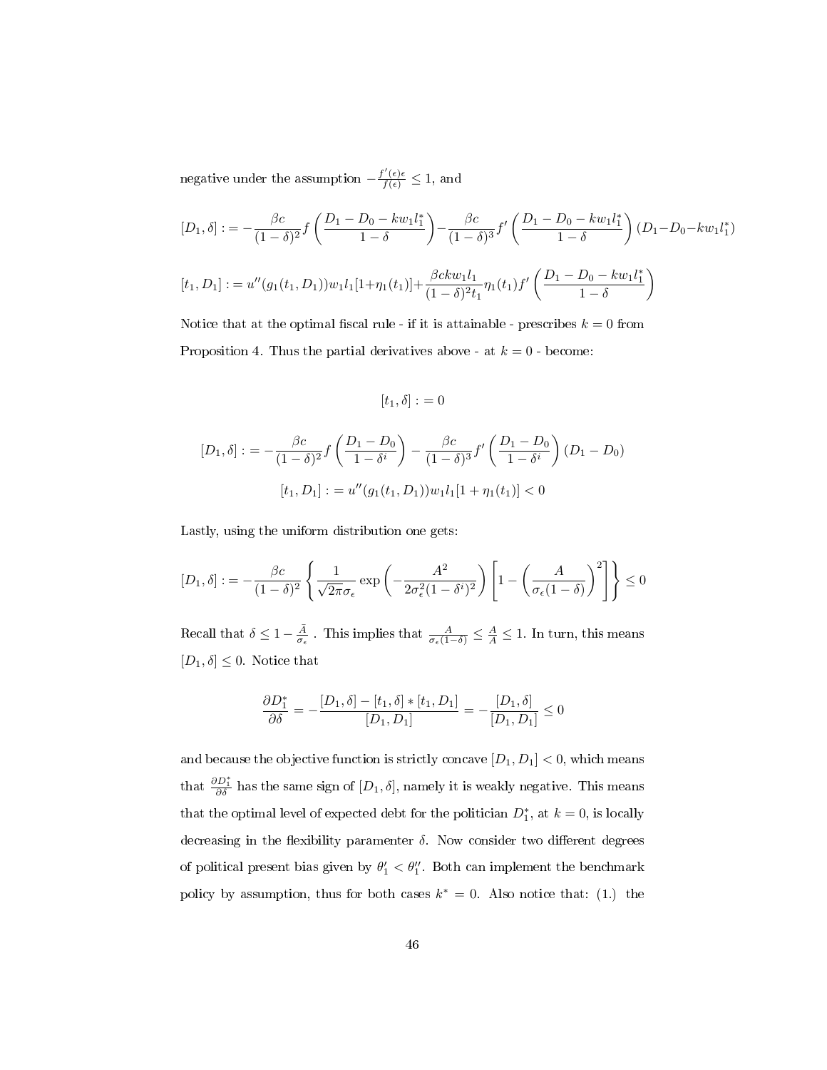negative under the assumption $-\frac{f'(\epsilon)\epsilon}{f(\epsilon)} \leq 1$, and

$$[D_1, \delta] := -\frac{\beta c}{(1-\delta)^2} f\left(\frac{D_1 - D_0 - kw_1 l_1^*}{1-\delta}\right) - \frac{\beta c}{(1-\delta)^3} f'\left(\frac{D_1 - D_0 - kw_1 l_1^*}{1-\delta}\right)(D_1 - D_0 - kw_1 l_1^*)$$

$$[t_1, D_1] := u''(g_1(t_1, D_1)) w_1 l_1 [1 + \eta_1(t_1)] + \frac{\beta c k w_1 l_1}{(1-\delta)^2 t_1} \eta_1(t_1) f'\left(\frac{D_1 - D_0 - kw_1 l_1^*}{1-\delta}\right)$$

Notice that at the optimal fiscal rule - if it is attainable - prescribes $k = 0$ from Proposition 4. Thus the partial derivatives above - at $k = 0$ - become:

$$[t_1, \delta] := 0$$

$$[D_1, \delta] := -\frac{\beta c}{(1-\delta)^2} f\left(\frac{D_1 - D_0}{1-\delta^i}\right) - \frac{\beta c}{(1-\delta)^3} f'\left(\frac{D_1 - D_0}{1-\delta^i}\right)(D_1 - D_0)$$

$$[t_1, D_1] := u''(g_1(t_1, D_1)) w_1 l_1 [1 + \eta_1(t_1)] < 0$$

Lastly, using the uniform distribution one gets:

$$[D_1, \delta] := -\frac{\beta c}{(1-\delta)^2} \left\{ \frac{1}{\sqrt{2\pi}\sigma_\epsilon} \exp\left(-\frac{A^2}{2\sigma_\epsilon^2 (1-\delta^i)^2}\right) \left[1 - \left(\frac{A}{\sigma_\epsilon (1-\delta)}\right)^2\right] \right\} \leq 0$$

Recall that $\delta \leq 1 - \frac{\bar{A}}{\sigma_\epsilon}$ . This implies that $\frac{A}{\sigma_\epsilon(1-\delta)} \leq \frac{A}{\bar{A}} \leq 1$. In turn, this means $[D_1, \delta] \leq 0$. Notice that

$$\frac{\partial D_1^*}{\partial \delta} = -\frac{[D_1, \delta] - [t_1, \delta] * [t_1, D_1]}{[D_1, D_1]} = -\frac{[D_1, \delta]}{[D_1, D_1]} \leq 0$$

and because the objective function is strictly concave $[D_1, D_1] < 0$, which means that $\frac{\partial D_1^*}{\partial \delta}$ has the same sign of $[D_1, \delta]$, namely it is weakly negative. This means that the optimal level of expected debt for the politician $D_1^*$, at $k = 0$, is locally decreasing in the flexibility paramenter $\delta$. Now consider two different degrees of political present bias given by $\theta_1' < \theta_1''$. Both can implement the benchmark policy by assumption, thus for both cases $k^* = 0$. Also notice that: (1.) the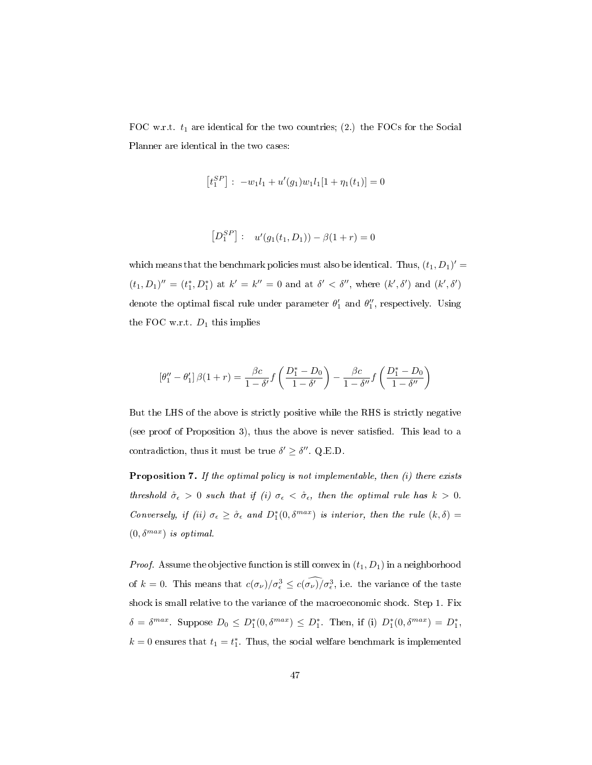FOC w.r.t. $t_1$ are identical for the two countries; (2.) the FOCs for the Social Planner are identical in the two cases:

$$\left[t_1^{SP}\right]: \; -w_1 l_1 + u'(g_1) w_1 l_1 [1 + \eta_1(t_1)] = 0$$

$$\left[D_1^{SP}\right]: \quad u'(g_1(t_1, D_1)) - \beta(1+r) = 0$$

which means that the benchmark policies must also be identical. Thus, $(t_1, D_1)' = (t_1, D_1)'' = (t_1^*, D_1^*)$ at $k' = k'' = 0$ and at $\delta' < \delta''$, where $(k', \delta')$ and $(k', \delta')$ denote the optimal fiscal rule under parameter $\theta_1'$ and $\theta_1''$, respectively. Using the FOC w.r.t. $D_1$ this implies

$$[\theta_1'' - \theta_1'] \beta(1+r) = \frac{\beta c}{1-\delta'} f\left(\frac{D_1^* - D_0}{1-\delta'}\right) - \frac{\beta c}{1-\delta''} f\left(\frac{D_1^* - D_0}{1-\delta''}\right)$$

But the LHS of the above is strictly positive while the RHS is strictly negative (see proof of Proposition 3), thus the above is never satisfied. This lead to a contradiction, thus it must be true $\delta' \geq \delta''$. Q.E.D.

**Proposition 7.** *If the optimal policy is not implementable, then (i) there exists threshold $\mathring{\sigma}_\epsilon > 0$ such that if (i) $\sigma_\epsilon < \mathring{\sigma}_\epsilon$, then the optimal rule has $k > 0$. Conversely, if (ii) $\sigma_\epsilon \geq \mathring{\sigma}_\epsilon$ and $D_1^*(0, \delta^{max})$ is interior, then the rule $(k, \delta) = (0, \delta^{max})$ is optimal.*

*Proof.* Assume the objective function is still convex in $(t_1, D_1)$ in a neighborhood of $k = 0$. This means that $c(\sigma_\nu)/\sigma_\epsilon^3 \leq c(\widehat{\sigma_\nu})/\sigma_\epsilon^3$, i.e. the variance of the taste shock is small relative to the variance of the macroeconomic shock. Step 1. Fix $\delta = \delta^{max}$. Suppose $D_0 \leq D_1^*(0, \delta^{max}) \leq D_1^*$. Then, if (i) $D_1^*(0, \delta^{max}) = D_1^*$, $k = 0$ ensures that $t_1 = t_1^*$. Thus, the social welfare benchmark is implemented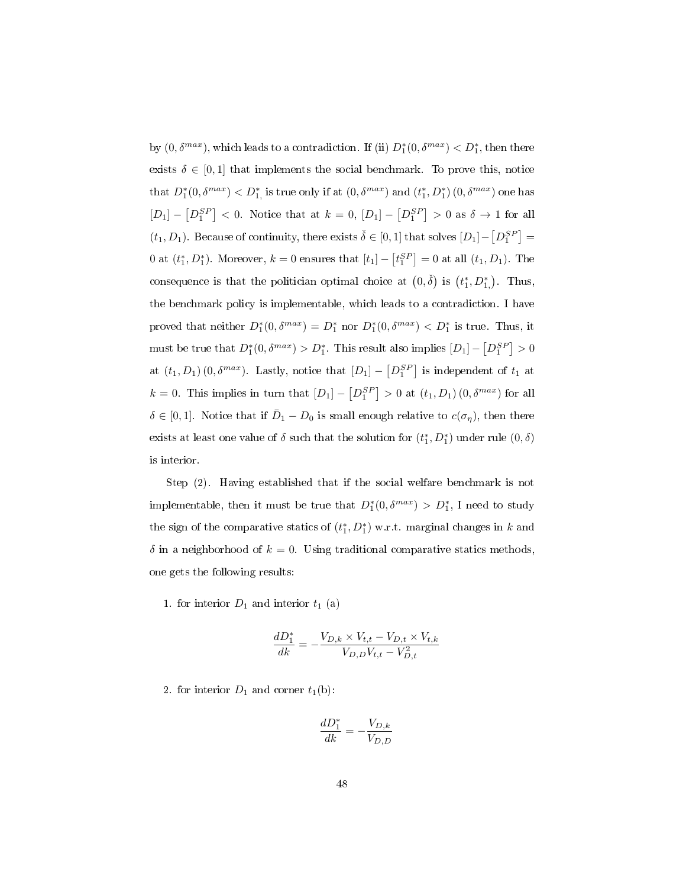by $(0, \delta^{max})$, which leads to a contradiction. If (ii) $D_1^*(0, \delta^{max}) < D_1^*$, then there exists $\delta \in [0,1]$ that implements the social benchmark. To prove this, notice that $D_1^*(0, \delta^{max}) < D_{1,}^*$ is true only if at $(0, \delta^{max})$ and $(t_1^*, D_1^*)\,(0, \delta^{max})$ one has $[D_1] - \left[D_1^{SP}\right] < 0$. Notice that at $k = 0$, $[D_1] - \left[D_1^{SP}\right] > 0$ as $\delta \to 1$ for all $(t_1, D_1)$. Because of continuity, there exists $\check{\delta} \in [0,1]$ that solves $[D_1] - \left[D_1^{SP}\right] = 0$ at $(t_1^*, D_1^*)$. Moreover, $k = 0$ ensures that $[t_1] - \left[t_1^{SP}\right] = 0$ at all $(t_1, D_1)$. The consequence is that the politician optimal choice at $\left(0, \check{\delta}\right)$ is $\left(t_1^*, D_{1,}^*\right)$. Thus, the benchmark policy is implementable, which leads to a contradiction. I have proved that neither $D_1^*(0, \delta^{max}) = D_1^*$ nor $D_1^*(0, \delta^{max}) < D_1^*$ is true. Thus, it must be true that $D_1^*(0, \delta^{max}) > D_1^*$. This result also implies $[D_1] - \left[D_1^{SP}\right] > 0$ at $(t_1, D_1)\,(0, \delta^{max})$. Lastly, notice that $[D_1] - \left[D_1^{SP}\right]$ is independent of $t_1$ at $k = 0$. This implies in turn that $[D_1] - \left[D_1^{SP}\right] > 0$ at $(t_1, D_1)\,(0, \delta^{max})$ for all $\delta \in [0,1]$. Notice that if $\bar{D}_1 - D_0$ is small enough relative to $c(\sigma_\eta)$, then there exists at least one value of $\delta$ such that the solution for $(t_1^*, D_1^*)$ under rule $(0, \delta)$ is interior.

Step (2). Having established that if the social welfare benchmark is not implementable, then it must be true that $D_1^*(0, \delta^{max}) > D_1^*$, I need to study the sign of the comparative statics of $(t_1^*, D_1^*)$ w.r.t. marginal changes in $k$ and $\delta$ in a neighborhood of $k = 0$. Using traditional comparative statics methods, one gets the following results:

1. for interior $D_1$ and interior $t_1$ (a)

$$\frac{dD_1^*}{dk} = -\frac{V_{D,k} \times V_{t,t} - V_{D,t} \times V_{t,k}}{V_{D,D} V_{t,t} - V_{D,t}^2}$$

2. for interior $D_1$ and corner $t_1$(b):

$$\frac{dD_1^*}{dk} = -\frac{V_{D,k}}{V_{D,D}}$$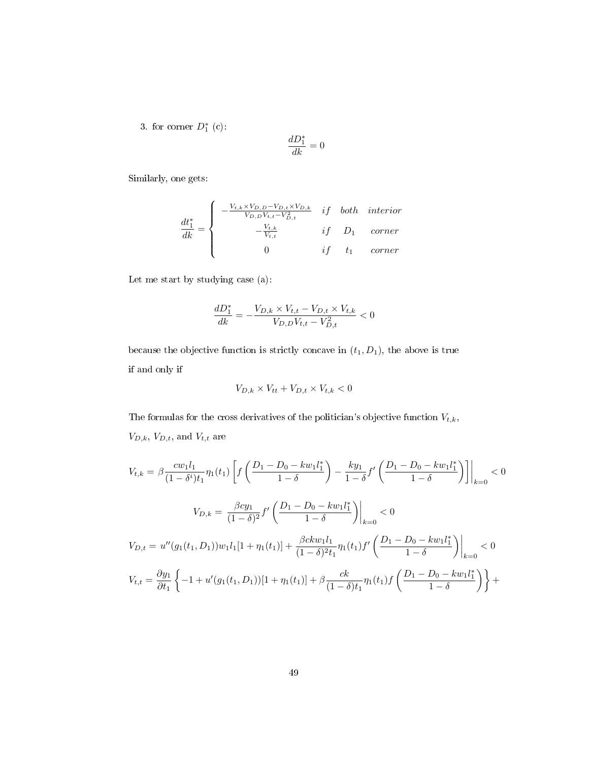3. for corner $D_1^*$ (c):

$$\frac{dD_1^*}{dk} = 0$$

Similarly, one gets:

$$\frac{dt_1^*}{dk} = \begin{cases} -\frac{V_{t,k} \times V_{D,D} - V_{D,t} \times V_{D,k}}{V_{D,D} V_{t,t} - V_{D,t}^2} & if \quad both \quad interior \\ -\frac{V_{t,k}}{V_{t,t}} & if \quad D_1 \quad corner \\ 0 & if \quad t_1 \quad corner \end{cases}$$

Let me start by studying case (a):

$$\frac{dD_1^*}{dk} = -\frac{V_{D,k} \times V_{t,t} - V_{D,t} \times V_{t,k}}{V_{D,D} V_{t,t} - V_{D,t}^2} < 0$$

because the objective function is strictly concave in $(t_1, D_1)$, the above is true if and only if

$$V_{D,k} \times V_{tt} + V_{D,t} \times V_{t,k} < 0$$

The formulas for the cross derivatives of the politician's objective function $V_{t,k}$, $V_{D,k}$, $V_{D,t}$, and $V_{t,t}$ are

$$V_{t,k} = \beta \frac{c w_1 l_1}{(1 - \delta^i) t_1} \eta_1(t_1) \left[ f\left( \frac{D_1 - D_0 - k w_1 l_1^*}{1 - \delta} \right) - \frac{k y_1}{1 - \delta} f'\left( \frac{D_1 - D_0 - k w_1 l_1^*}{1 - \delta} \right) \right] \Bigg|_{k=0} < 0$$

$$V_{D,k} = \frac{\beta c y_1}{(1 - \delta)^2} f'\left( \frac{D_1 - D_0 - k w_1 l_1^*}{1 - \delta} \right) \Bigg|_{k=0} < 0$$

$$V_{D,t} = u''(g_1(t_1, D_1)) w_1 l_1 [1 + \eta_1(t_1)] + \frac{\beta c k w_1 l_1}{(1 - \delta)^2 t_1} \eta_1(t_1) f'\left( \frac{D_1 - D_0 - k w_1 l_1^*}{1 - \delta} \right) \Bigg|_{k=0} < 0$$

$$V_{t,t} = \frac{\partial y_1}{\partial t_1} \left\{ -1 + u'(g_1(t_1, D_1))[1 + \eta_1(t_1)] + \beta \frac{ck}{(1 - \delta) t_1} \eta_1(t_1) f\left( \frac{D_1 - D_0 - k w_1 l_1^*}{1 - \delta} \right) \right\} +$$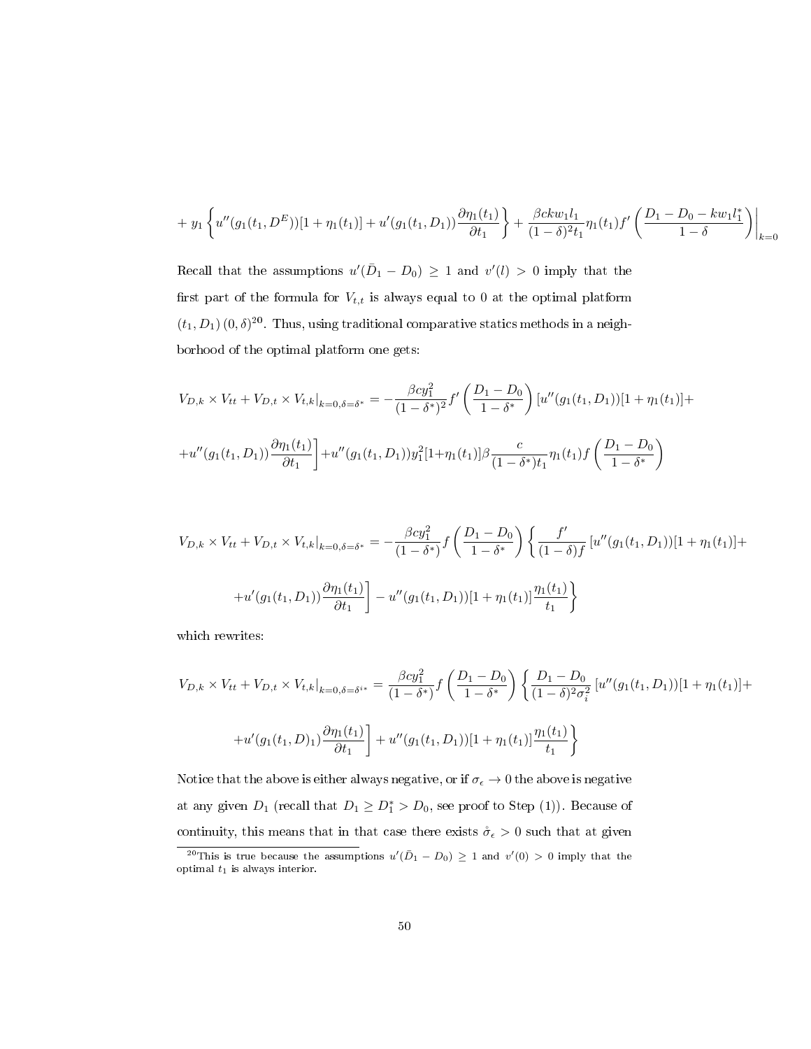$$+ y_1 \left\{ u''(g_1(t_1, D^E))[1 + \eta_1(t_1)] + u'(g_1(t_1, D_1)) \frac{\partial \eta_1(t_1)}{\partial t_1} \right\} + \frac{\beta c k w_1 l_1}{(1-\delta)^2 t_1} \eta_1(t_1) f' \left( \frac{D_1 - D_0 - k w_1 l_1^*}{1-\delta} \right) \Bigg|_{k=0}$$

Recall that the assumptions $u'(\bar{D}_1 - D_0) \geq 1$ and $v'(l) > 0$ imply that the first part of the formula for $V_{t,t}$ is always equal to 0 at the optimal platform $(t_1, D_1)\,(0, \delta)$[20]. Thus, using traditional comparative statics methods in a neighborhood of the optimal platform one gets:

$$V_{D,k} \times V_{tt} + V_{D,t} \times V_{t,k}|_{k=0,\delta=\delta^*} = -\frac{\beta c y_1^2}{(1-\delta^*)^2} f' \left( \frac{D_1 - D_0}{1-\delta^*} \right) [u''(g_1(t_1, D_1))[1 + \eta_1(t_1)] +$$

$$+ u''(g_1(t_1, D_1)) \frac{\partial \eta_1(t_1)}{\partial t_1} \Bigg] + u''(g_1(t_1, D_1)) y_1^2 [1 + \eta_1(t_1)] \beta \frac{c}{(1-\delta^*) t_1} \eta_1(t_1) f \left( \frac{D_1 - D_0}{1-\delta^*} \right)$$

$$V_{D,k} \times V_{tt} + V_{D,t} \times V_{t,k}|_{k=0,\delta=\delta^*} = -\frac{\beta c y_1^2}{(1-\delta^*)} f \left( \frac{D_1 - D_0}{1-\delta^*} \right) \left\{ \frac{f'}{(1-\delta) f} [u''(g_1(t_1, D_1))[1 + \eta_1(t_1)] + \right.$$

$$\left. + u'(g_1(t_1, D_1)) \frac{\partial \eta_1(t_1)}{\partial t_1} \right] - u''(g_1(t_1, D_1))[1 + \eta_1(t_1)] \frac{\eta_1(t_1)}{t_1} \Bigg\}$$

which rewrites:

$$V_{D,k} \times V_{tt} + V_{D,t} \times V_{t,k}|_{k=0,\delta=\delta^{i*}} = \frac{\beta c y_1^2}{(1-\delta^*)} f \left( \frac{D_1 - D_0}{1-\delta^*} \right) \left\{ \frac{D_1 - D_0}{(1-\delta)^2 \sigma_i^2} [u''(g_1(t_1, D_1))[1 + \eta_1(t_1)] + \right.$$

$$\left. + u'(g_1(t_1, D)_1) \frac{\partial \eta_1(t_1)}{\partial t_1} \right] + u''(g_1(t_1, D_1))[1 + \eta_1(t_1)] \frac{\eta_1(t_1)}{t_1} \Bigg\}$$

Notice that the above is either always negative, or if $\sigma_\epsilon \to 0$ the above is negative at any given $D_1$ (recall that $D_1 \geq D_1^* > D_0$, see proof to Step (1)). Because of continuity, this means that in that case there exists $\mathring{\sigma}_\epsilon > 0$ such that at given

[20] This is true because the assumptions $u'(\bar{D}_1 - D_0) \geq 1$ and $v'(0) > 0$ imply that the optimal $t_1$ is always interior.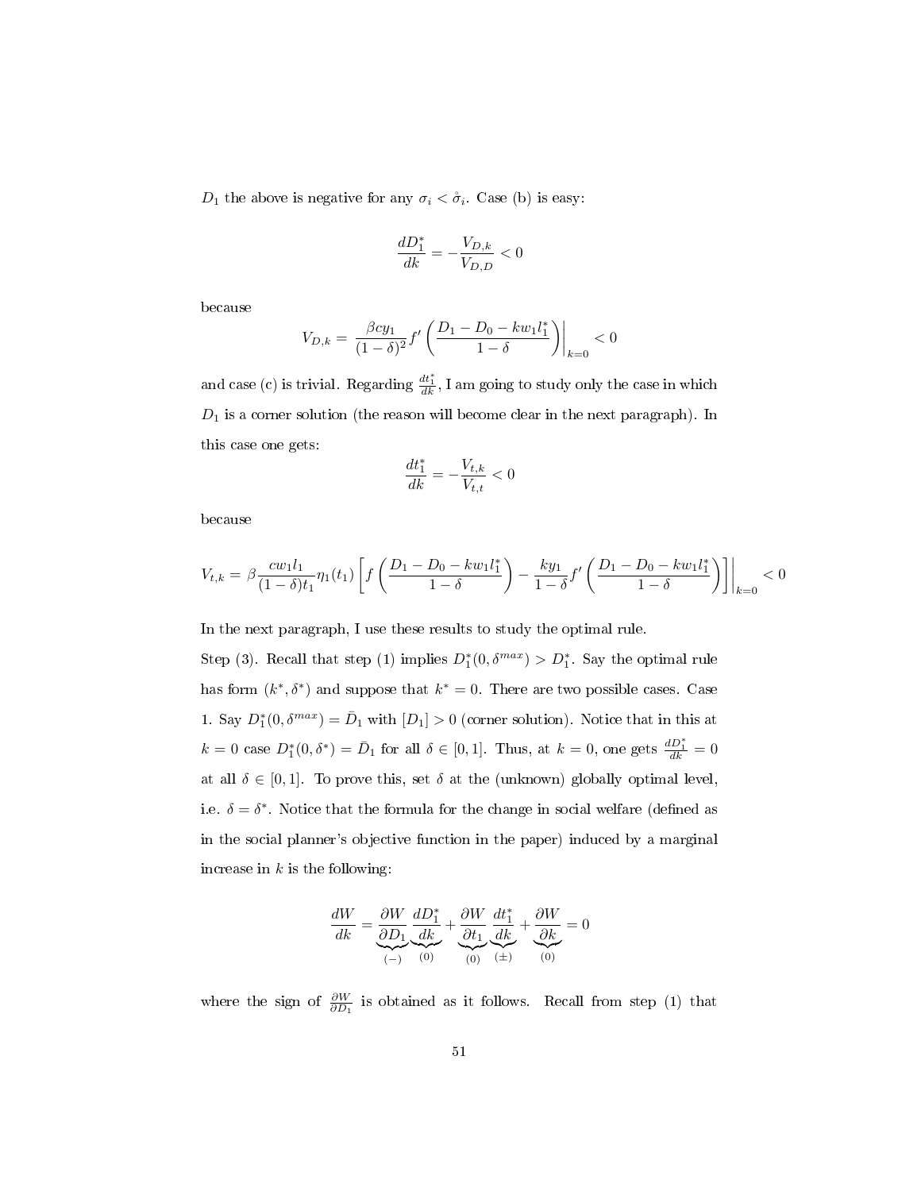$D_1$ the above is negative for any $\sigma_i < \hat{\sigma}_i$. Case (b) is easy:

$$\frac{dD_1^*}{dk} = -\frac{V_{D,k}}{V_{D,D}} < 0$$

because

$$V_{D,k} = \left. \frac{\beta c y_1}{(1-\delta)^2} f'\left(\frac{D_1 - D_0 - k w_1 l_1^*}{1-\delta}\right)\right|_{k=0} < 0$$

and case (c) is trivial. Regarding $\frac{dt_1^*}{dk}$, I am going to study only the case in which $D_1$ is a corner solution (the reason will become clear in the next paragraph). In this case one gets:

$$\frac{dt_1^*}{dk} = -\frac{V_{t,k}}{V_{t,t}} < 0$$

because

$$V_{t,k} = \beta \frac{c w_1 l_1}{(1-\delta) t_1} \eta_1(t_1) \left.\left[ f\left(\frac{D_1 - D_0 - k w_1 l_1^*}{1-\delta}\right) - \frac{k y_1}{1-\delta} f'\left(\frac{D_1 - D_0 - k w_1 l_1^*}{1-\delta}\right)\right]\right|_{k=0} < 0$$

In the next paragraph, I use these results to study the optimal rule.

Step (3). Recall that step (1) implies $D_1^*(0, \delta^{max}) > D_1^*$. Say the optimal rule has form $(k^*, \delta^*)$ and suppose that $k^* = 0$. There are two possible cases. Case 1. Say $D_1^*(0, \delta^{max}) = \bar{D}_1$ with $[D_1] > 0$ (corner solution). Notice that in this at $k = 0$ case $D_1^*(0, \delta^*) = \bar{D}_1$ for all $\delta \in [0, 1]$. Thus, at $k = 0$, one gets $\frac{dD_1^*}{dk} = 0$ at all $\delta \in [0, 1]$. To prove this, set $\delta$ at the (unknown) globally optimal level, i.e. $\delta = \delta^*$. Notice that the formula for the change in social welfare (defined as in the social planner's objective function in the paper) induced by a marginal increase in $k$ is the following:

$$\frac{dW}{dk} = \underbrace{\frac{\partial W}{\partial D_1}}_{(-)} \underbrace{\frac{dD_1^*}{dk}}_{(0)} + \underbrace{\frac{\partial W}{\partial t_1}}_{(0)} \underbrace{\frac{dt_1^*}{dk}}_{(\pm)} + \underbrace{\frac{\partial W}{\partial k}}_{(0)} = 0$$

where the sign of $\frac{\partial W}{\partial D_1}$ is obtained as it follows. Recall from step (1) that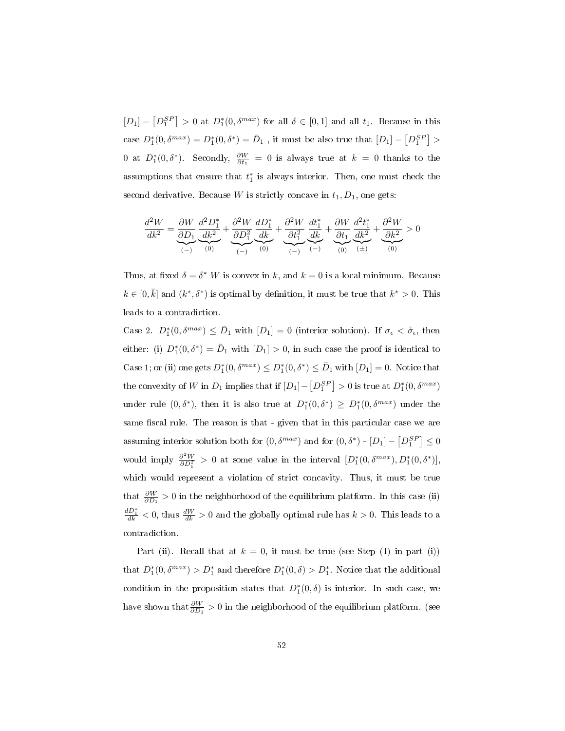$[D_1] - \left[D_1^{SP}\right] > 0$ at $D_1^*(0, \delta^{max})$ for all $\delta \in [0,1]$ and all $t_1$. Because in this case $D_1^*(0, \delta^{max}) = D_1^*(0, \delta^*) = \bar{D}_1$ , it must be also true that $[D_1] - \left[D_1^{SP}\right] > 0$ at $D_1^*(0, \delta^*)$. Secondly, $\frac{\partial W}{\partial t_1} = 0$ is always true at $k = 0$ thanks to the assumptions that ensure that $t_1^*$ is always interior. Then, one must check the second derivative. Because $W$ is strictly concave in $t_1, D_1$, one gets:

$$\frac{d^2 W}{dk^2} = \underbrace{\frac{\partial W}{\partial D_1}}_{(-)} \underbrace{\frac{d^2 D_1^*}{dk^2}}_{(0)} + \underbrace{\frac{\partial^2 W}{\partial D_1^2}}_{(-)} \underbrace{\frac{dD_1^*}{dk}}_{(0)} + \underbrace{\frac{\partial^2 W}{\partial t_1^2}}_{(-)} \underbrace{\frac{dt_1^*}{dk}}_{(-)} + \underbrace{\frac{\partial W}{\partial t_1}}_{(0)} \underbrace{\frac{d^2 t_1^*}{dk^2}}_{(\pm)} + \underbrace{\frac{\partial^2 W}{\partial k^2}}_{(0)} > 0$$

Thus, at fixed $\delta = \delta^*$ $W$ is convex in $k$, and $k = 0$ is a local minimum. Because $k \in [0, \bar{k}]$ and $(k^*, \delta^*)$ is optimal by definition, it must be true that $k^* > 0$. This leads to a contradiction.

Case 2. $D_1^*(0, \delta^{max}) \leq \bar{D}_1$ with $[D_1] = 0$ (interior solution). If $\sigma_\epsilon < \mathring{\sigma}_\epsilon$, then either: (i) $D_1^*(0, \delta^*) = \bar{D}_1$ with $[D_1] > 0$, in such case the proof is identical to Case 1; or (ii) one gets $D_1^*(0, \delta^{max}) \leq D_1^*(0, \delta^*) \leq \bar{D}_1$ with $[D_1] = 0$. Notice that the convexity of $W$ in $D_1$ implies that if $[D_1] - \left[D_1^{SP}\right] > 0$ is true at $D_1^*(0, \delta^{max})$ under rule $(0, \delta^*)$, then it is also true at $D_1^*(0, \delta^*) \geq D_1^*(0, \delta^{max})$ under the same fiscal rule. The reason is that - given that in this particular case we are assuming interior solution both for $(0, \delta^{max})$ and for $(0, \delta^*)$ - $[D_1] - \left[D_1^{SP}\right] \leq 0$ would imply $\frac{\partial^2 W}{\partial D_1^2} > 0$ at some value in the interval $[D_1^*(0, \delta^{max}), D_1^*(0, \delta^*)]$, which would represent a violation of strict concavity. Thus, it must be true that $\frac{\partial W}{\partial D_1} > 0$ in the neighborhood of the equilibrium platform. In this case (ii) $\frac{dD_1^*}{dk} < 0$, thus $\frac{dW}{dk} > 0$ and the globally optimal rule has $k > 0$. This leads to a contradiction.

Part (ii). Recall that at $k = 0$, it must be true (see Step (1) in part (i)) that $D_1^*(0, \delta^{max}) > D_1^*$ and therefore $D_1^*(0, \delta) > D_1^*$. Notice that the additional condition in the proposition states that $D_1^*(0, \delta)$ is interior. In such case, we have shown that $\frac{\partial W}{\partial D_1} > 0$ in the neighborhood of the equilibrium platform. (see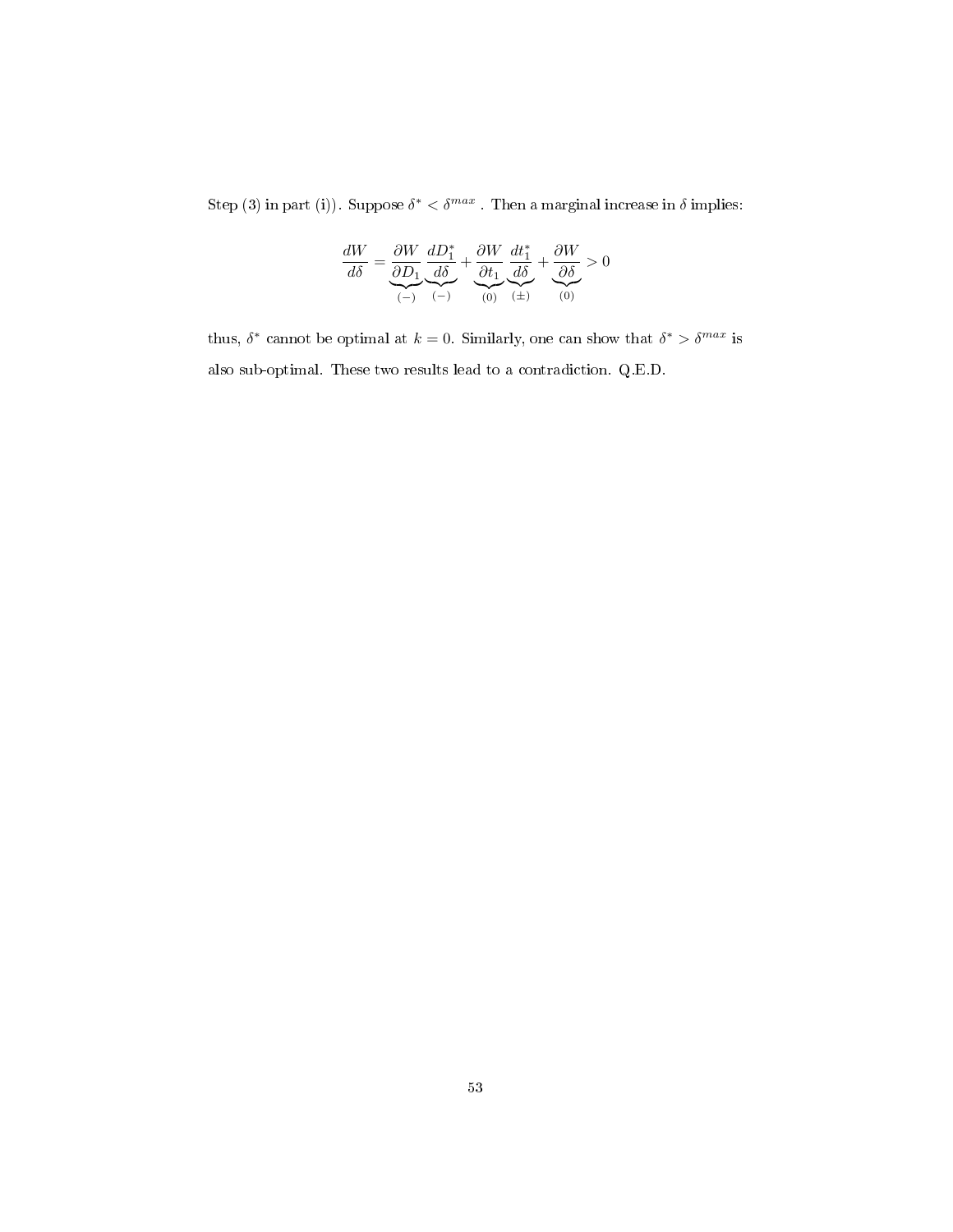Step (3) in part (i)). Suppose $\delta^* < \delta^{max}$ . Then a marginal increase in $\delta$ implies:

$$\frac{dW}{d\delta} = \underbrace{\frac{\partial W}{\partial D_1}}_{(-)} \underbrace{\frac{dD_1^*}{d\delta}}_{(-)} + \underbrace{\frac{\partial W}{\partial t_1}}_{(0)} \underbrace{\frac{dt_1^*}{d\delta}}_{(\pm)} + \underbrace{\frac{\partial W}{\partial \delta}}_{(0)} > 0$$

thus, $\delta^*$ cannot be optimal at $k = 0$. Similarly, one can show that $\delta^* > \delta^{max}$ is also sub-optimal. These two results lead to a contradiction. Q.E.D.